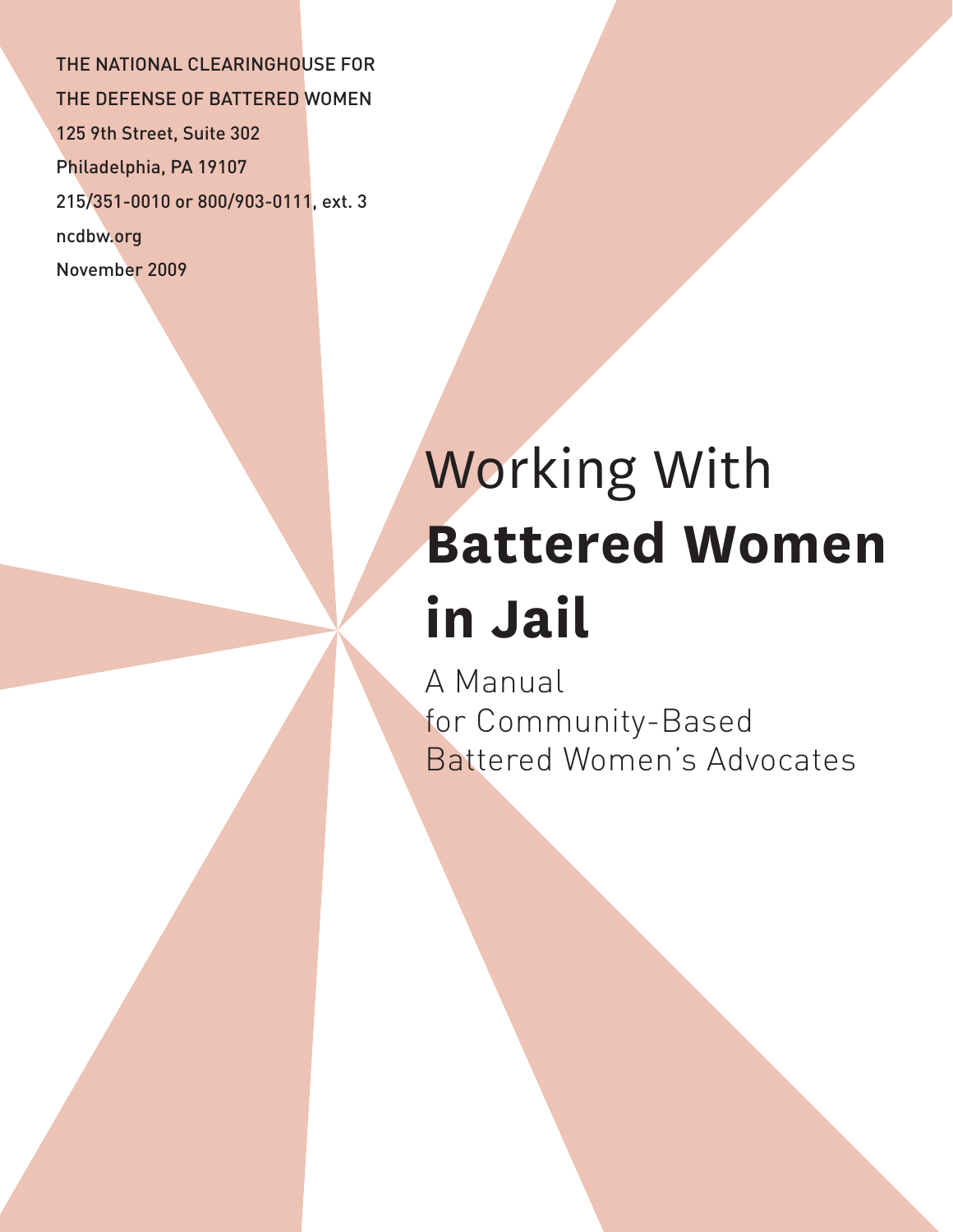THE NATIONAL CLEARINGHOUSE FOR
THE DEFENSE OF BATTERED WOMEN
125 9th Street, Suite 302
Philadelphia, PA 19107
215/351-0010 or 800/903-0111, ext. 3
ncdbw.org
November 2009

# Working With **Battered Women in Jail**

A Manual
for Community-Based
Battered Women's Advocates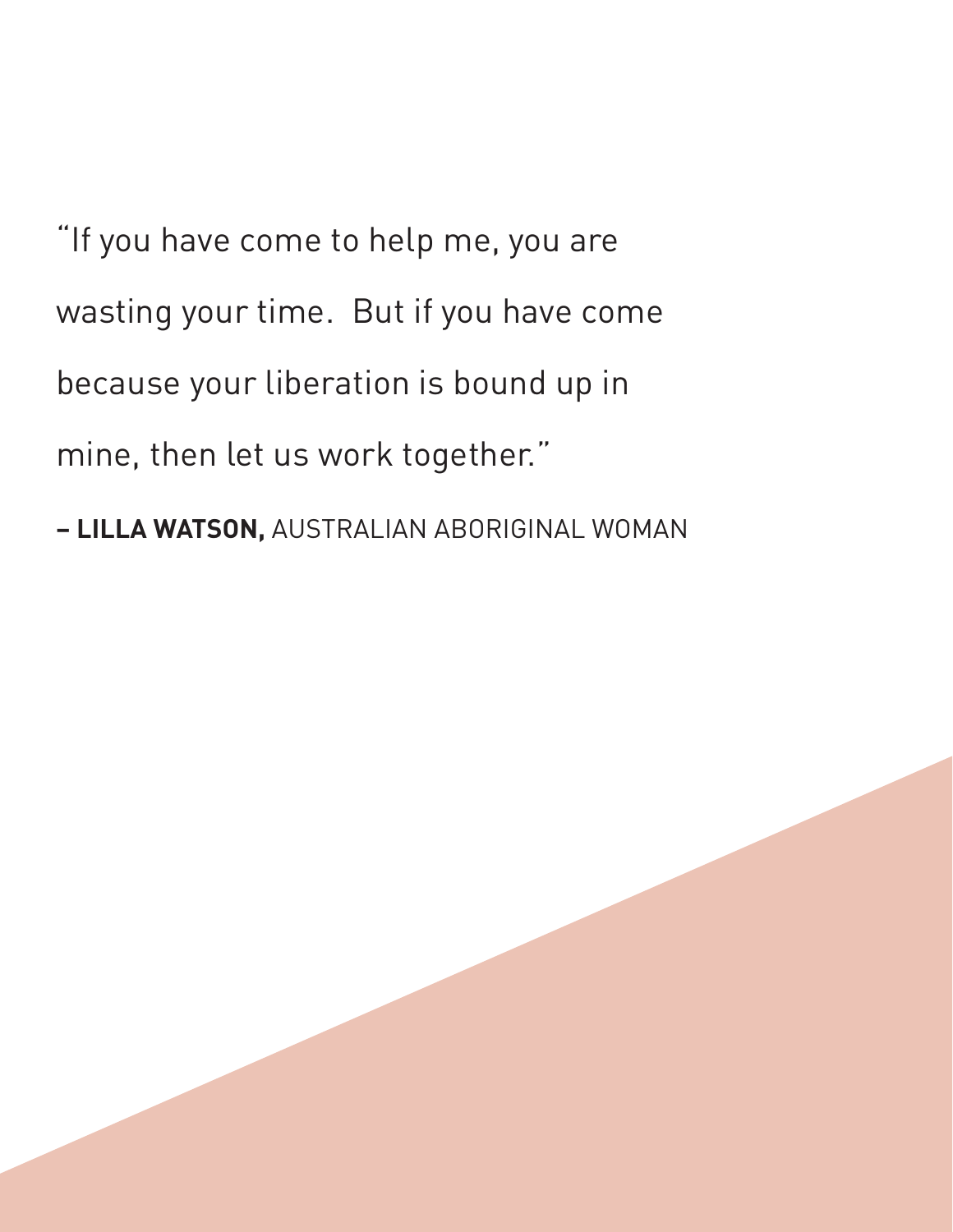"If you have come to help me, you are wasting your time. But if you have come because your liberation is bound up in mine, then let us work together."

**– LILLA WATSON,** AUSTRALIAN ABORIGINAL WOMAN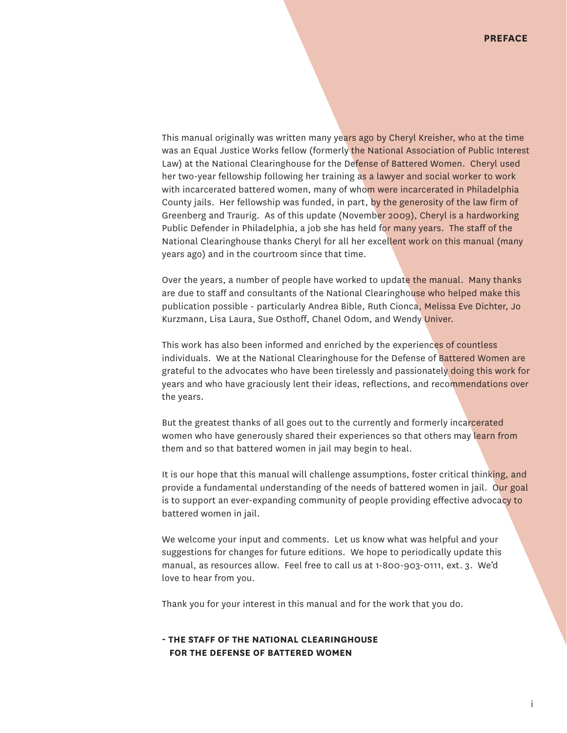# PREFACE

This manual originally was written many years ago by Cheryl Kreisher, who at the time was an Equal Justice Works fellow (formerly the National Association of Public Interest Law) at the National Clearinghouse for the Defense of Battered Women. Cheryl used her two-year fellowship following her training as a lawyer and social worker to work with incarcerated battered women, many of whom were incarcerated in Philadelphia County jails. Her fellowship was funded, in part, by the generosity of the law firm of Greenberg and Traurig. As of this update (November 2009), Cheryl is a hardworking Public Defender in Philadelphia, a job she has held for many years. The staff of the National Clearinghouse thanks Cheryl for all her excellent work on this manual (many years ago) and in the courtroom since that time.

Over the years, a number of people have worked to update the manual. Many thanks are due to staff and consultants of the National Clearinghouse who helped make this publication possible - particularly Andrea Bible, Ruth Cionca, Melissa Eve Dichter, Jo Kurzmann, Lisa Laura, Sue Osthoff, Chanel Odom, and Wendy Univer.

This work has also been informed and enriched by the experiences of countless individuals. We at the National Clearinghouse for the Defense of Battered Women are grateful to the advocates who have been tirelessly and passionately doing this work for years and who have graciously lent their ideas, reflections, and recommendations over the years.

But the greatest thanks of all goes out to the currently and formerly incarcerated women who have generously shared their experiences so that others may learn from them and so that battered women in jail may begin to heal.

It is our hope that this manual will challenge assumptions, foster critical thinking, and provide a fundamental understanding of the needs of battered women in jail. Our goal is to support an ever-expanding community of people providing effective advocacy to battered women in jail.

We welcome your input and comments. Let us know what was helpful and your suggestions for changes for future editions. We hope to periodically update this manual, as resources allow. Feel free to call us at 1-800-903-0111, ext. 3. We'd love to hear from you.

Thank you for your interest in this manual and for the work that you do.

**- THE STAFF OF THE NATIONAL CLEARINGHOUSE FOR THE DEFENSE OF BATTERED WOMEN**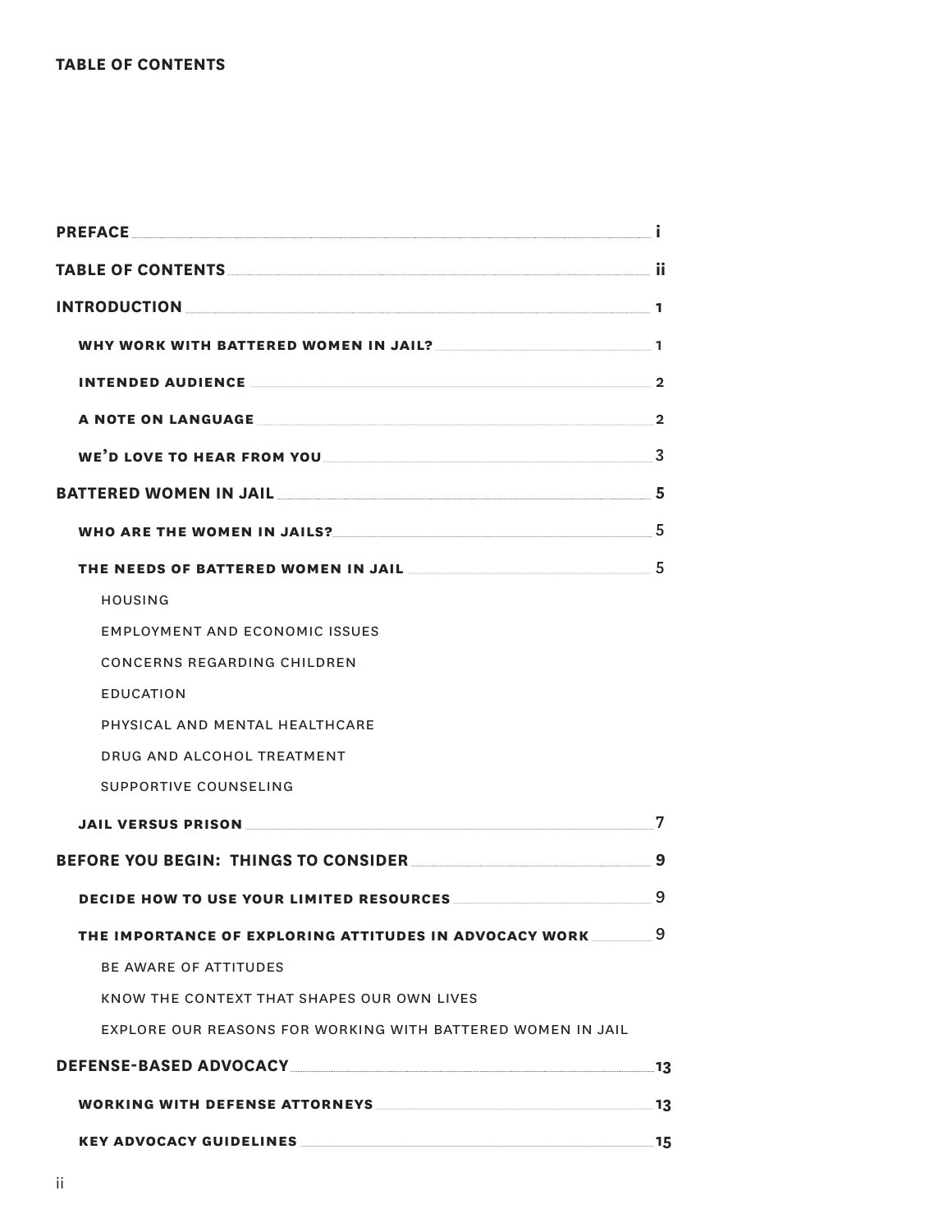**TABLE OF CONTENTS**

**PREFACE** ..... i

**TABLE OF CONTENTS** ..... ii

**INTRODUCTION** ..... 1

- **WHY WORK WITH BATTERED WOMEN IN JAIL?** ..... 1
- **INTENDED AUDIENCE** ..... 2
- **A NOTE ON LANGUAGE** ..... 2
- **WE'D LOVE TO HEAR FROM YOU** ..... 3

**BATTERED WOMEN IN JAIL** ..... 5

- **WHO ARE THE WOMEN IN JAILS?** ..... 5
- **THE NEEDS OF BATTERED WOMEN IN JAIL** ..... 5
  - HOUSING
  - EMPLOYMENT AND ECONOMIC ISSUES
  - CONCERNS REGARDING CHILDREN
  - EDUCATION
  - PHYSICAL AND MENTAL HEALTHCARE
  - DRUG AND ALCOHOL TREATMENT
  - SUPPORTIVE COUNSELING
- **JAIL VERSUS PRISON** ..... 7

**BEFORE YOU BEGIN: THINGS TO CONSIDER** ..... 9

- **DECIDE HOW TO USE YOUR LIMITED RESOURCES** ..... 9
- **THE IMPORTANCE OF EXPLORING ATTITUDES IN ADVOCACY WORK** ..... 9
  - BE AWARE OF ATTITUDES
  - KNOW THE CONTEXT THAT SHAPES OUR OWN LIVES
  - EXPLORE OUR REASONS FOR WORKING WITH BATTERED WOMEN IN JAIL

**DEFENSE-BASED ADVOCACY** ..... 13

- **WORKING WITH DEFENSE ATTORNEYS** ..... 13
- **KEY ADVOCACY GUIDELINES** ..... 15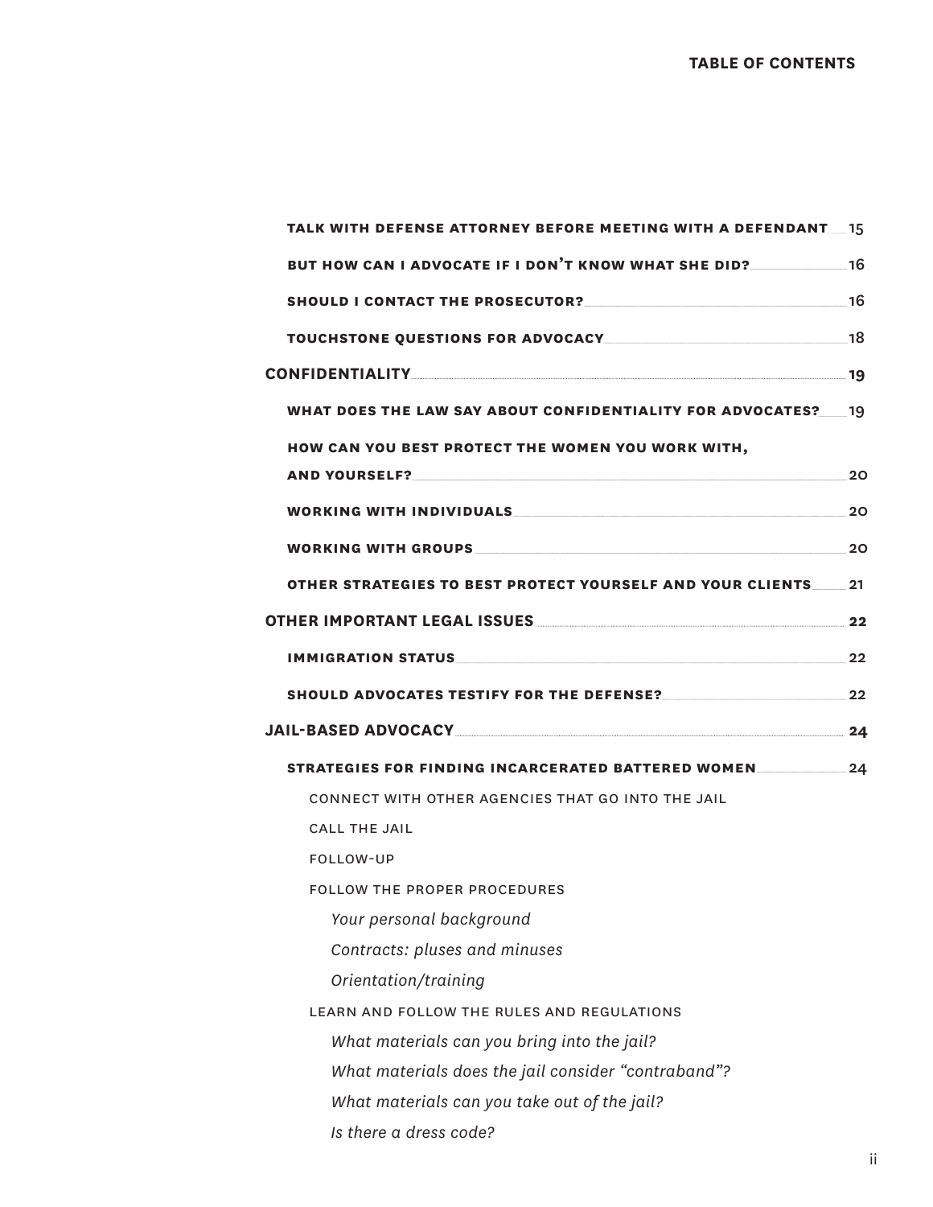TALK WITH DEFENSE ATTORNEY BEFORE MEETING WITH A DEFENDANT ..... 15

BUT HOW CAN I ADVOCATE IF I DON'T KNOW WHAT SHE DID? ..... 16

SHOULD I CONTACT THE PROSECUTOR? ..... 16

TOUCHSTONE QUESTIONS FOR ADVOCACY ..... 18

**CONFIDENTIALITY ..... 19**

WHAT DOES THE LAW SAY ABOUT CONFIDENTIALITY FOR ADVOCATES? ..... 19

HOW CAN YOU BEST PROTECT THE WOMEN YOU WORK WITH, AND YOURSELF? ..... 20

WORKING WITH INDIVIDUALS ..... 20

WORKING WITH GROUPS ..... 20

OTHER STRATEGIES TO BEST PROTECT YOURSELF AND YOUR CLIENTS ..... 21

**OTHER IMPORTANT LEGAL ISSUES ..... 22**

IMMIGRATION STATUS ..... 22

SHOULD ADVOCATES TESTIFY FOR THE DEFENSE? ..... 22

**JAIL-BASED ADVOCACY ..... 24**

STRATEGIES FOR FINDING INCARCERATED BATTERED WOMEN ..... 24

CONNECT WITH OTHER AGENCIES THAT GO INTO THE JAIL

CALL THE JAIL

FOLLOW-UP

FOLLOW THE PROPER PROCEDURES

*Your personal background*

*Contracts: pluses and minuses*

*Orientation/training*

LEARN AND FOLLOW THE RULES AND REGULATIONS

*What materials can you bring into the jail?*

*What materials does the jail consider "contraband"?*

*What materials can you take out of the jail?*

*Is there a dress code?*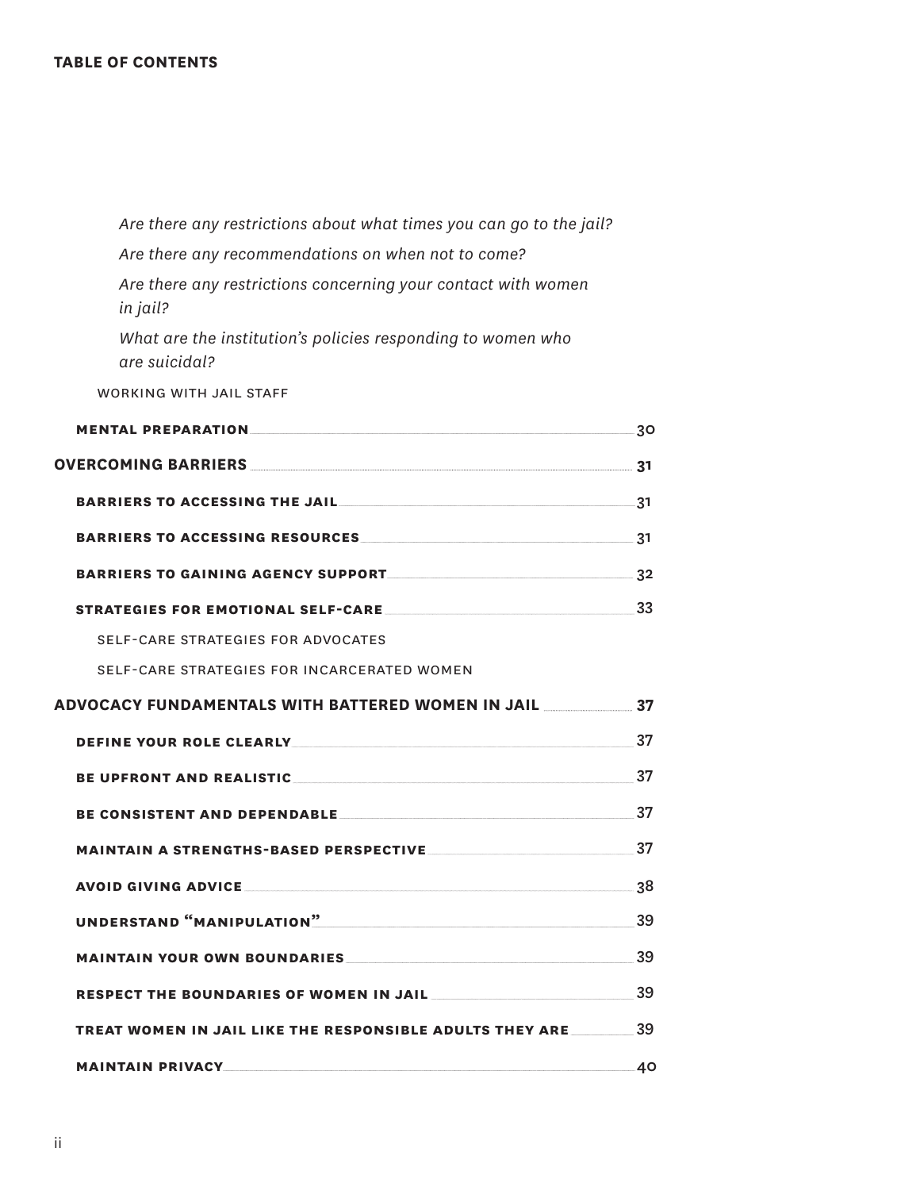**TABLE OF CONTENTS**

*Are there any restrictions about what times you can go to the jail?*

*Are there any recommendations on when not to come?*

*Are there any restrictions concerning your contact with women in jail?*

*What are the institution's policies responding to women who are suicidal?*

WORKING WITH JAIL STAFF

**MENTAL PREPARATION** ........ 30

**OVERCOMING BARRIERS** ........ 31

**BARRIERS TO ACCESSING THE JAIL** ........ 31

**BARRIERS TO ACCESSING RESOURCES** ........ 31

**BARRIERS TO GAINING AGENCY SUPPORT** ........ 32

**STRATEGIES FOR EMOTIONAL SELF-CARE** ........ 33

SELF-CARE STRATEGIES FOR ADVOCATES

SELF-CARE STRATEGIES FOR INCARCERATED WOMEN

**ADVOCACY FUNDAMENTALS WITH BATTERED WOMEN IN JAIL** ........ 37

**DEFINE YOUR ROLE CLEARLY** ........ 37

**BE UPFRONT AND REALISTIC** ........ 37

**BE CONSISTENT AND DEPENDABLE** ........ 37

**MAINTAIN A STRENGTHS-BASED PERSPECTIVE** ........ 37

**AVOID GIVING ADVICE** ........ 38

**UNDERSTAND "MANIPULATION"** ........ 39

**MAINTAIN YOUR OWN BOUNDARIES** ........ 39

**RESPECT THE BOUNDARIES OF WOMEN IN JAIL** ........ 39

**TREAT WOMEN IN JAIL LIKE THE RESPONSIBLE ADULTS THEY ARE** ........ 39

**MAINTAIN PRIVACY** ........ 40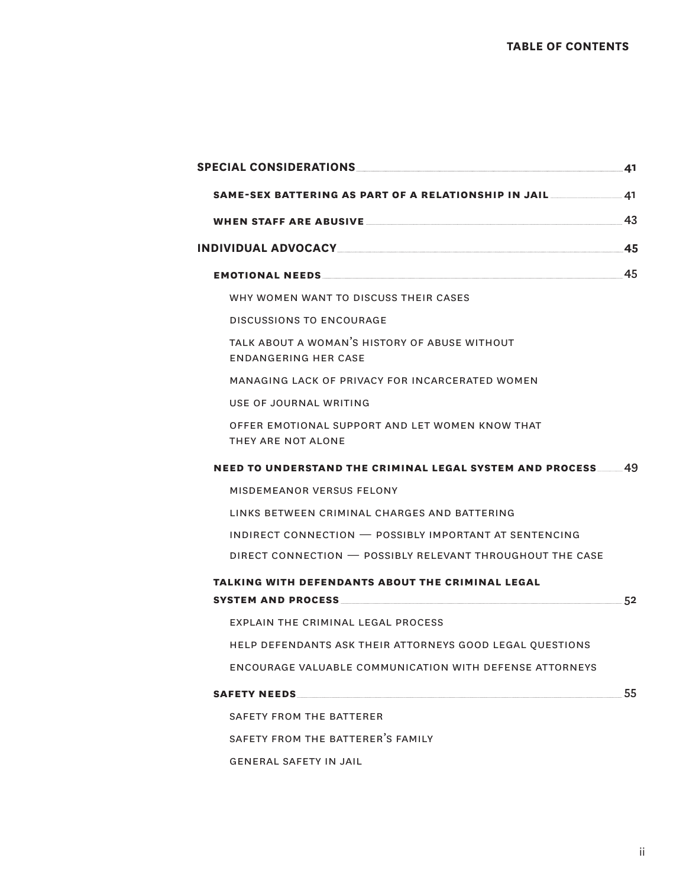# TABLE OF CONTENTS

**SPECIAL CONSIDERATIONS** .......... 41

- **SAME-SEX BATTERING AS PART OF A RELATIONSHIP IN JAIL** .......... 41
- **WHEN STAFF ARE ABUSIVE** .......... 43

**INDIVIDUAL ADVOCACY** .......... 45

- **EMOTIONAL NEEDS** .......... 45
  - WHY WOMEN WANT TO DISCUSS THEIR CASES
  - DISCUSSIONS TO ENCOURAGE
  - TALK ABOUT A WOMAN'S HISTORY OF ABUSE WITHOUT ENDANGERING HER CASE
  - MANAGING LACK OF PRIVACY FOR INCARCERATED WOMEN
  - USE OF JOURNAL WRITING
  - OFFER EMOTIONAL SUPPORT AND LET WOMEN KNOW THAT THEY ARE NOT ALONE
- **NEED TO UNDERSTAND THE CRIMINAL LEGAL SYSTEM AND PROCESS** .......... 49
  - MISDEMEANOR VERSUS FELONY
  - LINKS BETWEEN CRIMINAL CHARGES AND BATTERING
  - INDIRECT CONNECTION — POSSIBLY IMPORTANT AT SENTENCING
  - DIRECT CONNECTION — POSSIBLY RELEVANT THROUGHOUT THE CASE
- **TALKING WITH DEFENDANTS ABOUT THE CRIMINAL LEGAL SYSTEM AND PROCESS** .......... 52
  - EXPLAIN THE CRIMINAL LEGAL PROCESS
  - HELP DEFENDANTS ASK THEIR ATTORNEYS GOOD LEGAL QUESTIONS
  - ENCOURAGE VALUABLE COMMUNICATION WITH DEFENSE ATTORNEYS
- **SAFETY NEEDS** .......... 55
  - SAFETY FROM THE BATTERER
  - SAFETY FROM THE BATTERER'S FAMILY
  - GENERAL SAFETY IN JAIL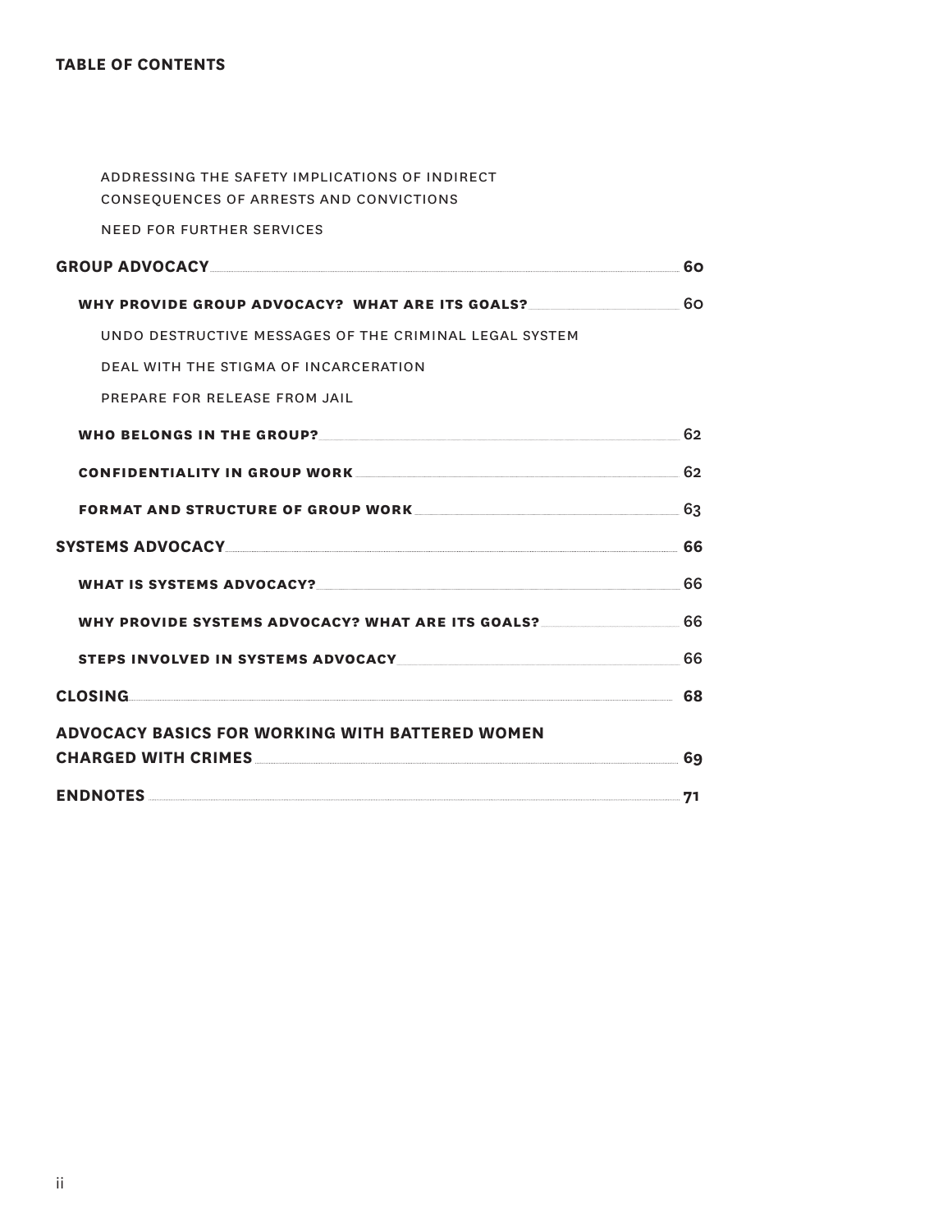**TABLE OF CONTENTS**

ADDRESSING THE SAFETY IMPLICATIONS OF INDIRECT CONSEQUENCES OF ARRESTS AND CONVICTIONS

NEED FOR FURTHER SERVICES

**GROUP ADVOCACY** .......... **60**

**WHY PROVIDE GROUP ADVOCACY? WHAT ARE ITS GOALS?** .......... 60

UNDO DESTRUCTIVE MESSAGES OF THE CRIMINAL LEGAL SYSTEM

DEAL WITH THE STIGMA OF INCARCERATION

PREPARE FOR RELEASE FROM JAIL

**WHO BELONGS IN THE GROUP?** .......... 62

**CONFIDENTIALITY IN GROUP WORK** .......... 62

**FORMAT AND STRUCTURE OF GROUP WORK** .......... 63

**SYSTEMS ADVOCACY** .......... **66**

**WHAT IS SYSTEMS ADVOCACY?** .......... 66

**WHY PROVIDE SYSTEMS ADVOCACY? WHAT ARE ITS GOALS?** .......... 66

**STEPS INVOLVED IN SYSTEMS ADVOCACY** .......... 66

**CLOSING** .......... **68**

**ADVOCACY BASICS FOR WORKING WITH BATTERED WOMEN CHARGED WITH CRIMES** .......... **69**

**ENDNOTES** .......... **71**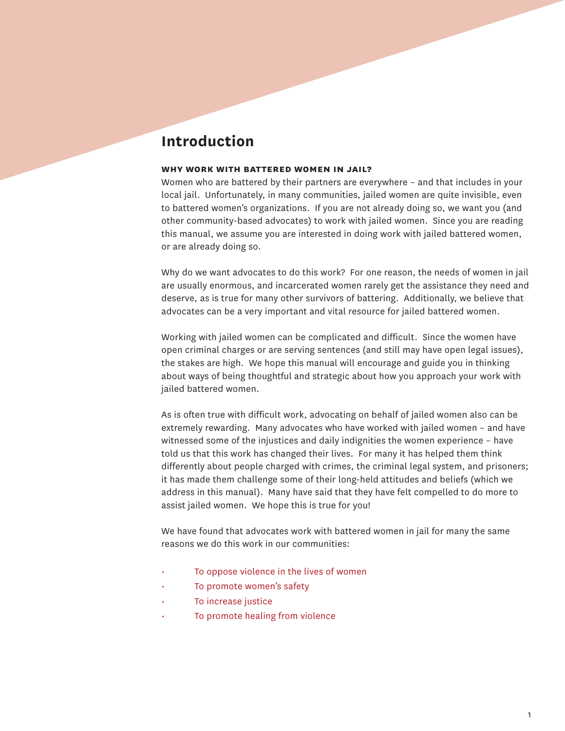# Introduction

**WHY WORK WITH BATTERED WOMEN IN JAIL?**

Women who are battered by their partners are everywhere – and that includes in your local jail. Unfortunately, in many communities, jailed women are quite invisible, even to battered women's organizations. If you are not already doing so, we want you (and other community-based advocates) to work with jailed women. Since you are reading this manual, we assume you are interested in doing work with jailed battered women, or are already doing so.

Why do we want advocates to do this work? For one reason, the needs of women in jail are usually enormous, and incarcerated women rarely get the assistance they need and deserve, as is true for many other survivors of battering. Additionally, we believe that advocates can be a very important and vital resource for jailed battered women.

Working with jailed women can be complicated and difficult. Since the women have open criminal charges or are serving sentences (and still may have open legal issues), the stakes are high. We hope this manual will encourage and guide you in thinking about ways of being thoughtful and strategic about how you approach your work with jailed battered women.

As is often true with difficult work, advocating on behalf of jailed women also can be extremely rewarding. Many advocates who have worked with jailed women – and have witnessed some of the injustices and daily indignities the women experience – have told us that this work has changed their lives. For many it has helped them think differently about people charged with crimes, the criminal legal system, and prisoners; it has made them challenge some of their long-held attitudes and beliefs (which we address in this manual). Many have said that they have felt compelled to do more to assist jailed women. We hope this is true for you!

We have found that advocates work with battered women in jail for many the same reasons we do this work in our communities:

- To oppose violence in the lives of women
- To promote women's safety
- To increase justice
- To promote healing from violence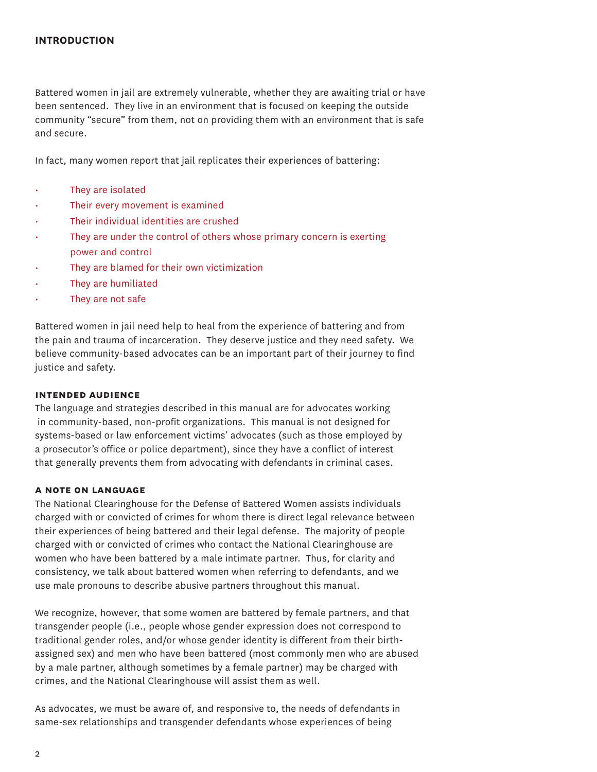## INTRODUCTION

Battered women in jail are extremely vulnerable, whether they are awaiting trial or have been sentenced. They live in an environment that is focused on keeping the outside community "secure" from them, not on providing them with an environment that is safe and secure.

In fact, many women report that jail replicates their experiences of battering:

- They are isolated
- Their every movement is examined
- Their individual identities are crushed
- They are under the control of others whose primary concern is exerting power and control
- They are blamed for their own victimization
- They are humiliated
- They are not safe

Battered women in jail need help to heal from the experience of battering and from the pain and trauma of incarceration. They deserve justice and they need safety. We believe community-based advocates can be an important part of their journey to find justice and safety.

### INTENDED AUDIENCE

The language and strategies described in this manual are for advocates working in community-based, non-profit organizations. This manual is not designed for systems-based or law enforcement victims' advocates (such as those employed by a prosecutor's office or police department), since they have a conflict of interest that generally prevents them from advocating with defendants in criminal cases.

### A NOTE ON LANGUAGE

The National Clearinghouse for the Defense of Battered Women assists individuals charged with or convicted of crimes for whom there is direct legal relevance between their experiences of being battered and their legal defense. The majority of people charged with or convicted of crimes who contact the National Clearinghouse are women who have been battered by a male intimate partner. Thus, for clarity and consistency, we talk about battered women when referring to defendants, and we use male pronouns to describe abusive partners throughout this manual.

We recognize, however, that some women are battered by female partners, and that transgender people (i.e., people whose gender expression does not correspond to traditional gender roles, and/or whose gender identity is different from their birth-assigned sex) and men who have been battered (most commonly men who are abused by a male partner, although sometimes by a female partner) may be charged with crimes, and the National Clearinghouse will assist them as well.

As advocates, we must be aware of, and responsive to, the needs of defendants in same-sex relationships and transgender defendants whose experiences of being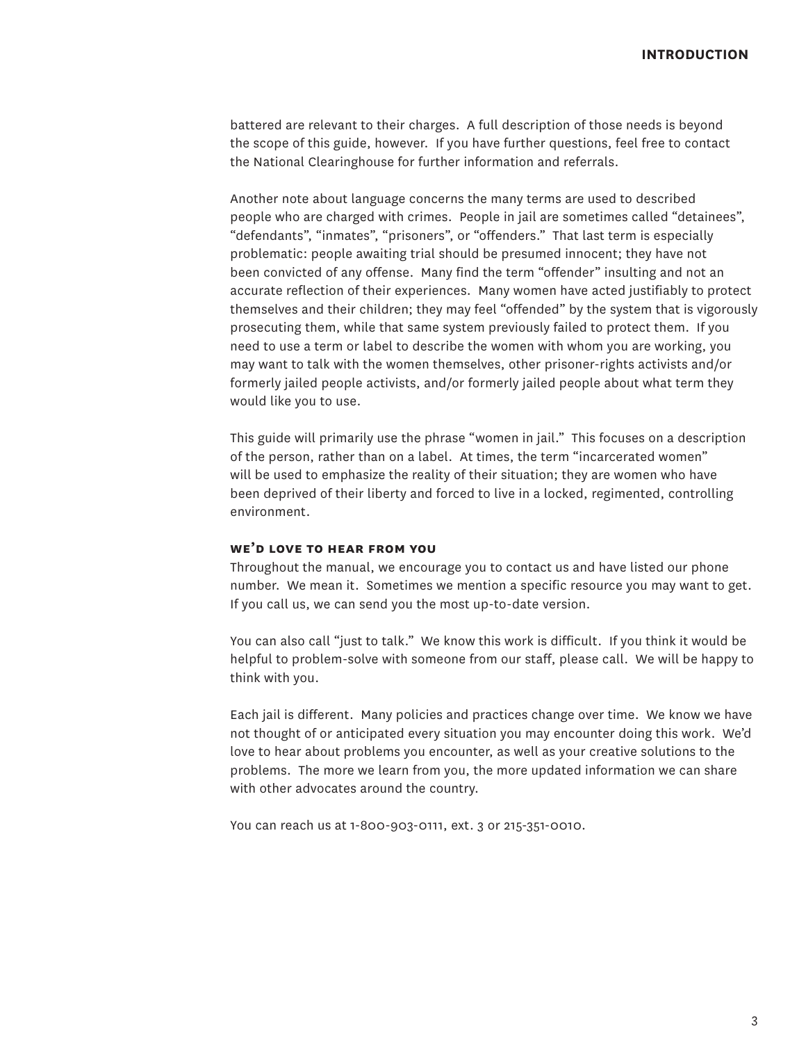battered are relevant to their charges. A full description of those needs is beyond the scope of this guide, however. If you have further questions, feel free to contact the National Clearinghouse for further information and referrals.

Another note about language concerns the many terms are used to described people who are charged with crimes. People in jail are sometimes called "detainees", "defendants", "inmates", "prisoners", or "offenders." That last term is especially problematic: people awaiting trial should be presumed innocent; they have not been convicted of any offense. Many find the term "offender" insulting and not an accurate reflection of their experiences. Many women have acted justifiably to protect themselves and their children; they may feel "offended" by the system that is vigorously prosecuting them, while that same system previously failed to protect them. If you need to use a term or label to describe the women with whom you are working, you may want to talk with the women themselves, other prisoner-rights activists and/or formerly jailed people activists, and/or formerly jailed people about what term they would like you to use.

This guide will primarily use the phrase "women in jail." This focuses on a description of the person, rather than on a label. At times, the term "incarcerated women" will be used to emphasize the reality of their situation; they are women who have been deprived of their liberty and forced to live in a locked, regimented, controlling environment.

### We'd love to hear from you

Throughout the manual, we encourage you to contact us and have listed our phone number. We mean it. Sometimes we mention a specific resource you may want to get. If you call us, we can send you the most up-to-date version.

You can also call "just to talk." We know this work is difficult. If you think it would be helpful to problem-solve with someone from our staff, please call. We will be happy to think with you.

Each jail is different. Many policies and practices change over time. We know we have not thought of or anticipated every situation you may encounter doing this work. We'd love to hear about problems you encounter, as well as your creative solutions to the problems. The more we learn from you, the more updated information we can share with other advocates around the country.

You can reach us at 1-800-903-0111, ext. 3 or 215-351-0010.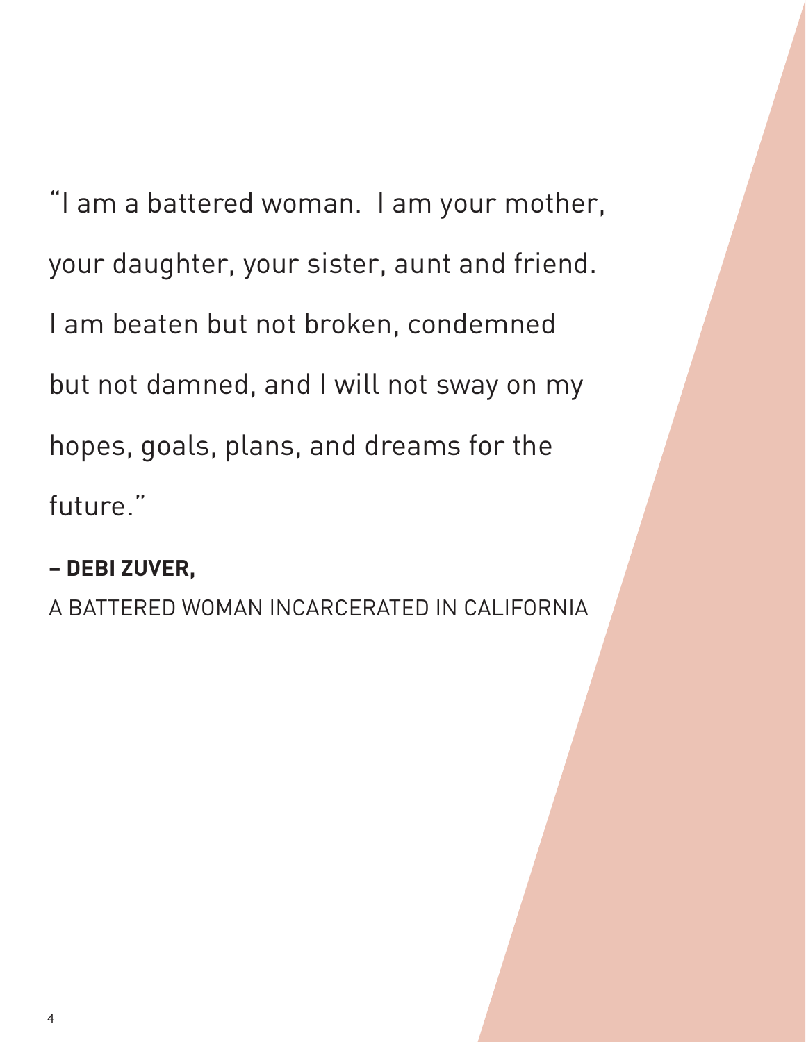"I am a battered woman.  I am your mother, your daughter, your sister, aunt and friend. I am beaten but not broken, condemned but not damned, and I will not sway on my hopes, goals, plans, and dreams for the future."

**– DEBI ZUVER,**

A BATTERED WOMAN INCARCERATED IN CALIFORNIA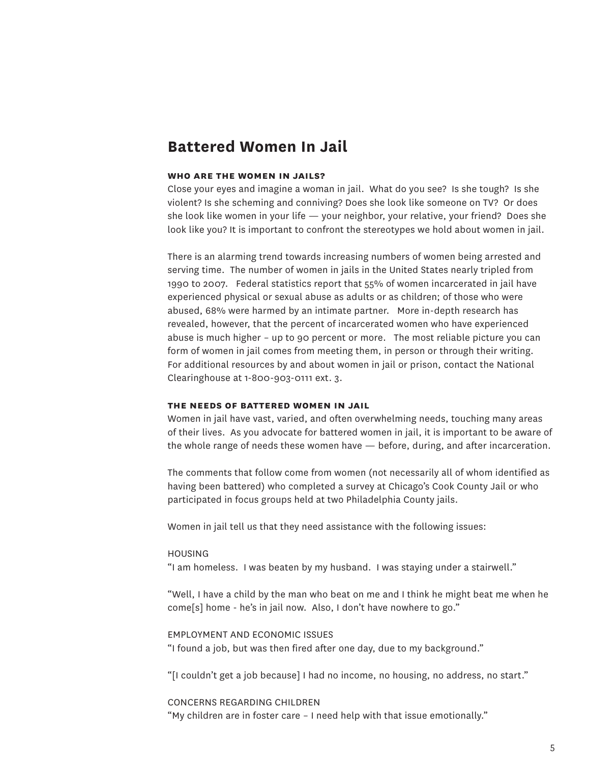## Battered Women In Jail

### WHO ARE THE WOMEN IN JAILS?

Close your eyes and imagine a woman in jail. What do you see? Is she tough? Is she violent? Is she scheming and conniving? Does she look like someone on TV? Or does she look like women in your life — your neighbor, your relative, your friend? Does she look like you? It is important to confront the stereotypes we hold about women in jail.

There is an alarming trend towards increasing numbers of women being arrested and serving time. The number of women in jails in the United States nearly tripled from 1990 to 2007. Federal statistics report that 55% of women incarcerated in jail have experienced physical or sexual abuse as adults or as children; of those who were abused, 68% were harmed by an intimate partner. More in-depth research has revealed, however, that the percent of incarcerated women who have experienced abuse is much higher – up to 90 percent or more. The most reliable picture you can form of women in jail comes from meeting them, in person or through their writing. For additional resources by and about women in jail or prison, contact the National Clearinghouse at 1-800-903-0111 ext. 3.

### THE NEEDS OF BATTERED WOMEN IN JAIL

Women in jail have vast, varied, and often overwhelming needs, touching many areas of their lives. As you advocate for battered women in jail, it is important to be aware of the whole range of needs these women have — before, during, and after incarceration.

The comments that follow come from women (not necessarily all of whom identified as having been battered) who completed a survey at Chicago's Cook County Jail or who participated in focus groups held at two Philadelphia County jails.

Women in jail tell us that they need assistance with the following issues:

HOUSING

"I am homeless. I was beaten by my husband. I was staying under a stairwell."

"Well, I have a child by the man who beat on me and I think he might beat me when he come[s] home - he's in jail now. Also, I don't have nowhere to go."

EMPLOYMENT AND ECONOMIC ISSUES

"I found a job, but was then fired after one day, due to my background."

"[I couldn't get a job because] I had no income, no housing, no address, no start."

CONCERNS REGARDING CHILDREN

"My children are in foster care – I need help with that issue emotionally."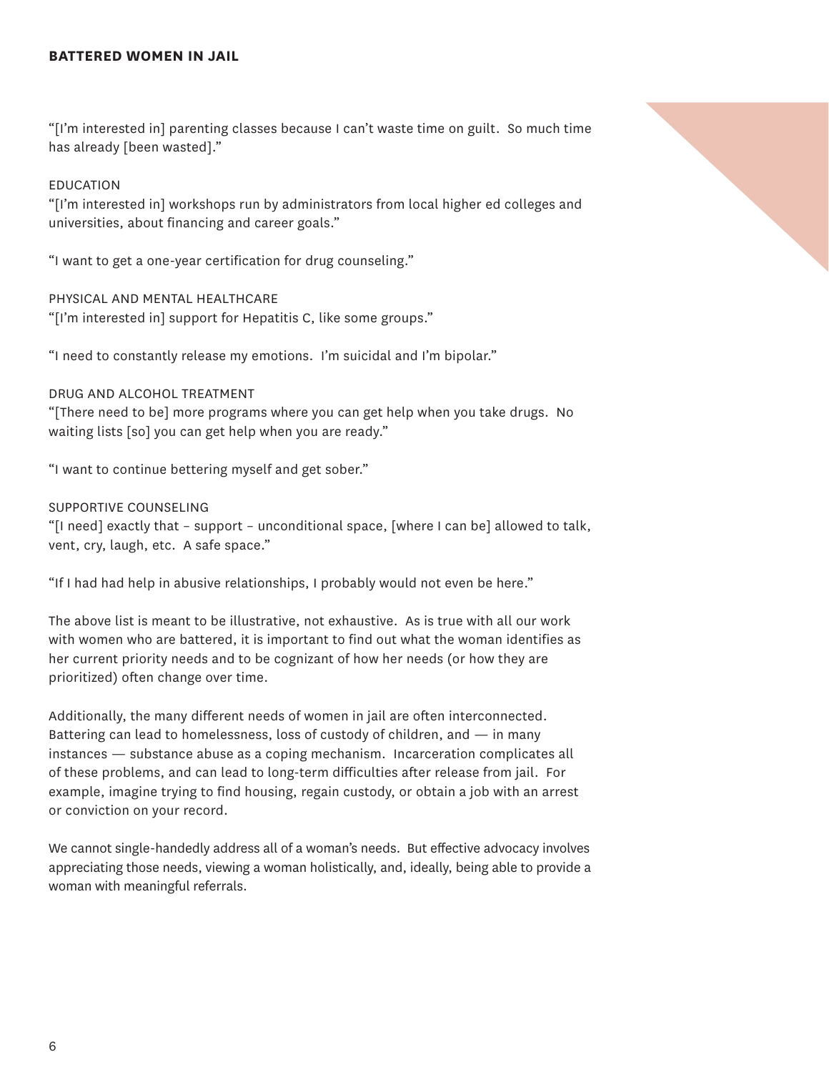"[I'm interested in] parenting classes because I can't waste time on guilt.  So much time has already [been wasted]."

EDUCATION

"[I'm interested in] workshops run by administrators from local higher ed colleges and universities, about financing and career goals."

"I want to get a one-year certification for drug counseling."

PHYSICAL AND MENTAL HEALTHCARE

"[I'm interested in] support for Hepatitis C, like some groups."

"I need to constantly release my emotions.  I'm suicidal and I'm bipolar."

DRUG AND ALCOHOL TREATMENT

"[There need to be] more programs where you can get help when you take drugs.  No waiting lists [so] you can get help when you are ready."

"I want to continue bettering myself and get sober."

SUPPORTIVE COUNSELING

"[I need] exactly that – support – unconditional space, [where I can be] allowed to talk, vent, cry, laugh, etc.  A safe space."

"If I had had help in abusive relationships, I probably would not even be here."

The above list is meant to be illustrative, not exhaustive.  As is true with all our work with women who are battered, it is important to find out what the woman identifies as her current priority needs and to be cognizant of how her needs (or how they are prioritized) often change over time.

Additionally, the many different needs of women in jail are often interconnected. Battering can lead to homelessness, loss of custody of children, and — in many instances — substance abuse as a coping mechanism.  Incarceration complicates all of these problems, and can lead to long-term difficulties after release from jail.  For example, imagine trying to find housing, regain custody, or obtain a job with an arrest or conviction on your record.

We cannot single-handedly address all of a woman's needs.  But effective advocacy involves appreciating those needs, viewing a woman holistically, and, ideally, being able to provide a woman with meaningful referrals.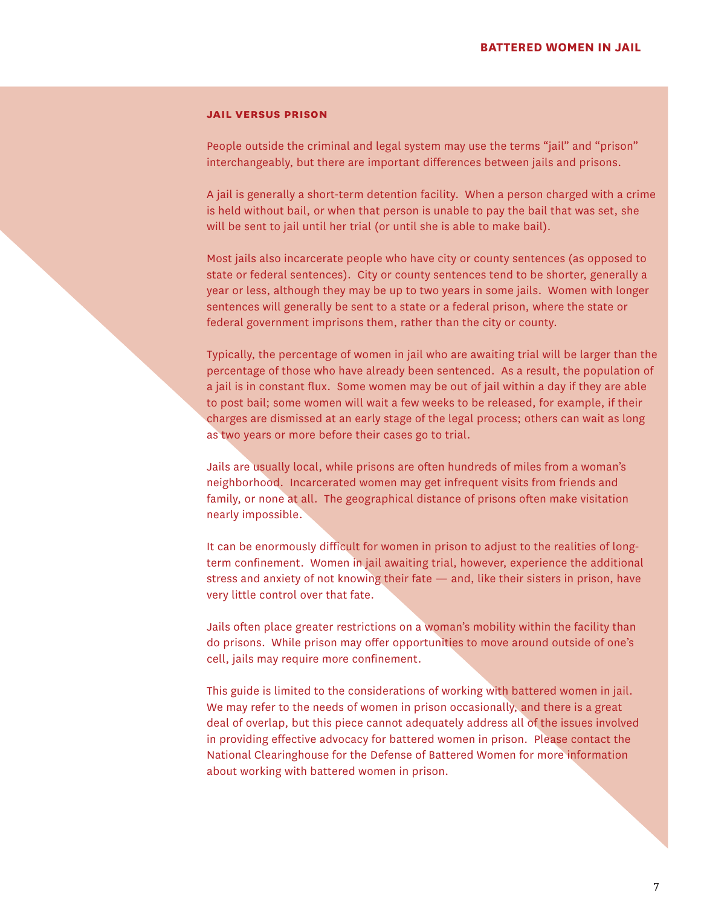### JAIL VERSUS PRISON

People outside the criminal and legal system may use the terms "jail" and "prison" interchangeably, but there are important differences between jails and prisons.

A jail is generally a short-term detention facility. When a person charged with a crime is held without bail, or when that person is unable to pay the bail that was set, she will be sent to jail until her trial (or until she is able to make bail).

Most jails also incarcerate people who have city or county sentences (as opposed to state or federal sentences). City or county sentences tend to be shorter, generally a year or less, although they may be up to two years in some jails. Women with longer sentences will generally be sent to a state or a federal prison, where the state or federal government imprisons them, rather than the city or county.

Typically, the percentage of women in jail who are awaiting trial will be larger than the percentage of those who have already been sentenced. As a result, the population of a jail is in constant flux. Some women may be out of jail within a day if they are able to post bail; some women will wait a few weeks to be released, for example, if their charges are dismissed at an early stage of the legal process; others can wait as long as two years or more before their cases go to trial.

Jails are usually local, while prisons are often hundreds of miles from a woman's neighborhood. Incarcerated women may get infrequent visits from friends and family, or none at all. The geographical distance of prisons often make visitation nearly impossible.

It can be enormously difficult for women in prison to adjust to the realities of long-term confinement. Women in jail awaiting trial, however, experience the additional stress and anxiety of not knowing their fate — and, like their sisters in prison, have very little control over that fate.

Jails often place greater restrictions on a woman's mobility within the facility than do prisons. While prison may offer opportunities to move around outside of one's cell, jails may require more confinement.

This guide is limited to the considerations of working with battered women in jail. We may refer to the needs of women in prison occasionally, and there is a great deal of overlap, but this piece cannot adequately address all of the issues involved in providing effective advocacy for battered women in prison. Please contact the National Clearinghouse for the Defense of Battered Women for more information about working with battered women in prison.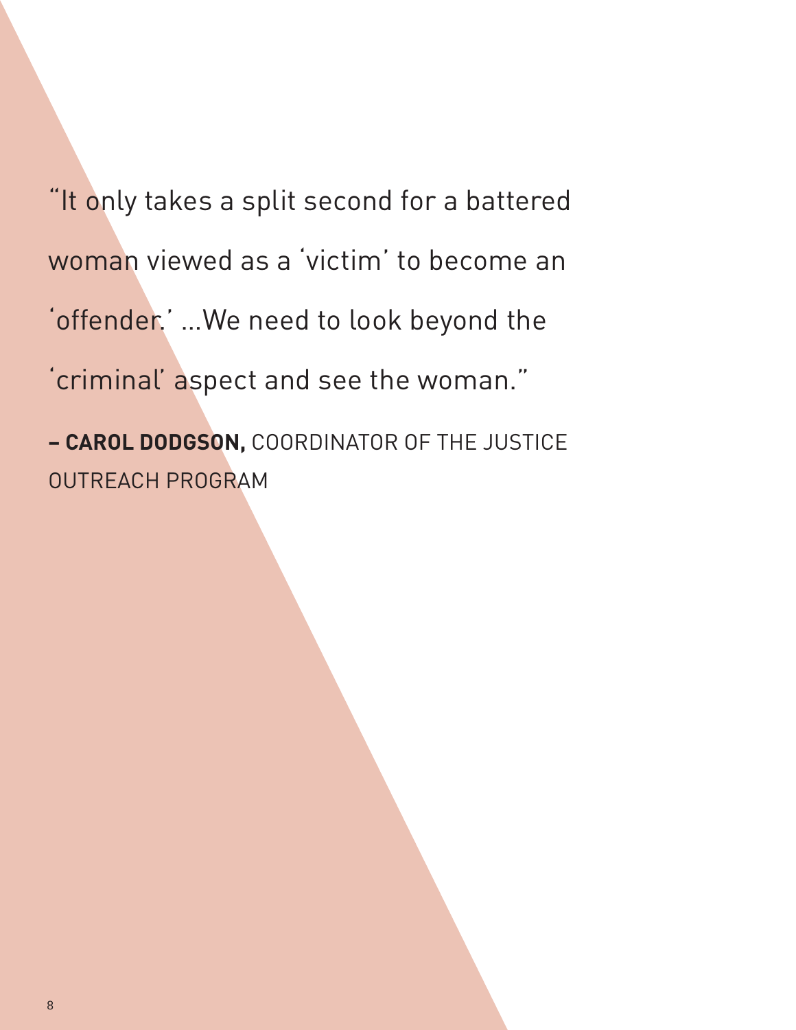"It only takes a split second for a battered woman viewed as a 'victim' to become an 'offender.' ...We need to look beyond the 'criminal' aspect and see the woman."

**– CAROL DODGSON,** COORDINATOR OF THE JUSTICE OUTREACH PROGRAM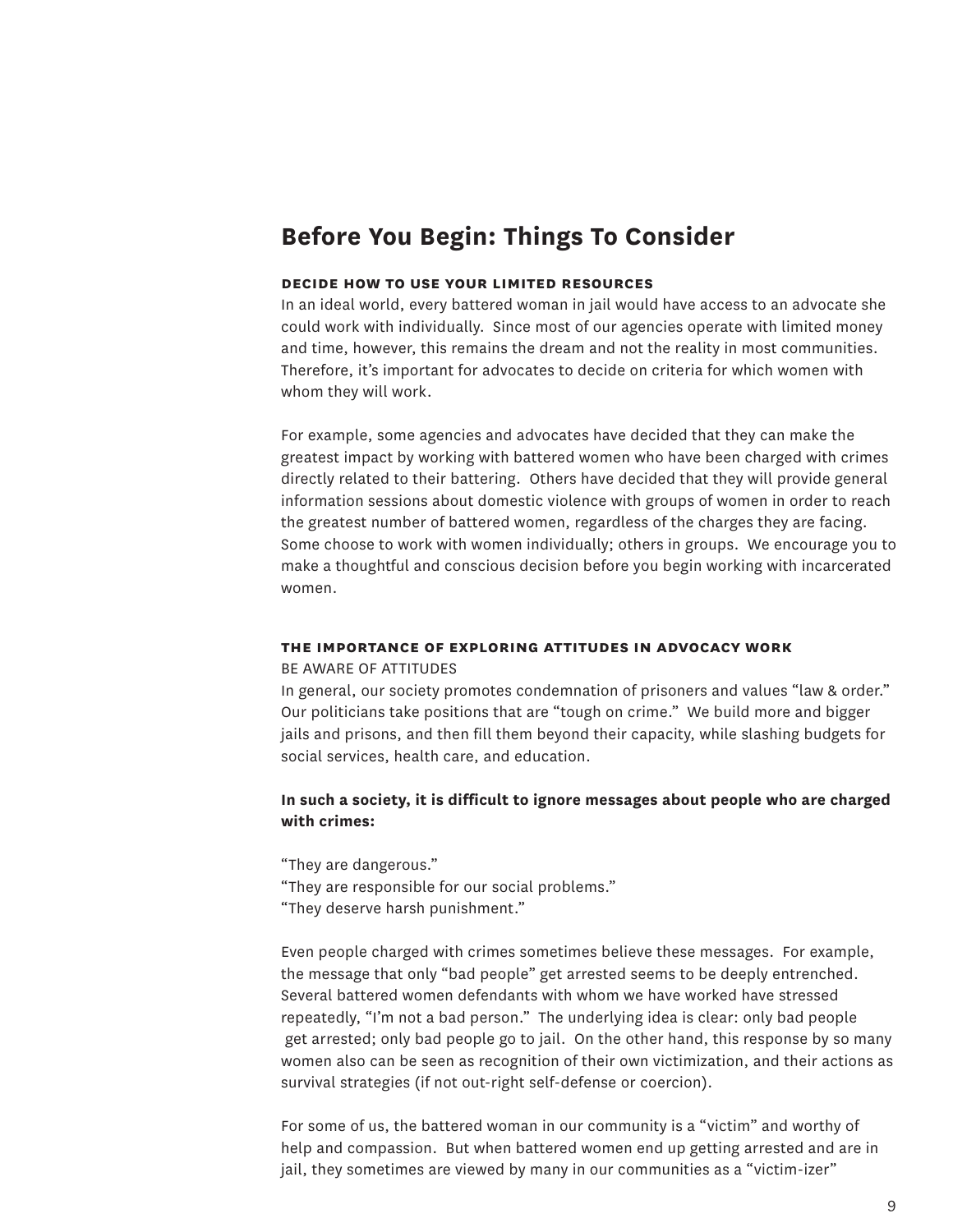## Before You Begin: Things To Consider

#### DECIDE HOW TO USE YOUR LIMITED RESOURCES

In an ideal world, every battered woman in jail would have access to an advocate she could work with individually. Since most of our agencies operate with limited money and time, however, this remains the dream and not the reality in most communities. Therefore, it's important for advocates to decide on criteria for which women with whom they will work.

For example, some agencies and advocates have decided that they can make the greatest impact by working with battered women who have been charged with crimes directly related to their battering. Others have decided that they will provide general information sessions about domestic violence with groups of women in order to reach the greatest number of battered women, regardless of the charges they are facing. Some choose to work with women individually; others in groups. We encourage you to make a thoughtful and conscious decision before you begin working with incarcerated women.

#### THE IMPORTANCE OF EXPLORING ATTITUDES IN ADVOCACY WORK

BE AWARE OF ATTITUDES

In general, our society promotes condemnation of prisoners and values "law & order." Our politicians take positions that are "tough on crime." We build more and bigger jails and prisons, and then fill them beyond their capacity, while slashing budgets for social services, health care, and education.

**In such a society, it is difficult to ignore messages about people who are charged with crimes:**

"They are dangerous."
"They are responsible for our social problems."
"They deserve harsh punishment."

Even people charged with crimes sometimes believe these messages. For example, the message that only "bad people" get arrested seems to be deeply entrenched. Several battered women defendants with whom we have worked have stressed repeatedly, "I'm not a bad person." The underlying idea is clear: only bad people get arrested; only bad people go to jail. On the other hand, this response by so many women also can be seen as recognition of their own victimization, and their actions as survival strategies (if not out-right self-defense or coercion).

For some of us, the battered woman in our community is a "victim" and worthy of help and compassion. But when battered women end up getting arrested and are in jail, they sometimes are viewed by many in our communities as a "victim-izer"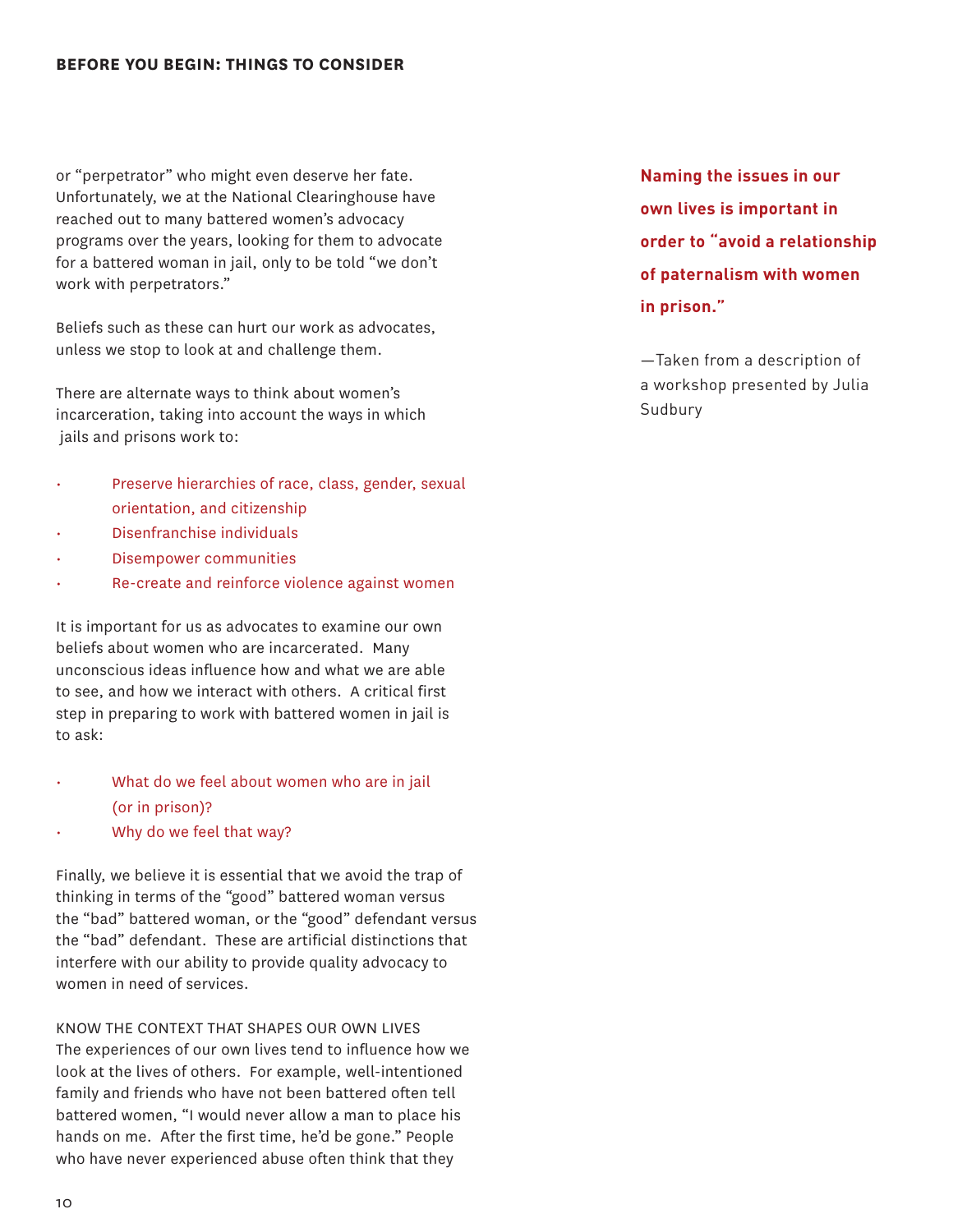or "perpetrator" who might even deserve her fate. Unfortunately, we at the National Clearinghouse have reached out to many battered women's advocacy programs over the years, looking for them to advocate for a battered woman in jail, only to be told "we don't work with perpetrators."

Beliefs such as these can hurt our work as advocates, unless we stop to look at and challenge them.

There are alternate ways to think about women's incarceration, taking into account the ways in which jails and prisons work to:

- Preserve hierarchies of race, class, gender, sexual orientation, and citizenship
- Disenfranchise individuals
- Disempower communities
- Re-create and reinforce violence against women

It is important for us as advocates to examine our own beliefs about women who are incarcerated. Many unconscious ideas influence how and what we are able to see, and how we interact with others. A critical first step in preparing to work with battered women in jail is to ask:

- What do we feel about women who are in jail (or in prison)?
- Why do we feel that way?

Finally, we believe it is essential that we avoid the trap of thinking in terms of the "good" battered woman versus the "bad" battered woman, or the "good" defendant versus the "bad" defendant. These are artificial distinctions that interfere with our ability to provide quality advocacy to women in need of services.

KNOW THE CONTEXT THAT SHAPES OUR OWN LIVES

The experiences of our own lives tend to influence how we look at the lives of others. For example, well-intentioned family and friends who have not been battered often tell battered women, "I would never allow a man to place his hands on me. After the first time, he'd be gone." People who have never experienced abuse often think that they

**Naming the issues in our own lives is important in order to "avoid a relationship of paternalism with women in prison."**

—Taken from a description of a workshop presented by Julia Sudbury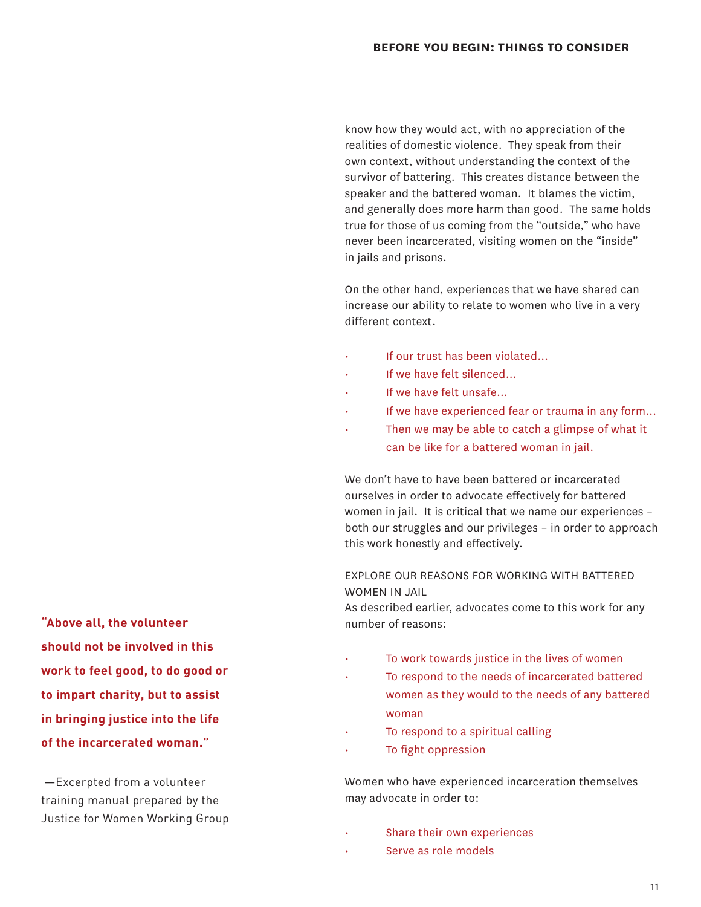know how they would act, with no appreciation of the realities of domestic violence. They speak from their own context, without understanding the context of the survivor of battering. This creates distance between the speaker and the battered woman. It blames the victim, and generally does more harm than good. The same holds true for those of us coming from the "outside," who have never been incarcerated, visiting women on the "inside" in jails and prisons.

On the other hand, experiences that we have shared can increase our ability to relate to women who live in a very different context.

- If our trust has been violated...
- If we have felt silenced...
- If we have felt unsafe...
- If we have experienced fear or trauma in any form...
- Then we may be able to catch a glimpse of what it can be like for a battered woman in jail.

We don't have to have been battered or incarcerated ourselves in order to advocate effectively for battered women in jail. It is critical that we name our experiences – both our struggles and our privileges – in order to approach this work honestly and effectively.

EXPLORE OUR REASONS FOR WORKING WITH BATTERED WOMEN IN JAIL

As described earlier, advocates come to this work for any number of reasons:

- To work towards justice in the lives of women
- To respond to the needs of incarcerated battered women as they would to the needs of any battered woman
- To respond to a spiritual calling
- To fight oppression

Women who have experienced incarceration themselves may advocate in order to:

- Share their own experiences
- Serve as role models

**"Above all, the volunteer should not be involved in this work to feel good, to do good or to impart charity, but to assist in bringing justice into the life of the incarcerated woman."**

—Excerpted from a volunteer training manual prepared by the Justice for Women Working Group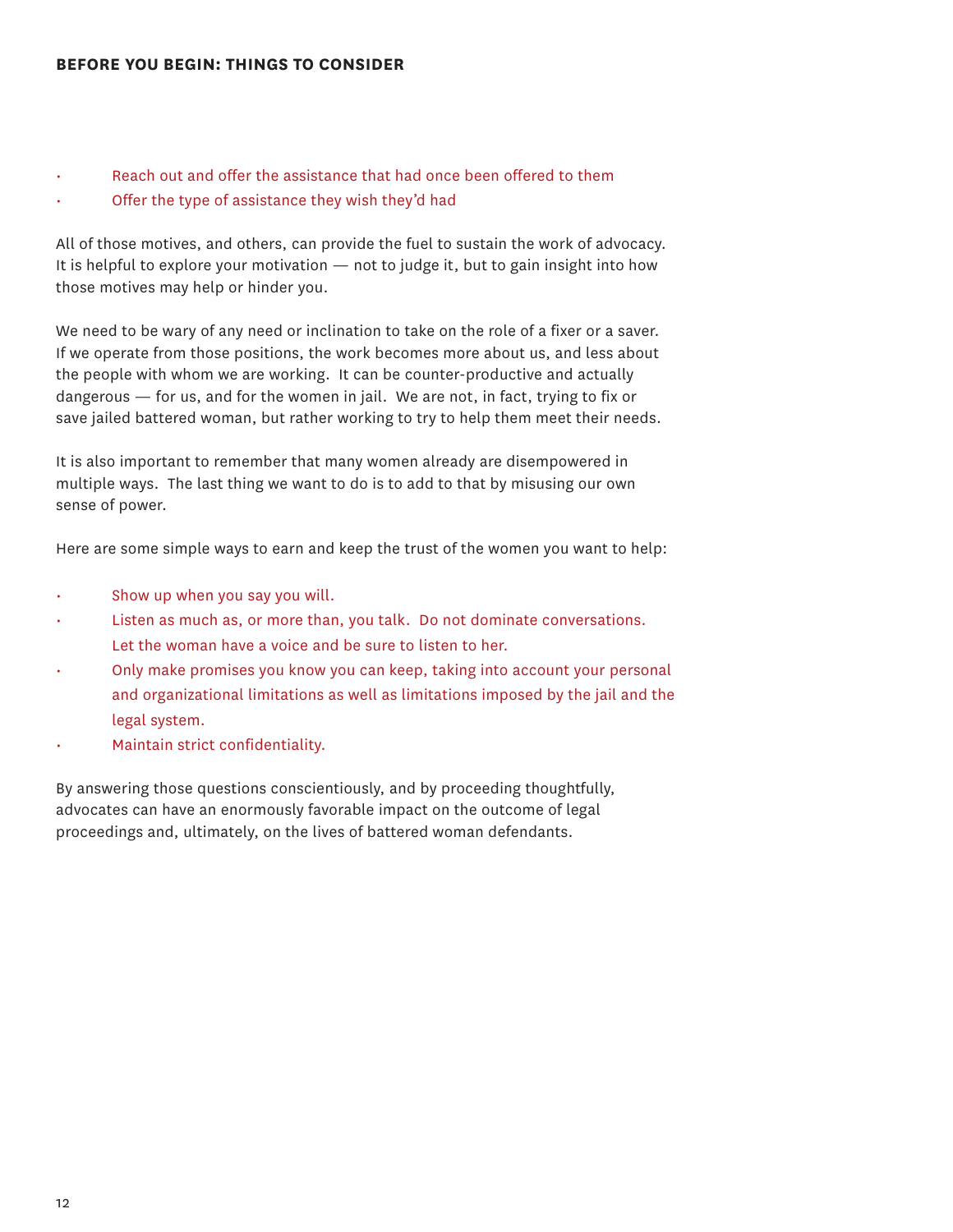- Reach out and offer the assistance that had once been offered to them
- Offer the type of assistance they wish they'd had

All of those motives, and others, can provide the fuel to sustain the work of advocacy. It is helpful to explore your motivation — not to judge it, but to gain insight into how those motives may help or hinder you.

We need to be wary of any need or inclination to take on the role of a fixer or a saver. If we operate from those positions, the work becomes more about us, and less about the people with whom we are working. It can be counter-productive and actually dangerous — for us, and for the women in jail. We are not, in fact, trying to fix or save jailed battered woman, but rather working to try to help them meet their needs.

It is also important to remember that many women already are disempowered in multiple ways. The last thing we want to do is to add to that by misusing our own sense of power.

Here are some simple ways to earn and keep the trust of the women you want to help:

- Show up when you say you will.
- Listen as much as, or more than, you talk. Do not dominate conversations. Let the woman have a voice and be sure to listen to her.
- Only make promises you know you can keep, taking into account your personal and organizational limitations as well as limitations imposed by the jail and the legal system.
- Maintain strict confidentiality.

By answering those questions conscientiously, and by proceeding thoughtfully, advocates can have an enormously favorable impact on the outcome of legal proceedings and, ultimately, on the lives of battered woman defendants.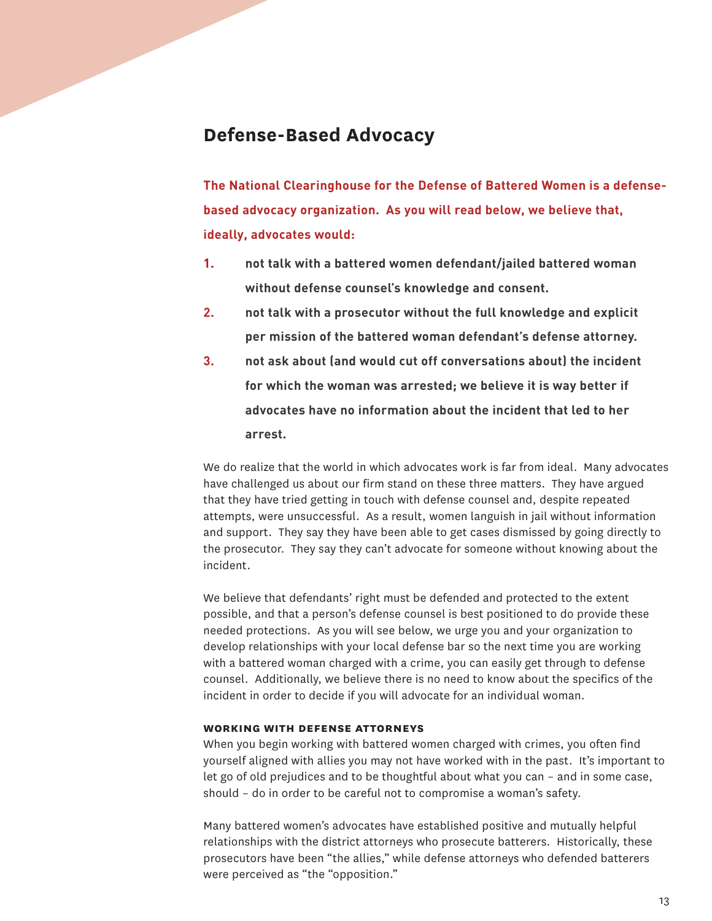## Defense-Based Advocacy

**The National Clearinghouse for the Defense of Battered Women is a defense-based advocacy organization. As you will read below, we believe that, ideally, advocates would:**

1. **not talk with a battered women defendant/jailed battered woman without defense counsel's knowledge and consent.**
2. **not talk with a prosecutor without the full knowledge and explicit per mission of the battered woman defendant's defense attorney.**
3. **not ask about (and would cut off conversations about) the incident for which the woman was arrested; we believe it is way better if advocates have no information about the incident that led to her arrest.**

We do realize that the world in which advocates work is far from ideal. Many advocates have challenged us about our firm stand on these three matters. They have argued that they have tried getting in touch with defense counsel and, despite repeated attempts, were unsuccessful. As a result, women languish in jail without information and support. They say they have been able to get cases dismissed by going directly to the prosecutor. They say they can't advocate for someone without knowing about the incident.

We believe that defendants' right must be defended and protected to the extent possible, and that a person's defense counsel is best positioned to do provide these needed protections. As you will see below, we urge you and your organization to develop relationships with your local defense bar so the next time you are working with a battered woman charged with a crime, you can easily get through to defense counsel. Additionally, we believe there is no need to know about the specifics of the incident in order to decide if you will advocate for an individual woman.

### WORKING WITH DEFENSE ATTORNEYS

When you begin working with battered women charged with crimes, you often find yourself aligned with allies you may not have worked with in the past. It's important to let go of old prejudices and to be thoughtful about what you can – and in some case, should – do in order to be careful not to compromise a woman's safety.

Many battered women's advocates have established positive and mutually helpful relationships with the district attorneys who prosecute batterers. Historically, these prosecutors have been "the allies," while defense attorneys who defended batterers were perceived as "the "opposition."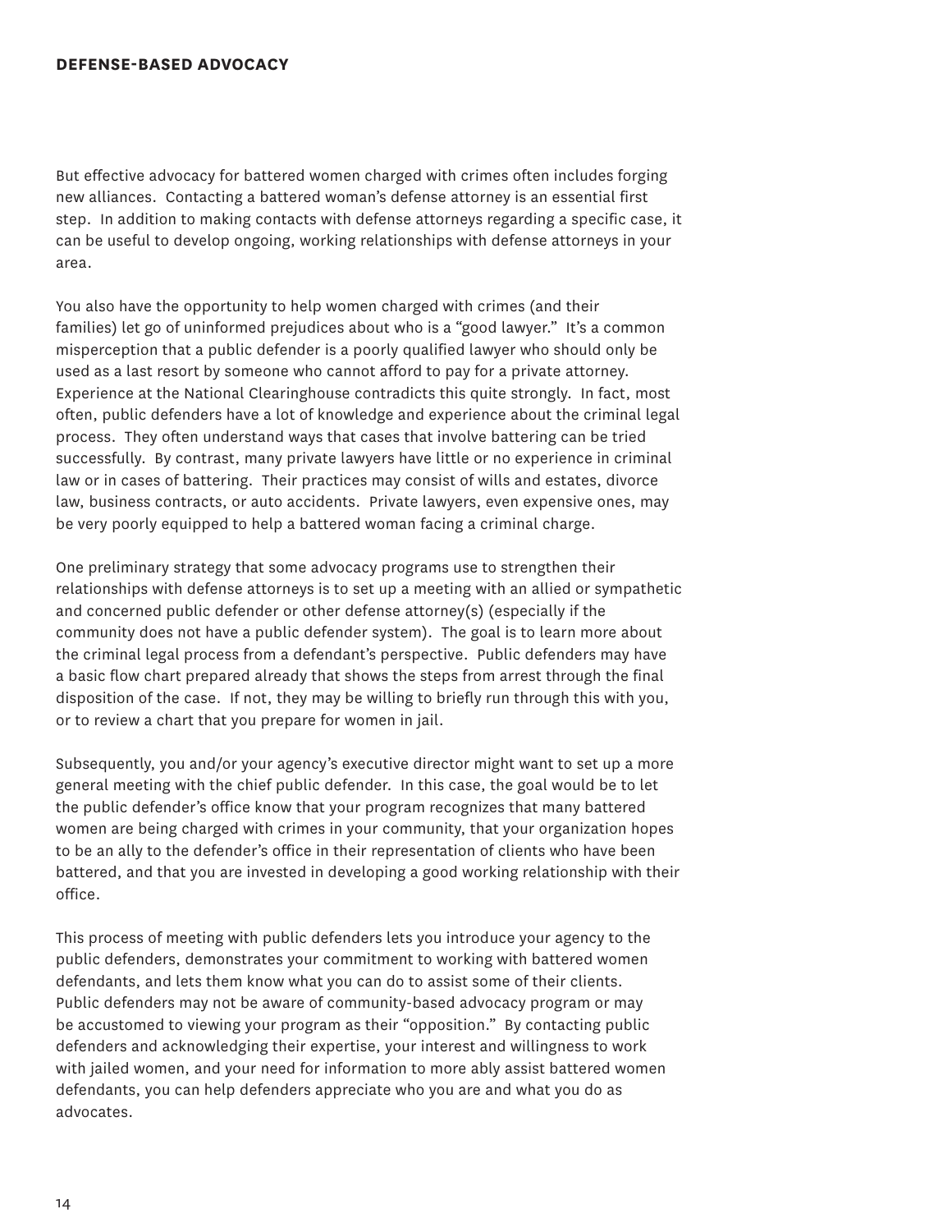But effective advocacy for battered women charged with crimes often includes forging new alliances. Contacting a battered woman's defense attorney is an essential first step. In addition to making contacts with defense attorneys regarding a specific case, it can be useful to develop ongoing, working relationships with defense attorneys in your area.

You also have the opportunity to help women charged with crimes (and their families) let go of uninformed prejudices about who is a "good lawyer." It's a common misperception that a public defender is a poorly qualified lawyer who should only be used as a last resort by someone who cannot afford to pay for a private attorney. Experience at the National Clearinghouse contradicts this quite strongly. In fact, most often, public defenders have a lot of knowledge and experience about the criminal legal process. They often understand ways that cases that involve battering can be tried successfully. By contrast, many private lawyers have little or no experience in criminal law or in cases of battering. Their practices may consist of wills and estates, divorce law, business contracts, or auto accidents. Private lawyers, even expensive ones, may be very poorly equipped to help a battered woman facing a criminal charge.

One preliminary strategy that some advocacy programs use to strengthen their relationships with defense attorneys is to set up a meeting with an allied or sympathetic and concerned public defender or other defense attorney(s) (especially if the community does not have a public defender system). The goal is to learn more about the criminal legal process from a defendant's perspective. Public defenders may have a basic flow chart prepared already that shows the steps from arrest through the final disposition of the case. If not, they may be willing to briefly run through this with you, or to review a chart that you prepare for women in jail.

Subsequently, you and/or your agency's executive director might want to set up a more general meeting with the chief public defender. In this case, the goal would be to let the public defender's office know that your program recognizes that many battered women are being charged with crimes in your community, that your organization hopes to be an ally to the defender's office in their representation of clients who have been battered, and that you are invested in developing a good working relationship with their office.

This process of meeting with public defenders lets you introduce your agency to the public defenders, demonstrates your commitment to working with battered women defendants, and lets them know what you can do to assist some of their clients. Public defenders may not be aware of community-based advocacy program or may be accustomed to viewing your program as their "opposition." By contacting public defenders and acknowledging their expertise, your interest and willingness to work with jailed women, and your need for information to more ably assist battered women defendants, you can help defenders appreciate who you are and what you do as advocates.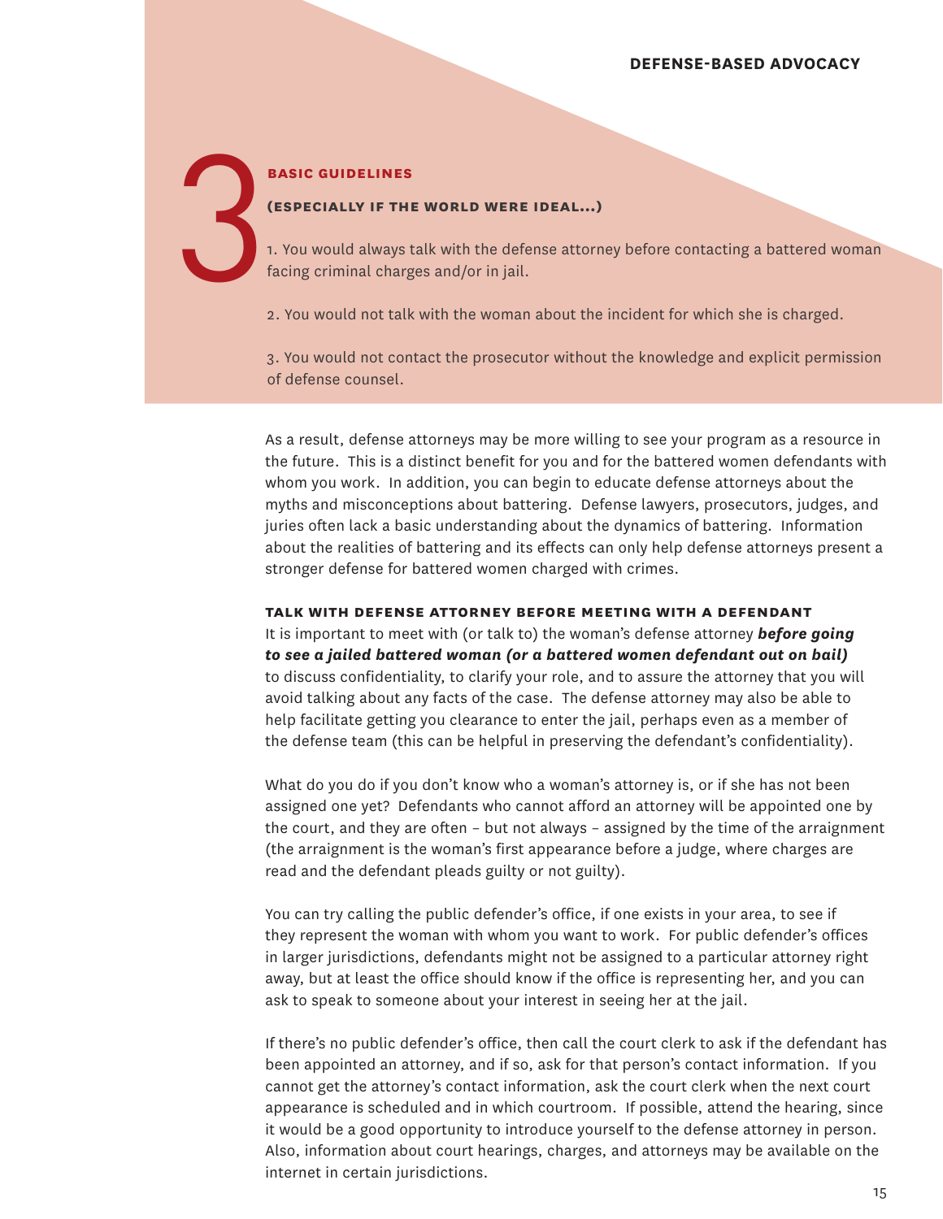## 3 BASIC GUIDELINES

**(ESPECIALLY IF THE WORLD WERE IDEAL...)**

1. You would always talk with the defense attorney before contacting a battered woman facing criminal charges and/or in jail.

2. You would not talk with the woman about the incident for which she is charged.

3. You would not contact the prosecutor without the knowledge and explicit permission of defense counsel.

As a result, defense attorneys may be more willing to see your program as a resource in the future. This is a distinct benefit for you and for the battered women defendants with whom you work. In addition, you can begin to educate defense attorneys about the myths and misconceptions about battering. Defense lawyers, prosecutors, judges, and juries often lack a basic understanding about the dynamics of battering. Information about the realities of battering and its effects can only help defense attorneys present a stronger defense for battered women charged with crimes.

### TALK WITH DEFENSE ATTORNEY BEFORE MEETING WITH A DEFENDANT

It is important to meet with (or talk to) the woman's defense attorney ***before going to see a jailed battered woman (or a battered women defendant out on bail)*** to discuss confidentiality, to clarify your role, and to assure the attorney that you will avoid talking about any facts of the case. The defense attorney may also be able to help facilitate getting you clearance to enter the jail, perhaps even as a member of the defense team (this can be helpful in preserving the defendant's confidentiality).

What do you do if you don't know who a woman's attorney is, or if she has not been assigned one yet? Defendants who cannot afford an attorney will be appointed one by the court, and they are often – but not always – assigned by the time of the arraignment (the arraignment is the woman's first appearance before a judge, where charges are read and the defendant pleads guilty or not guilty).

You can try calling the public defender's office, if one exists in your area, to see if they represent the woman with whom you want to work. For public defender's offices in larger jurisdictions, defendants might not be assigned to a particular attorney right away, but at least the office should know if the office is representing her, and you can ask to speak to someone about your interest in seeing her at the jail.

If there's no public defender's office, then call the court clerk to ask if the defendant has been appointed an attorney, and if so, ask for that person's contact information. If you cannot get the attorney's contact information, ask the court clerk when the next court appearance is scheduled and in which courtroom. If possible, attend the hearing, since it would be a good opportunity to introduce yourself to the defense attorney in person. Also, information about court hearings, charges, and attorneys may be available on the internet in certain jurisdictions.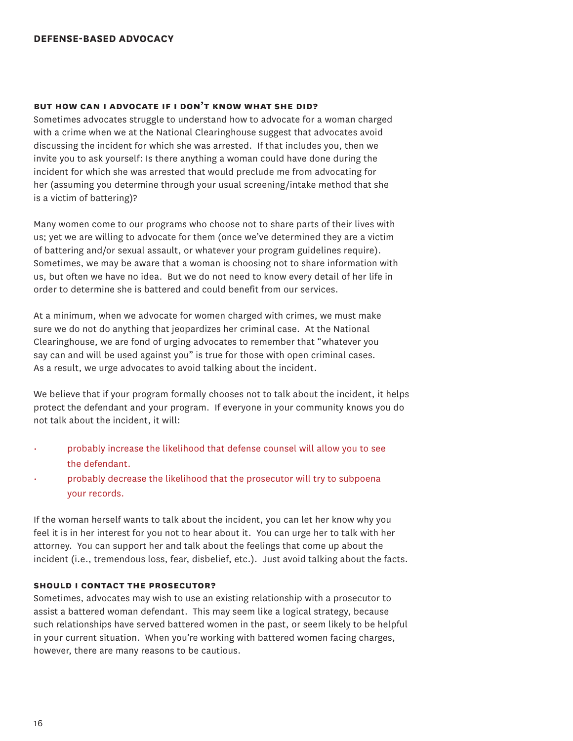### BUT HOW CAN I ADVOCATE IF I DON'T KNOW WHAT SHE DID?

Sometimes advocates struggle to understand how to advocate for a woman charged with a crime when we at the National Clearinghouse suggest that advocates avoid discussing the incident for which she was arrested. If that includes you, then we invite you to ask yourself: Is there anything a woman could have done during the incident for which she was arrested that would preclude me from advocating for her (assuming you determine through your usual screening/intake method that she is a victim of battering)?

Many women come to our programs who choose not to share parts of their lives with us; yet we are willing to advocate for them (once we've determined they are a victim of battering and/or sexual assault, or whatever your program guidelines require). Sometimes, we may be aware that a woman is choosing not to share information with us, but often we have no idea. But we do not need to know every detail of her life in order to determine she is battered and could benefit from our services.

At a minimum, when we advocate for women charged with crimes, we must make sure we do not do anything that jeopardizes her criminal case. At the National Clearinghouse, we are fond of urging advocates to remember that "whatever you say can and will be used against you" is true for those with open criminal cases. As a result, we urge advocates to avoid talking about the incident.

We believe that if your program formally chooses not to talk about the incident, it helps protect the defendant and your program. If everyone in your community knows you do not talk about the incident, it will:

- probably increase the likelihood that defense counsel will allow you to see the defendant.
- probably decrease the likelihood that the prosecutor will try to subpoena your records.

If the woman herself wants to talk about the incident, you can let her know why you feel it is in her interest for you not to hear about it. You can urge her to talk with her attorney. You can support her and talk about the feelings that come up about the incident (i.e., tremendous loss, fear, disbelief, etc.). Just avoid talking about the facts.

### SHOULD I CONTACT THE PROSECUTOR?

Sometimes, advocates may wish to use an existing relationship with a prosecutor to assist a battered woman defendant. This may seem like a logical strategy, because such relationships have served battered women in the past, or seem likely to be helpful in your current situation. When you're working with battered women facing charges, however, there are many reasons to be cautious.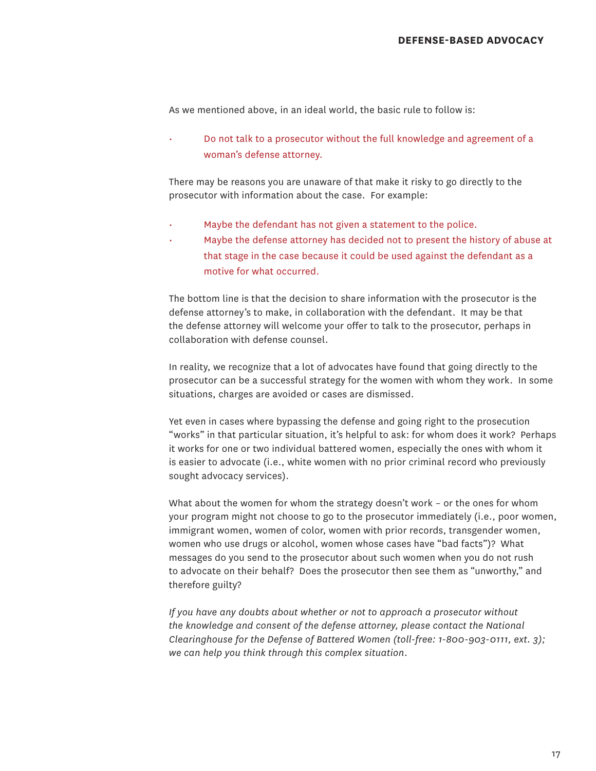As we mentioned above, in an ideal world, the basic rule to follow is:

- Do not talk to a prosecutor without the full knowledge and agreement of a woman's defense attorney.

There may be reasons you are unaware of that make it risky to go directly to the prosecutor with information about the case. For example:

- Maybe the defendant has not given a statement to the police.
- Maybe the defense attorney has decided not to present the history of abuse at that stage in the case because it could be used against the defendant as a motive for what occurred.

The bottom line is that the decision to share information with the prosecutor is the defense attorney's to make, in collaboration with the defendant. It may be that the defense attorney will welcome your offer to talk to the prosecutor, perhaps in collaboration with defense counsel.

In reality, we recognize that a lot of advocates have found that going directly to the prosecutor can be a successful strategy for the women with whom they work. In some situations, charges are avoided or cases are dismissed.

Yet even in cases where bypassing the defense and going right to the prosecution "works" in that particular situation, it's helpful to ask: for whom does it work? Perhaps it works for one or two individual battered women, especially the ones with whom it is easier to advocate (i.e., white women with no prior criminal record who previously sought advocacy services).

What about the women for whom the strategy doesn't work – or the ones for whom your program might not choose to go to the prosecutor immediately (i.e., poor women, immigrant women, women of color, women with prior records, transgender women, women who use drugs or alcohol, women whose cases have "bad facts")? What messages do you send to the prosecutor about such women when you do not rush to advocate on their behalf? Does the prosecutor then see them as "unworthy," and therefore guilty?

*If you have any doubts about whether or not to approach a prosecutor without the knowledge and consent of the defense attorney, please contact the National Clearinghouse for the Defense of Battered Women (toll-free: 1-800-903-0111, ext. 3); we can help you think through this complex situation*.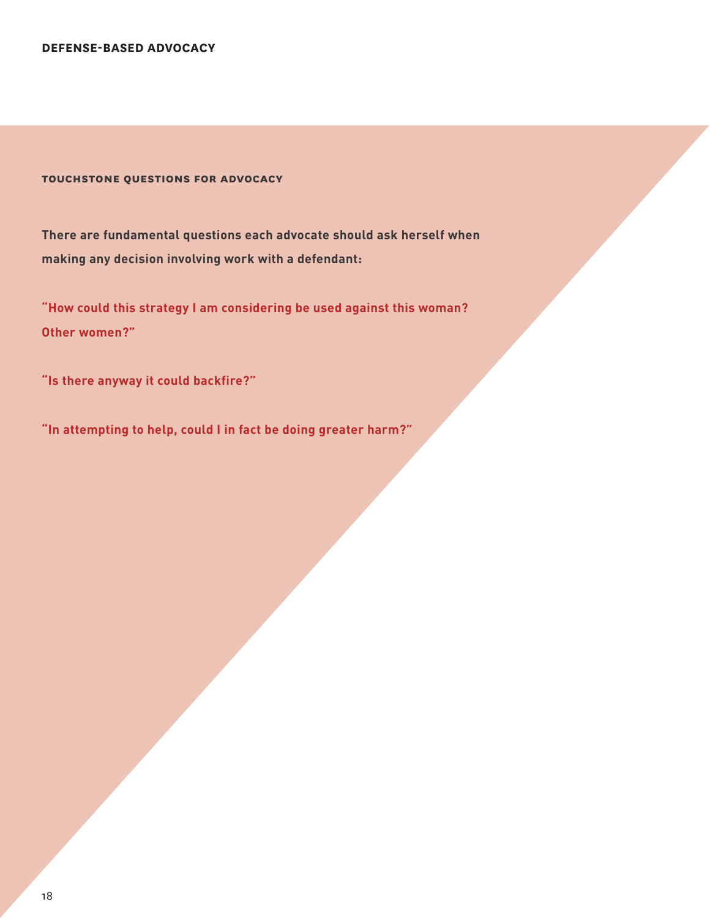## TOUCHSTONE QUESTIONS FOR ADVOCACY

**There are fundamental questions each advocate should ask herself when making any decision involving work with a defendant:**

**"How could this strategy I am considering be used against this woman? Other women?"**

**"Is there anyway it could backfire?"**

**"In attempting to help, could I in fact be doing greater harm?"**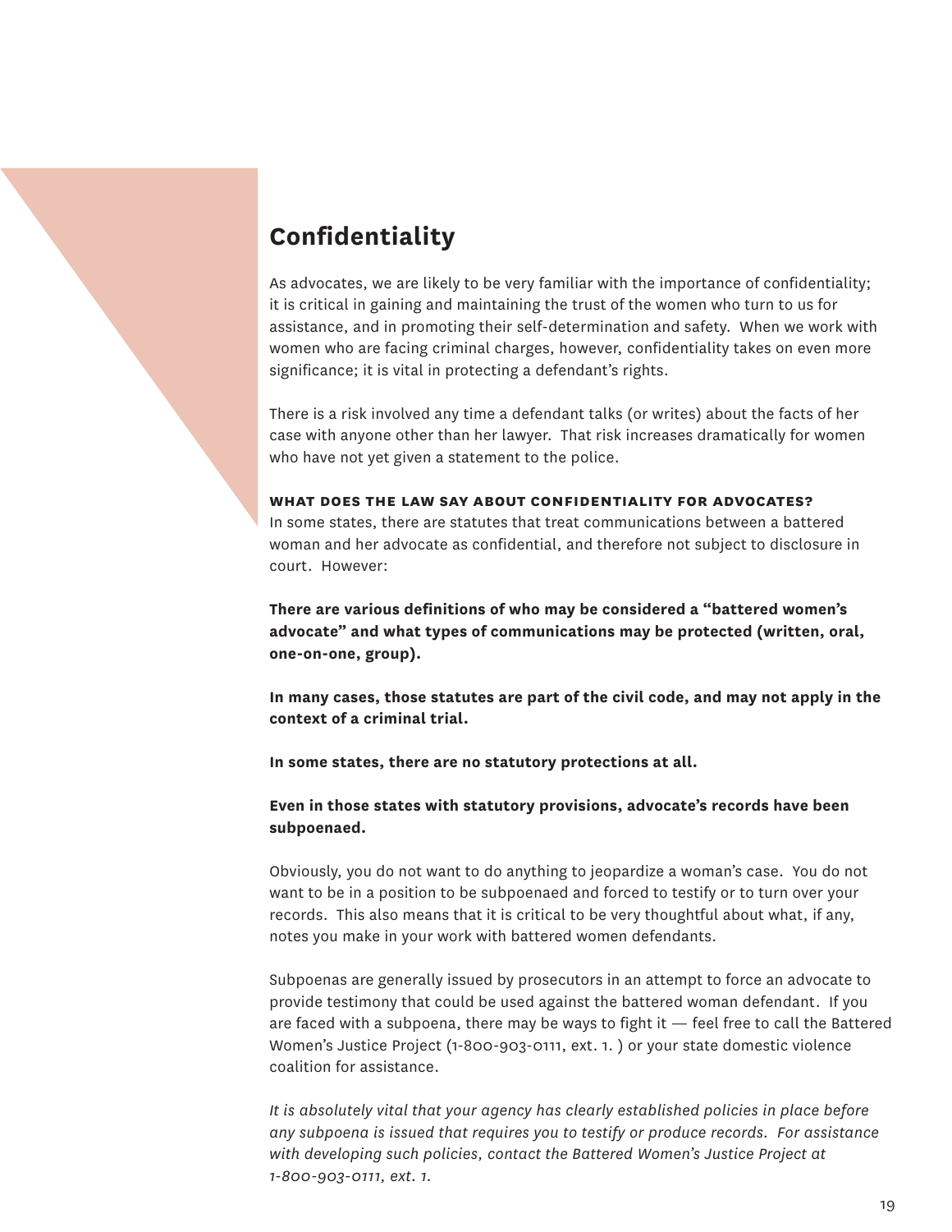## Confidentiality

As advocates, we are likely to be very familiar with the importance of confidentiality; it is critical in gaining and maintaining the trust of the women who turn to us for assistance, and in promoting their self-determination and safety. When we work with women who are facing criminal charges, however, confidentiality takes on even more significance; it is vital in protecting a defendant's rights.

There is a risk involved any time a defendant talks (or writes) about the facts of her case with anyone other than her lawyer. That risk increases dramatically for women who have not yet given a statement to the police.

### WHAT DOES THE LAW SAY ABOUT CONFIDENTIALITY FOR ADVOCATES?

In some states, there are statutes that treat communications between a battered woman and her advocate as confidential, and therefore not subject to disclosure in court. However:

**There are various definitions of who may be considered a "battered women's advocate" and what types of communications may be protected (written, oral, one-on-one, group).**

**In many cases, those statutes are part of the civil code, and may not apply in the context of a criminal trial.**

**In some states, there are no statutory protections at all.**

**Even in those states with statutory provisions, advocate's records have been subpoenaed.**

Obviously, you do not want to do anything to jeopardize a woman's case. You do not want to be in a position to be subpoenaed and forced to testify or to turn over your records. This also means that it is critical to be very thoughtful about what, if any, notes you make in your work with battered women defendants.

Subpoenas are generally issued by prosecutors in an attempt to force an advocate to provide testimony that could be used against the battered woman defendant. If you are faced with a subpoena, there may be ways to fight it — feel free to call the Battered Women's Justice Project (1-800-903-0111, ext. 1. ) or your state domestic violence coalition for assistance.

*It is absolutely vital that your agency has clearly established policies in place before any subpoena is issued that requires you to testify or produce records. For assistance with developing such policies, contact the Battered Women's Justice Project at 1-800-903-0111, ext. 1.*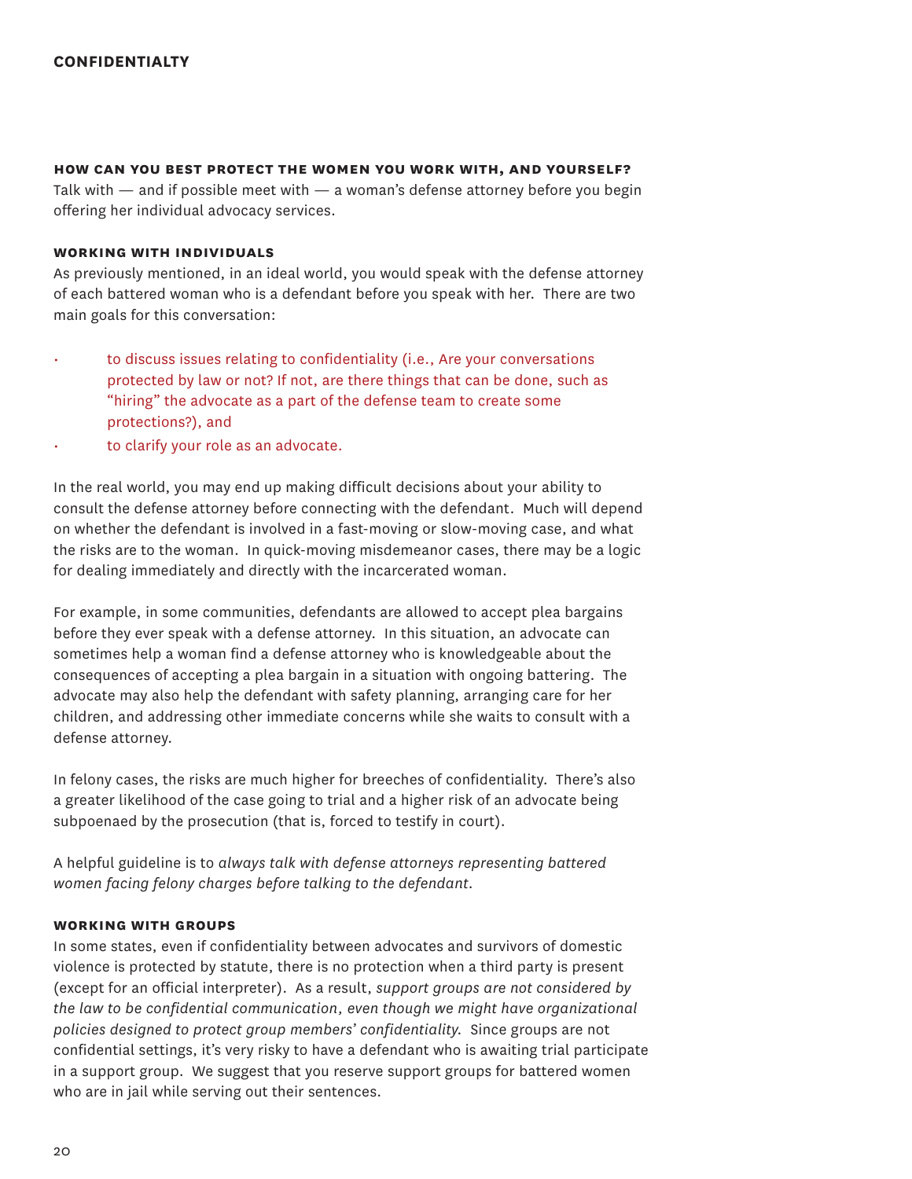## CONFIDENTIALTY

### HOW CAN YOU BEST PROTECT THE WOMEN YOU WORK WITH, AND YOURSELF?

Talk with — and if possible meet with — a woman's defense attorney before you begin offering her individual advocacy services.

### WORKING WITH INDIVIDUALS

As previously mentioned, in an ideal world, you would speak with the defense attorney of each battered woman who is a defendant before you speak with her. There are two main goals for this conversation:

- to discuss issues relating to confidentiality (i.e., Are your conversations protected by law or not? If not, are there things that can be done, such as "hiring" the advocate as a part of the defense team to create some protections?), and
- to clarify your role as an advocate.

In the real world, you may end up making difficult decisions about your ability to consult the defense attorney before connecting with the defendant. Much will depend on whether the defendant is involved in a fast-moving or slow-moving case, and what the risks are to the woman. In quick-moving misdemeanor cases, there may be a logic for dealing immediately and directly with the incarcerated woman.

For example, in some communities, defendants are allowed to accept plea bargains before they ever speak with a defense attorney. In this situation, an advocate can sometimes help a woman find a defense attorney who is knowledgeable about the consequences of accepting a plea bargain in a situation with ongoing battering. The advocate may also help the defendant with safety planning, arranging care for her children, and addressing other immediate concerns while she waits to consult with a defense attorney.

In felony cases, the risks are much higher for breeches of confidentiality. There's also a greater likelihood of the case going to trial and a higher risk of an advocate being subpoenaed by the prosecution (that is, forced to testify in court).

A helpful guideline is to *always talk with defense attorneys representing battered women facing felony charges before talking to the defendant.*

### WORKING WITH GROUPS

In some states, even if confidentiality between advocates and survivors of domestic violence is protected by statute, there is no protection when a third party is present (except for an official interpreter). As a result, *support groups are not considered by the law to be confidential communication, even though we might have organizational policies designed to protect group members' confidentiality.* Since groups are not confidential settings, it's very risky to have a defendant who is awaiting trial participate in a support group. We suggest that you reserve support groups for battered women who are in jail while serving out their sentences.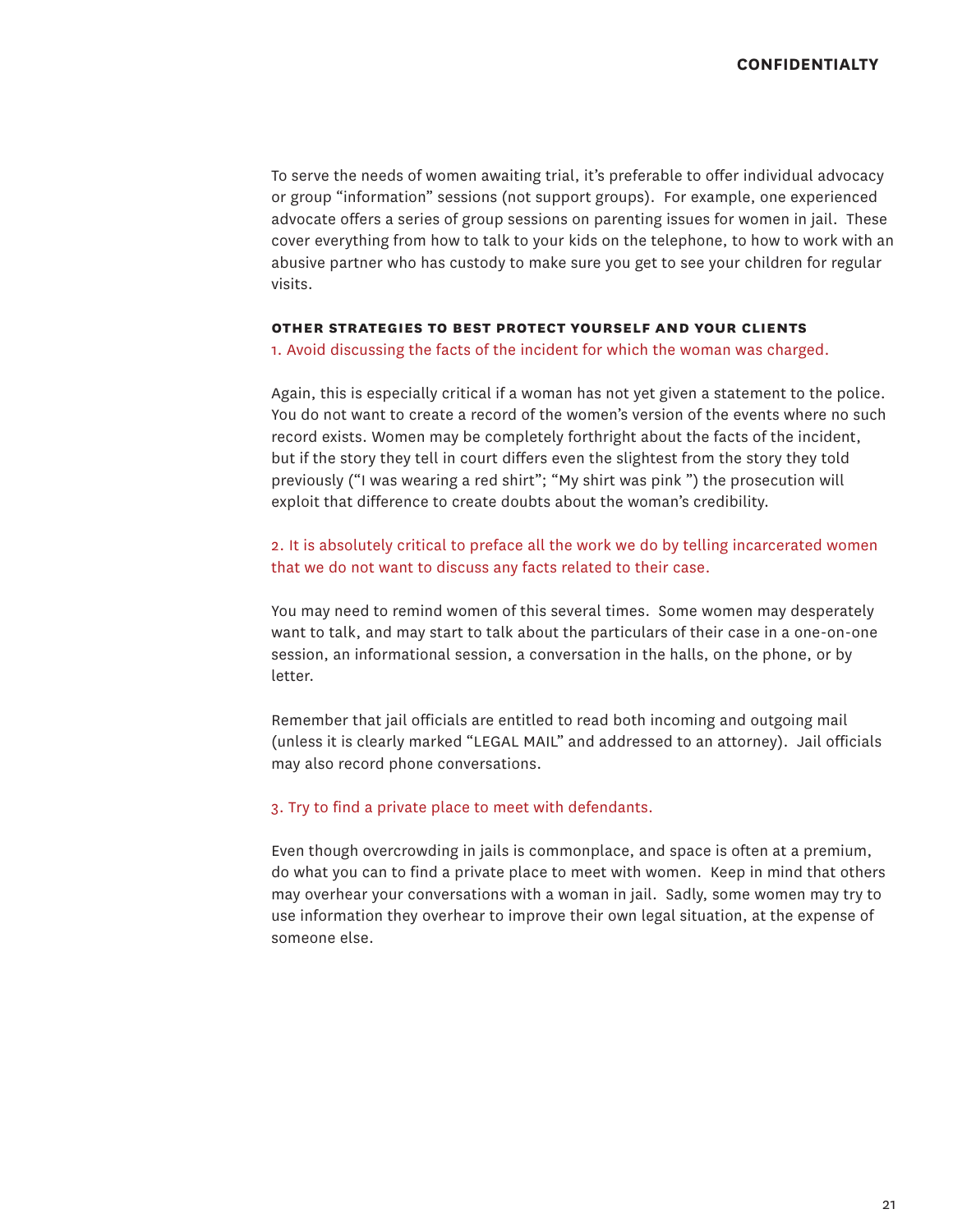To serve the needs of women awaiting trial, it's preferable to offer individual advocacy or group "information" sessions (not support groups). For example, one experienced advocate offers a series of group sessions on parenting issues for women in jail. These cover everything from how to talk to your kids on the telephone, to how to work with an abusive partner who has custody to make sure you get to see your children for regular visits.

### OTHER STRATEGIES TO BEST PROTECT YOURSELF AND YOUR CLIENTS

1. Avoid discussing the facts of the incident for which the woman was charged.

Again, this is especially critical if a woman has not yet given a statement to the police. You do not want to create a record of the women's version of the events where no such record exists. Women may be completely forthright about the facts of the incident, but if the story they tell in court differs even the slightest from the story they told previously ("I was wearing a red shirt"; "My shirt was pink ") the prosecution will exploit that difference to create doubts about the woman's credibility.

2. It is absolutely critical to preface all the work we do by telling incarcerated women that we do not want to discuss any facts related to their case.

You may need to remind women of this several times. Some women may desperately want to talk, and may start to talk about the particulars of their case in a one-on-one session, an informational session, a conversation in the halls, on the phone, or by letter.

Remember that jail officials are entitled to read both incoming and outgoing mail (unless it is clearly marked "LEGAL MAIL" and addressed to an attorney). Jail officials may also record phone conversations.

3. Try to find a private place to meet with defendants.

Even though overcrowding in jails is commonplace, and space is often at a premium, do what you can to find a private place to meet with women. Keep in mind that others may overhear your conversations with a woman in jail. Sadly, some women may try to use information they overhear to improve their own legal situation, at the expense of someone else.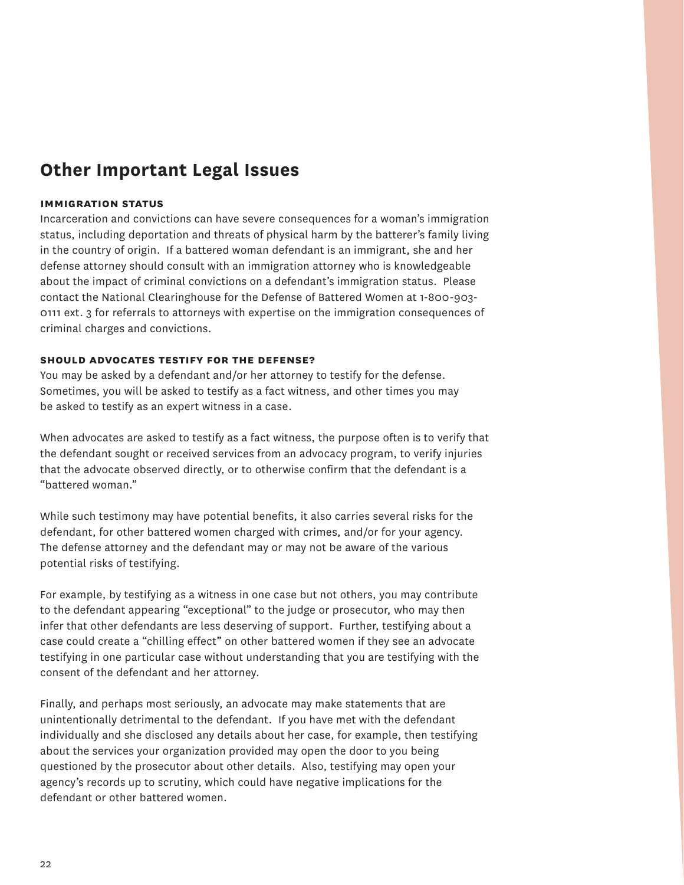## Other Important Legal Issues

### IMMIGRATION STATUS

Incarceration and convictions can have severe consequences for a woman's immigration status, including deportation and threats of physical harm by the batterer's family living in the country of origin. If a battered woman defendant is an immigrant, she and her defense attorney should consult with an immigration attorney who is knowledgeable about the impact of criminal convictions on a defendant's immigration status. Please contact the National Clearinghouse for the Defense of Battered Women at 1-800-903-0111 ext. 3 for referrals to attorneys with expertise on the immigration consequences of criminal charges and convictions.

### SHOULD ADVOCATES TESTIFY FOR THE DEFENSE?

You may be asked by a defendant and/or her attorney to testify for the defense. Sometimes, you will be asked to testify as a fact witness, and other times you may be asked to testify as an expert witness in a case.

When advocates are asked to testify as a fact witness, the purpose often is to verify that the defendant sought or received services from an advocacy program, to verify injuries that the advocate observed directly, or to otherwise confirm that the defendant is a "battered woman."

While such testimony may have potential benefits, it also carries several risks for the defendant, for other battered women charged with crimes, and/or for your agency. The defense attorney and the defendant may or may not be aware of the various potential risks of testifying.

For example, by testifying as a witness in one case but not others, you may contribute to the defendant appearing "exceptional" to the judge or prosecutor, who may then infer that other defendants are less deserving of support. Further, testifying about a case could create a "chilling effect" on other battered women if they see an advocate testifying in one particular case without understanding that you are testifying with the consent of the defendant and her attorney.

Finally, and perhaps most seriously, an advocate may make statements that are unintentionally detrimental to the defendant. If you have met with the defendant individually and she disclosed any details about her case, for example, then testifying about the services your organization provided may open the door to you being questioned by the prosecutor about other details. Also, testifying may open your agency's records up to scrutiny, which could have negative implications for the defendant or other battered women.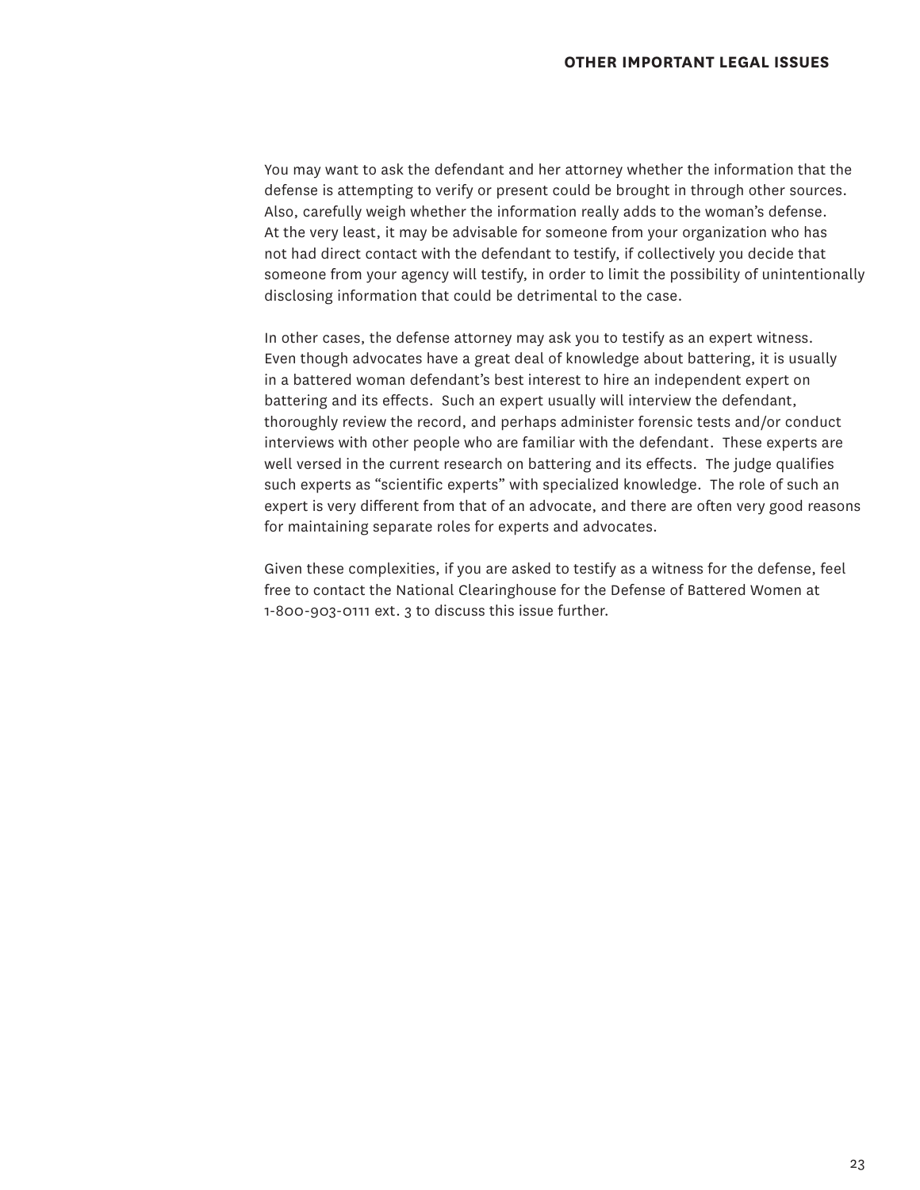You may want to ask the defendant and her attorney whether the information that the defense is attempting to verify or present could be brought in through other sources. Also, carefully weigh whether the information really adds to the woman's defense. At the very least, it may be advisable for someone from your organization who has not had direct contact with the defendant to testify, if collectively you decide that someone from your agency will testify, in order to limit the possibility of unintentionally disclosing information that could be detrimental to the case.

In other cases, the defense attorney may ask you to testify as an expert witness. Even though advocates have a great deal of knowledge about battering, it is usually in a battered woman defendant's best interest to hire an independent expert on battering and its effects. Such an expert usually will interview the defendant, thoroughly review the record, and perhaps administer forensic tests and/or conduct interviews with other people who are familiar with the defendant. These experts are well versed in the current research on battering and its effects. The judge qualifies such experts as "scientific experts" with specialized knowledge. The role of such an expert is very different from that of an advocate, and there are often very good reasons for maintaining separate roles for experts and advocates.

Given these complexities, if you are asked to testify as a witness for the defense, feel free to contact the National Clearinghouse for the Defense of Battered Women at 1-800-903-0111 ext. 3 to discuss this issue further.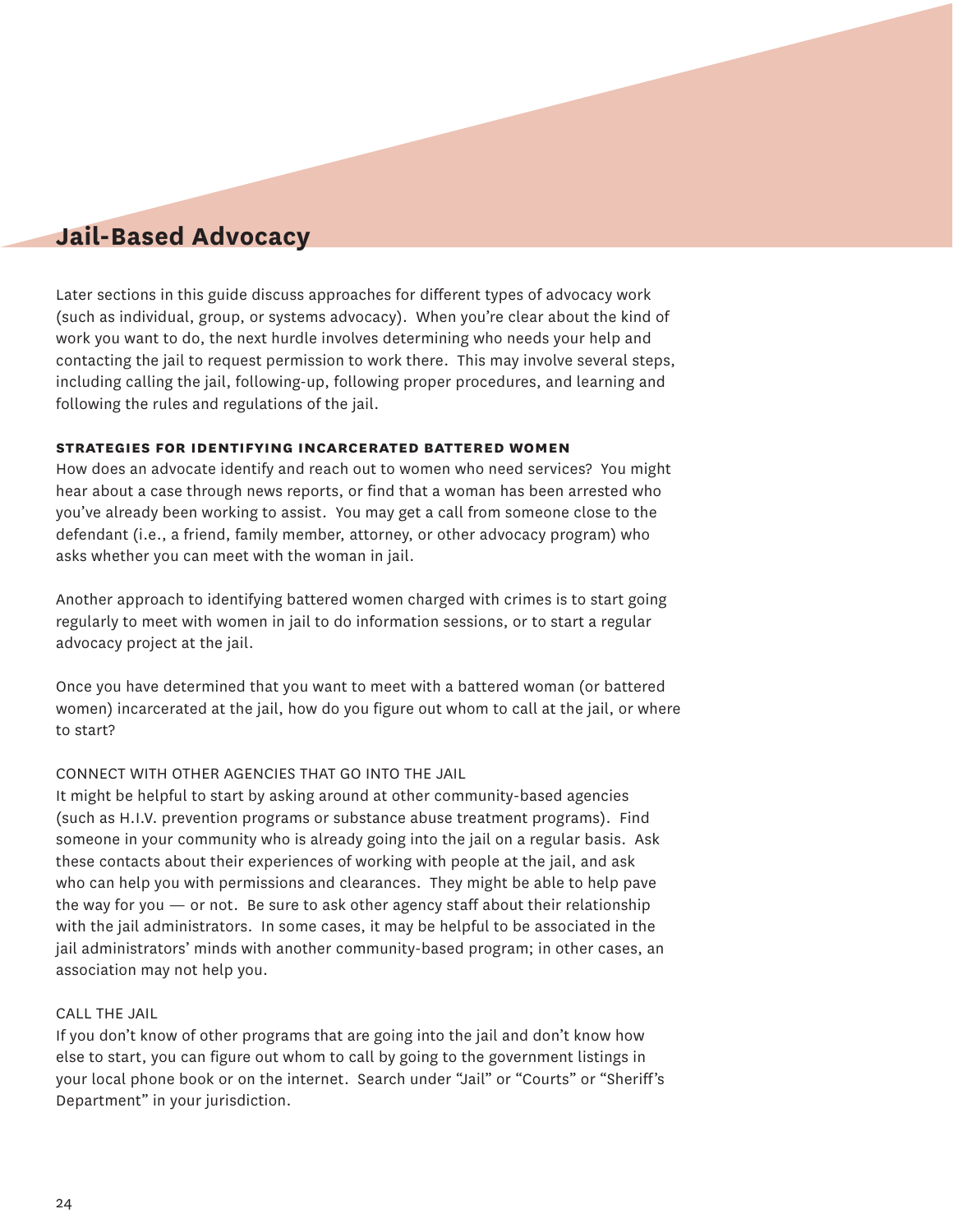# Jail-Based Advocacy

Later sections in this guide discuss approaches for different types of advocacy work (such as individual, group, or systems advocacy). When you're clear about the kind of work you want to do, the next hurdle involves determining who needs your help and contacting the jail to request permission to work there. This may involve several steps, including calling the jail, following-up, following proper procedures, and learning and following the rules and regulations of the jail.

## STRATEGIES FOR IDENTIFYING INCARCERATED BATTERED WOMEN

How does an advocate identify and reach out to women who need services? You might hear about a case through news reports, or find that a woman has been arrested who you've already been working to assist. You may get a call from someone close to the defendant (i.e., a friend, family member, attorney, or other advocacy program) who asks whether you can meet with the woman in jail.

Another approach to identifying battered women charged with crimes is to start going regularly to meet with women in jail to do information sessions, or to start a regular advocacy project at the jail.

Once you have determined that you want to meet with a battered woman (or battered women) incarcerated at the jail, how do you figure out whom to call at the jail, or where to start?

### CONNECT WITH OTHER AGENCIES THAT GO INTO THE JAIL

It might be helpful to start by asking around at other community-based agencies (such as H.I.V. prevention programs or substance abuse treatment programs). Find someone in your community who is already going into the jail on a regular basis. Ask these contacts about their experiences of working with people at the jail, and ask who can help you with permissions and clearances. They might be able to help pave the way for you — or not. Be sure to ask other agency staff about their relationship with the jail administrators. In some cases, it may be helpful to be associated in the jail administrators' minds with another community-based program; in other cases, an association may not help you.

### CALL THE JAIL

If you don't know of other programs that are going into the jail and don't know how else to start, you can figure out whom to call by going to the government listings in your local phone book or on the internet. Search under "Jail" or "Courts" or "Sheriff's Department" in your jurisdiction.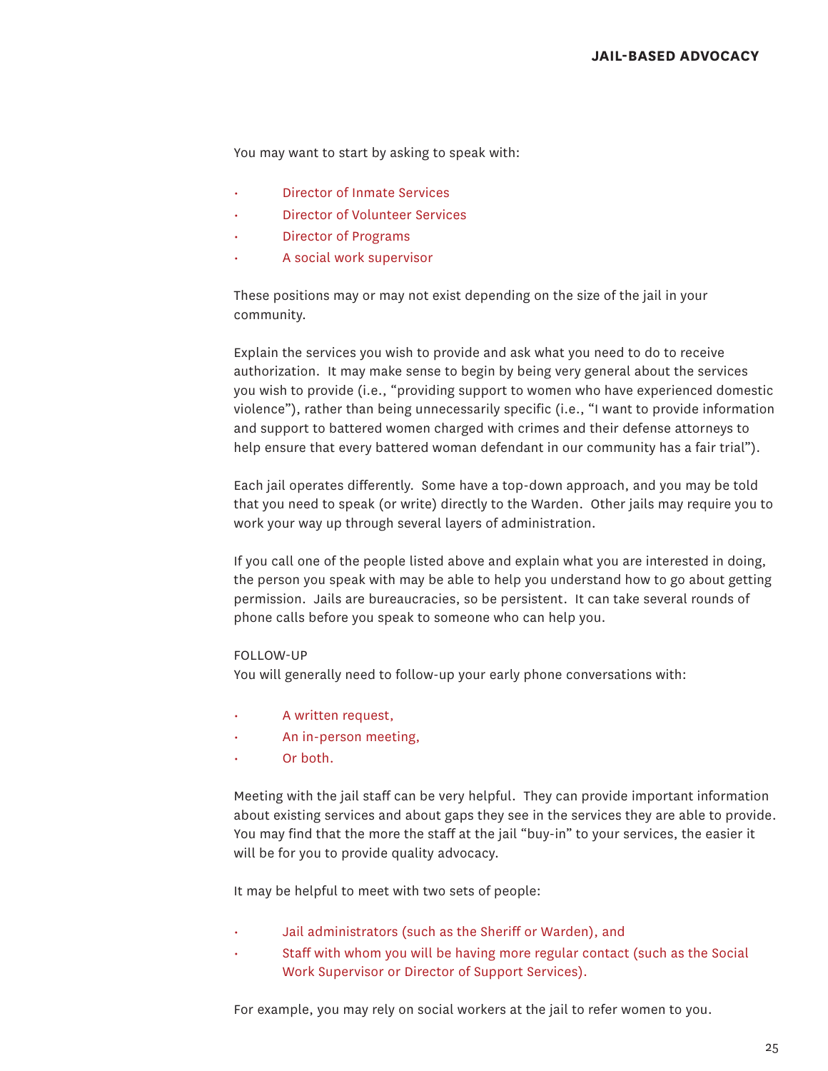You may want to start by asking to speak with:

- Director of Inmate Services
- Director of Volunteer Services
- Director of Programs
- A social work supervisor

These positions may or may not exist depending on the size of the jail in your community.

Explain the services you wish to provide and ask what you need to do to receive authorization. It may make sense to begin by being very general about the services you wish to provide (i.e., "providing support to women who have experienced domestic violence"), rather than being unnecessarily specific (i.e., "I want to provide information and support to battered women charged with crimes and their defense attorneys to help ensure that every battered woman defendant in our community has a fair trial").

Each jail operates differently. Some have a top-down approach, and you may be told that you need to speak (or write) directly to the Warden. Other jails may require you to work your way up through several layers of administration.

If you call one of the people listed above and explain what you are interested in doing, the person you speak with may be able to help you understand how to go about getting permission. Jails are bureaucracies, so be persistent. It can take several rounds of phone calls before you speak to someone who can help you.

FOLLOW-UP

You will generally need to follow-up your early phone conversations with:

- A written request,
- An in-person meeting,
- Or both.

Meeting with the jail staff can be very helpful. They can provide important information about existing services and about gaps they see in the services they are able to provide. You may find that the more the staff at the jail "buy-in" to your services, the easier it will be for you to provide quality advocacy.

It may be helpful to meet with two sets of people:

- Jail administrators (such as the Sheriff or Warden), and
- Staff with whom you will be having more regular contact (such as the Social Work Supervisor or Director of Support Services).

For example, you may rely on social workers at the jail to refer women to you.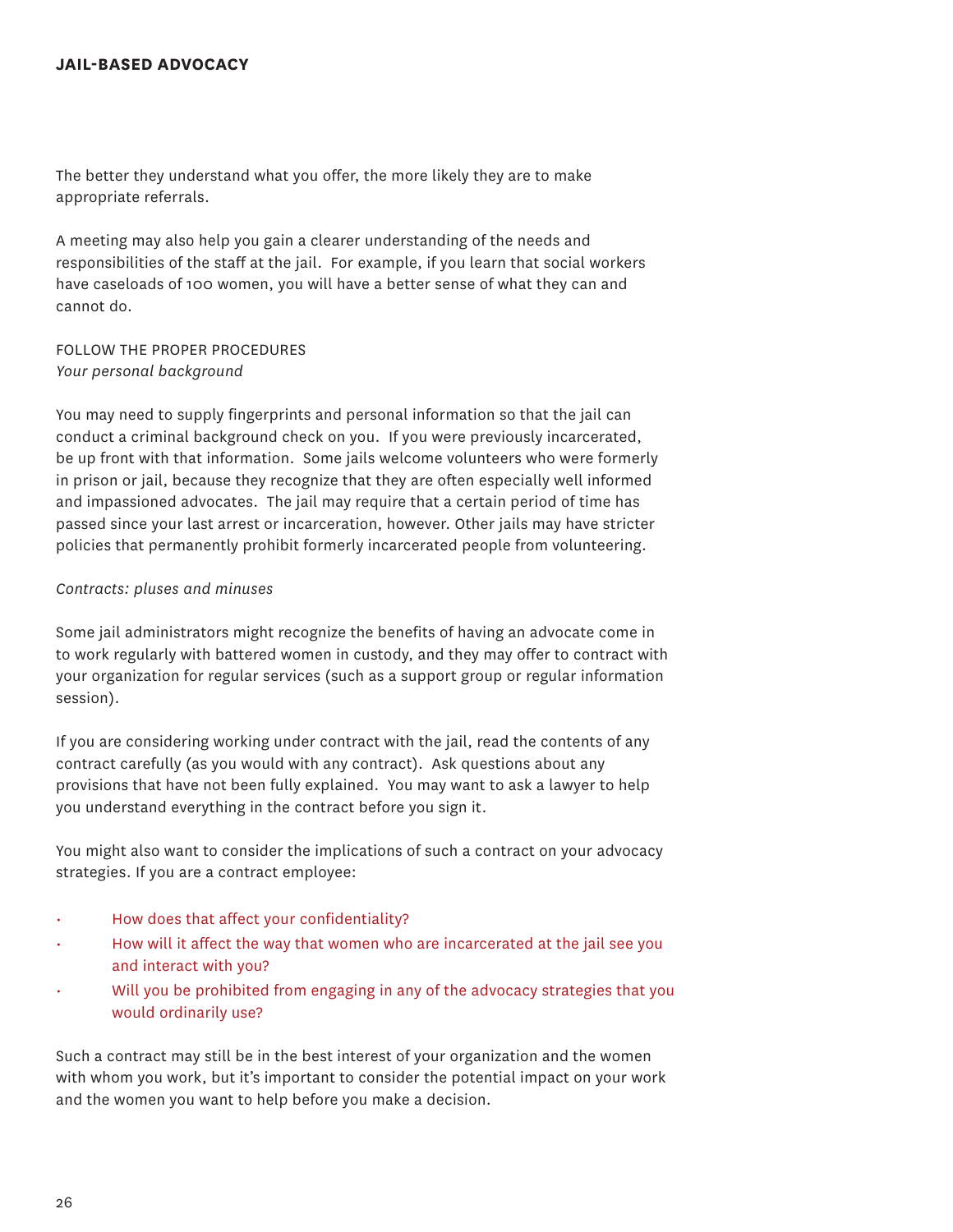The better they understand what you offer, the more likely they are to make appropriate referrals.

A meeting may also help you gain a clearer understanding of the needs and responsibilities of the staff at the jail. For example, if you learn that social workers have caseloads of 100 women, you will have a better sense of what they can and cannot do.

## FOLLOW THE PROPER PROCEDURES

### *Your personal background*

You may need to supply fingerprints and personal information so that the jail can conduct a criminal background check on you. If you were previously incarcerated, be up front with that information. Some jails welcome volunteers who were formerly in prison or jail, because they recognize that they are often especially well informed and impassioned advocates. The jail may require that a certain period of time has passed since your last arrest or incarceration, however. Other jails may have stricter policies that permanently prohibit formerly incarcerated people from volunteering.

### *Contracts: pluses and minuses*

Some jail administrators might recognize the benefits of having an advocate come in to work regularly with battered women in custody, and they may offer to contract with your organization for regular services (such as a support group or regular information session).

If you are considering working under contract with the jail, read the contents of any contract carefully (as you would with any contract). Ask questions about any provisions that have not been fully explained. You may want to ask a lawyer to help you understand everything in the contract before you sign it.

You might also want to consider the implications of such a contract on your advocacy strategies. If you are a contract employee:

- How does that affect your confidentiality?
- How will it affect the way that women who are incarcerated at the jail see you and interact with you?
- Will you be prohibited from engaging in any of the advocacy strategies that you would ordinarily use?

Such a contract may still be in the best interest of your organization and the women with whom you work, but it's important to consider the potential impact on your work and the women you want to help before you make a decision.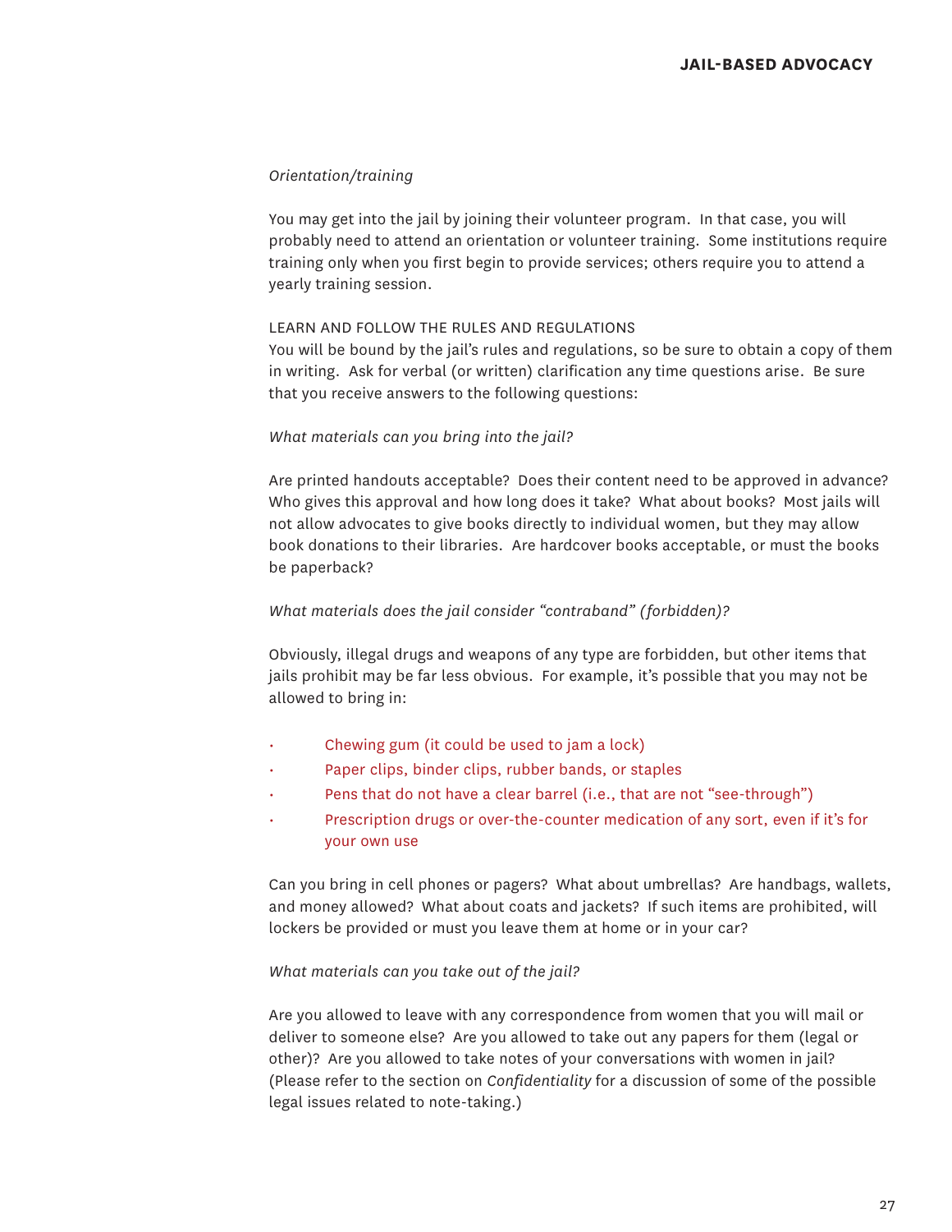*Orientation/training*

You may get into the jail by joining their volunteer program. In that case, you will probably need to attend an orientation or volunteer training. Some institutions require training only when you first begin to provide services; others require you to attend a yearly training session.

LEARN AND FOLLOW THE RULES AND REGULATIONS

You will be bound by the jail's rules and regulations, so be sure to obtain a copy of them in writing. Ask for verbal (or written) clarification any time questions arise. Be sure that you receive answers to the following questions:

*What materials can you bring into the jail?*

Are printed handouts acceptable? Does their content need to be approved in advance? Who gives this approval and how long does it take? What about books? Most jails will not allow advocates to give books directly to individual women, but they may allow book donations to their libraries. Are hardcover books acceptable, or must the books be paperback?

*What materials does the jail consider "contraband" (forbidden)?*

Obviously, illegal drugs and weapons of any type are forbidden, but other items that jails prohibit may be far less obvious. For example, it's possible that you may not be allowed to bring in:

- Chewing gum (it could be used to jam a lock)
- Paper clips, binder clips, rubber bands, or staples
- Pens that do not have a clear barrel (i.e., that are not "see-through")
- Prescription drugs or over-the-counter medication of any sort, even if it's for your own use

Can you bring in cell phones or pagers? What about umbrellas? Are handbags, wallets, and money allowed? What about coats and jackets? If such items are prohibited, will lockers be provided or must you leave them at home or in your car?

*What materials can you take out of the jail?*

Are you allowed to leave with any correspondence from women that you will mail or deliver to someone else? Are you allowed to take out any papers for them (legal or other)? Are you allowed to take notes of your conversations with women in jail? (Please refer to the section on *Confidentiality* for a discussion of some of the possible legal issues related to note-taking.)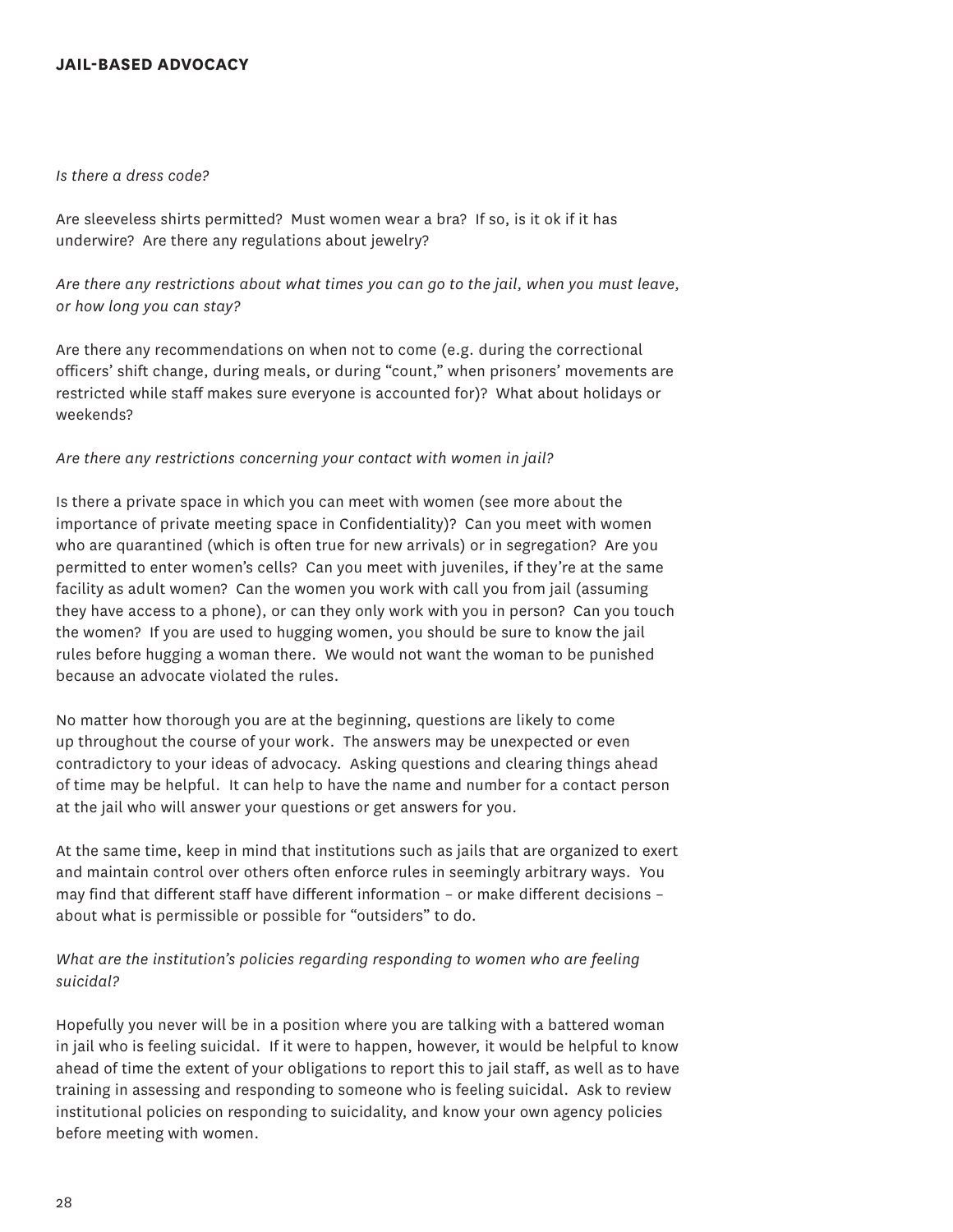*Is there a dress code?*

Are sleeveless shirts permitted? Must women wear a bra? If so, is it ok if it has underwire? Are there any regulations about jewelry?

*Are there any restrictions about what times you can go to the jail, when you must leave, or how long you can stay?*

Are there any recommendations on when not to come (e.g. during the correctional officers' shift change, during meals, or during "count," when prisoners' movements are restricted while staff makes sure everyone is accounted for)? What about holidays or weekends?

*Are there any restrictions concerning your contact with women in jail?*

Is there a private space in which you can meet with women (see more about the importance of private meeting space in Confidentiality)? Can you meet with women who are quarantined (which is often true for new arrivals) or in segregation? Are you permitted to enter women's cells? Can you meet with juveniles, if they're at the same facility as adult women? Can the women you work with call you from jail (assuming they have access to a phone), or can they only work with you in person? Can you touch the women? If you are used to hugging women, you should be sure to know the jail rules before hugging a woman there. We would not want the woman to be punished because an advocate violated the rules.

No matter how thorough you are at the beginning, questions are likely to come up throughout the course of your work. The answers may be unexpected or even contradictory to your ideas of advocacy. Asking questions and clearing things ahead of time may be helpful. It can help to have the name and number for a contact person at the jail who will answer your questions or get answers for you.

At the same time, keep in mind that institutions such as jails that are organized to exert and maintain control over others often enforce rules in seemingly arbitrary ways. You may find that different staff have different information – or make different decisions – about what is permissible or possible for "outsiders" to do.

*What are the institution's policies regarding responding to women who are feeling suicidal?*

Hopefully you never will be in a position where you are talking with a battered woman in jail who is feeling suicidal. If it were to happen, however, it would be helpful to know ahead of time the extent of your obligations to report this to jail staff, as well as to have training in assessing and responding to someone who is feeling suicidal. Ask to review institutional policies on responding to suicidality, and know your own agency policies before meeting with women.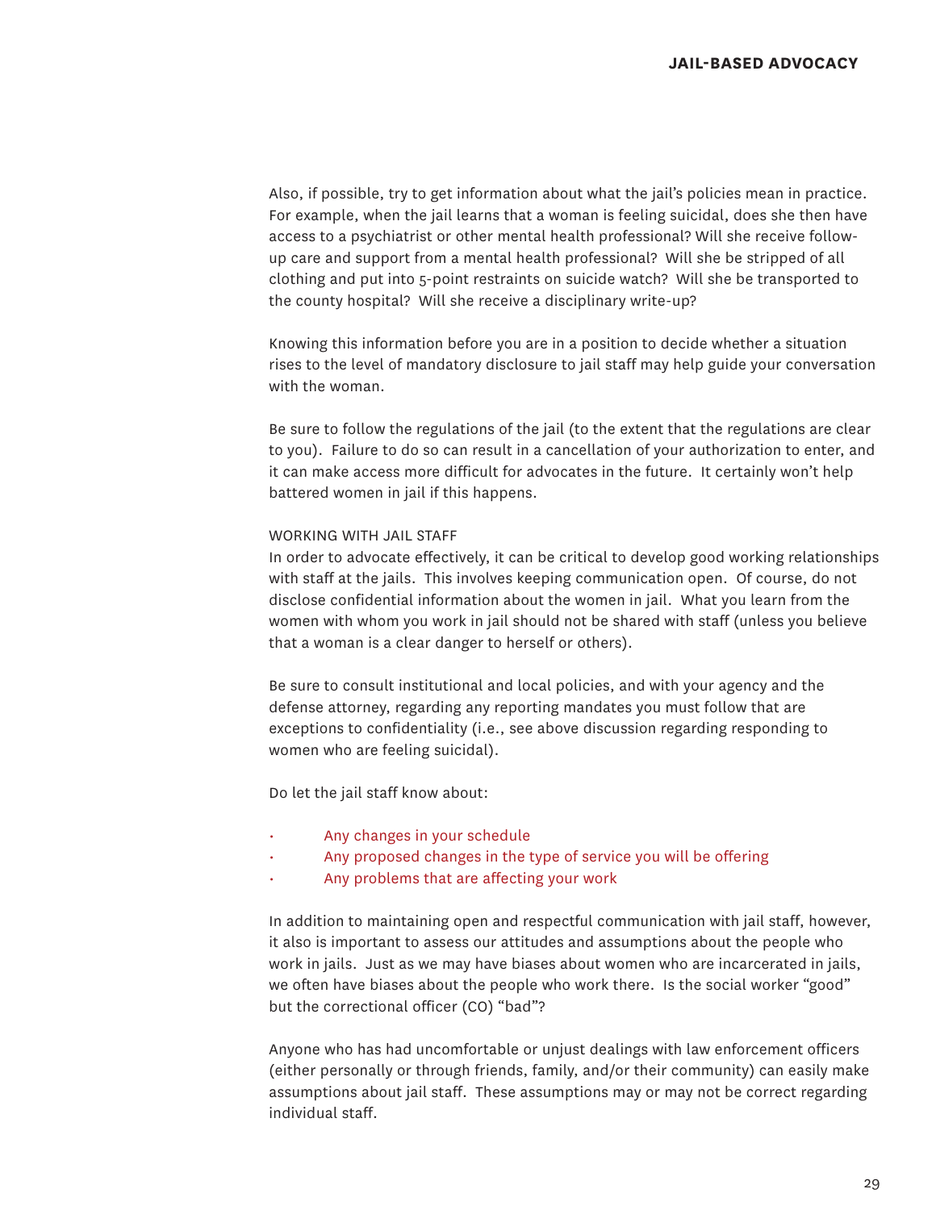Also, if possible, try to get information about what the jail's policies mean in practice. For example, when the jail learns that a woman is feeling suicidal, does she then have access to a psychiatrist or other mental health professional? Will she receive follow-up care and support from a mental health professional? Will she be stripped of all clothing and put into 5-point restraints on suicide watch? Will she be transported to the county hospital? Will she receive a disciplinary write-up?

Knowing this information before you are in a position to decide whether a situation rises to the level of mandatory disclosure to jail staff may help guide your conversation with the woman.

Be sure to follow the regulations of the jail (to the extent that the regulations are clear to you). Failure to do so can result in a cancellation of your authorization to enter, and it can make access more difficult for advocates in the future. It certainly won't help battered women in jail if this happens.

### WORKING WITH JAIL STAFF

In order to advocate effectively, it can be critical to develop good working relationships with staff at the jails. This involves keeping communication open. Of course, do not disclose confidential information about the women in jail. What you learn from the women with whom you work in jail should not be shared with staff (unless you believe that a woman is a clear danger to herself or others).

Be sure to consult institutional and local policies, and with your agency and the defense attorney, regarding any reporting mandates you must follow that are exceptions to confidentiality (i.e., see above discussion regarding responding to women who are feeling suicidal).

Do let the jail staff know about:

- Any changes in your schedule
- Any proposed changes in the type of service you will be offering
- Any problems that are affecting your work

In addition to maintaining open and respectful communication with jail staff, however, it also is important to assess our attitudes and assumptions about the people who work in jails. Just as we may have biases about women who are incarcerated in jails, we often have biases about the people who work there. Is the social worker "good" but the correctional officer (CO) "bad"?

Anyone who has had uncomfortable or unjust dealings with law enforcement officers (either personally or through friends, family, and/or their community) can easily make assumptions about jail staff. These assumptions may or may not be correct regarding individual staff.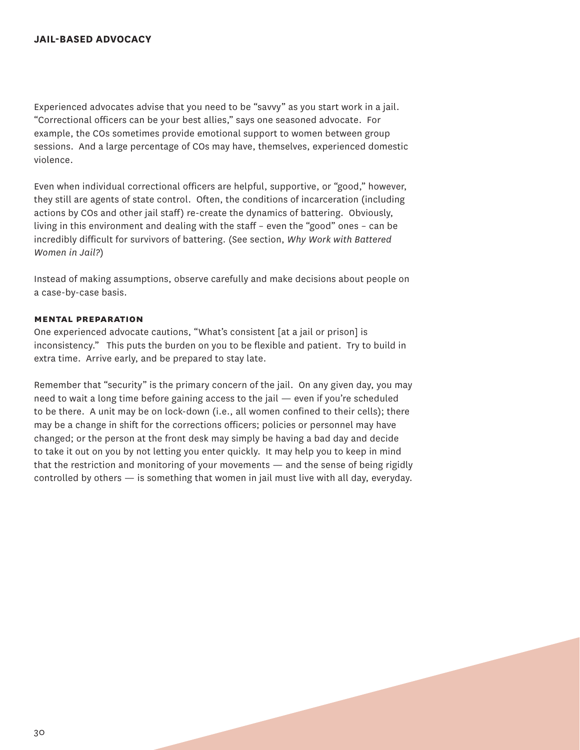Experienced advocates advise that you need to be "savvy" as you start work in a jail. "Correctional officers can be your best allies," says one seasoned advocate. For example, the COs sometimes provide emotional support to women between group sessions. And a large percentage of COs may have, themselves, experienced domestic violence.

Even when individual correctional officers are helpful, supportive, or "good," however, they still are agents of state control. Often, the conditions of incarceration (including actions by COs and other jail staff) re-create the dynamics of battering. Obviously, living in this environment and dealing with the staff – even the "good" ones – can be incredibly difficult for survivors of battering. (See section, *Why Work with Battered Women in Jail?*)

Instead of making assumptions, observe carefully and make decisions about people on a case-by-case basis.

#### MENTAL PREPARATION

One experienced advocate cautions, "What's consistent [at a jail or prison] is inconsistency." This puts the burden on you to be flexible and patient. Try to build in extra time. Arrive early, and be prepared to stay late.

Remember that "security" is the primary concern of the jail. On any given day, you may need to wait a long time before gaining access to the jail — even if you're scheduled to be there. A unit may be on lock-down (i.e., all women confined to their cells); there may be a change in shift for the corrections officers; policies or personnel may have changed; or the person at the front desk may simply be having a bad day and decide to take it out on you by not letting you enter quickly. It may help you to keep in mind that the restriction and monitoring of your movements — and the sense of being rigidly controlled by others — is something that women in jail must live with all day, everyday.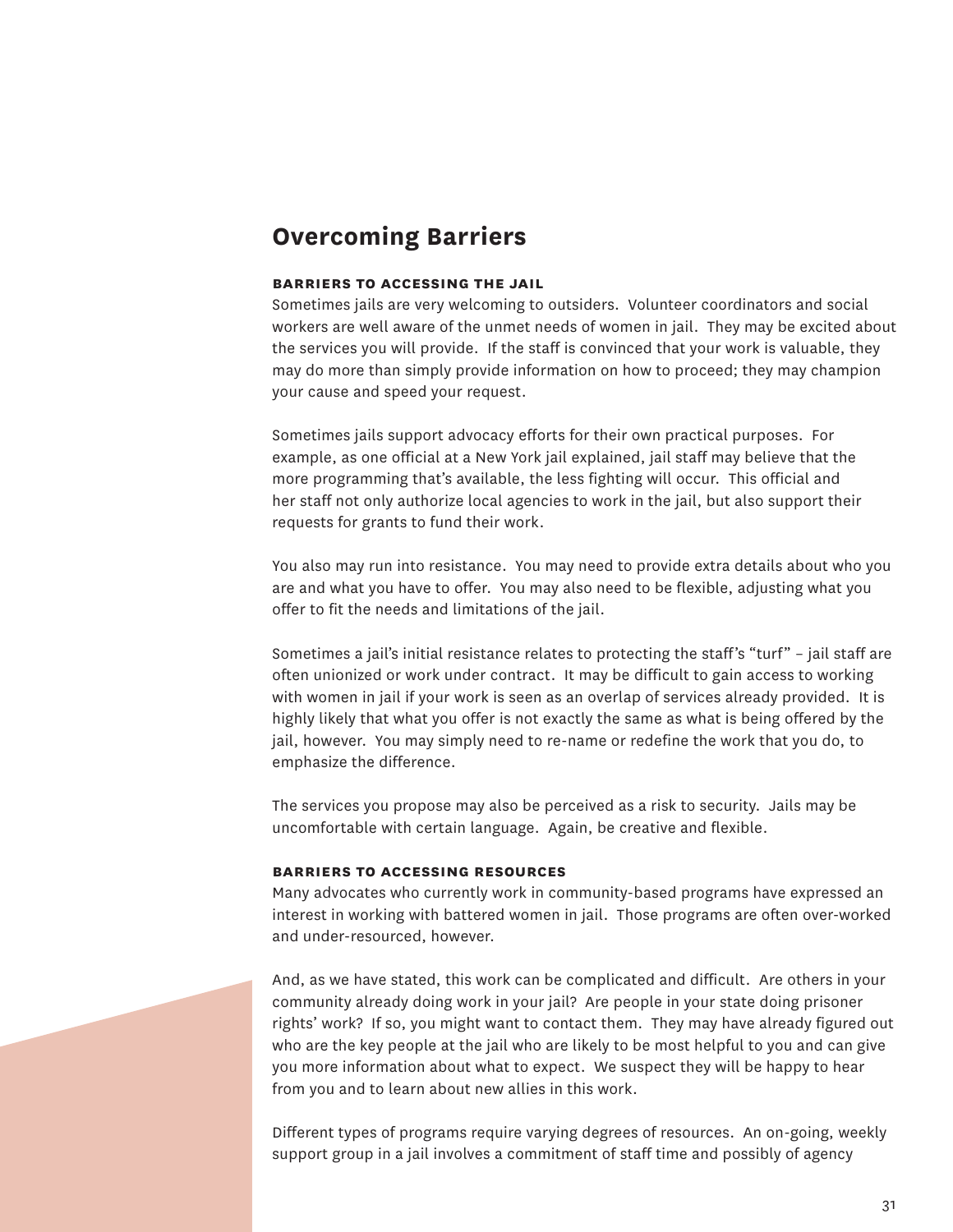## Overcoming Barriers

### BARRIERS TO ACCESSING THE JAIL

Sometimes jails are very welcoming to outsiders. Volunteer coordinators and social workers are well aware of the unmet needs of women in jail. They may be excited about the services you will provide. If the staff is convinced that your work is valuable, they may do more than simply provide information on how to proceed; they may champion your cause and speed your request.

Sometimes jails support advocacy efforts for their own practical purposes. For example, as one official at a New York jail explained, jail staff may believe that the more programming that's available, the less fighting will occur. This official and her staff not only authorize local agencies to work in the jail, but also support their requests for grants to fund their work.

You also may run into resistance. You may need to provide extra details about who you are and what you have to offer. You may also need to be flexible, adjusting what you offer to fit the needs and limitations of the jail.

Sometimes a jail's initial resistance relates to protecting the staff's "turf" – jail staff are often unionized or work under contract. It may be difficult to gain access to working with women in jail if your work is seen as an overlap of services already provided. It is highly likely that what you offer is not exactly the same as what is being offered by the jail, however. You may simply need to re-name or redefine the work that you do, to emphasize the difference.

The services you propose may also be perceived as a risk to security. Jails may be uncomfortable with certain language. Again, be creative and flexible.

### BARRIERS TO ACCESSING RESOURCES

Many advocates who currently work in community-based programs have expressed an interest in working with battered women in jail. Those programs are often over-worked and under-resourced, however.

And, as we have stated, this work can be complicated and difficult. Are others in your community already doing work in your jail? Are people in your state doing prisoner rights' work? If so, you might want to contact them. They may have already figured out who are the key people at the jail who are likely to be most helpful to you and can give you more information about what to expect. We suspect they will be happy to hear from you and to learn about new allies in this work.

Different types of programs require varying degrees of resources. An on-going, weekly support group in a jail involves a commitment of staff time and possibly of agency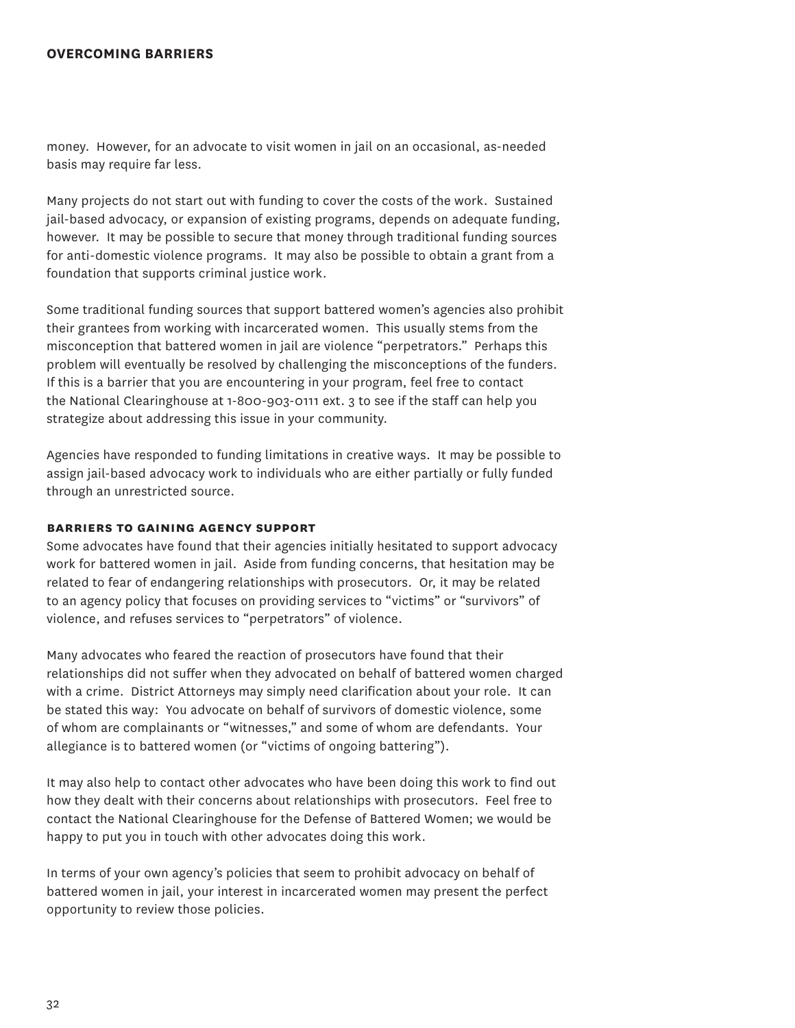money. However, for an advocate to visit women in jail on an occasional, as-needed basis may require far less.

Many projects do not start out with funding to cover the costs of the work. Sustained jail-based advocacy, or expansion of existing programs, depends on adequate funding, however. It may be possible to secure that money through traditional funding sources for anti-domestic violence programs. It may also be possible to obtain a grant from a foundation that supports criminal justice work.

Some traditional funding sources that support battered women's agencies also prohibit their grantees from working with incarcerated women. This usually stems from the misconception that battered women in jail are violence "perpetrators." Perhaps this problem will eventually be resolved by challenging the misconceptions of the funders. If this is a barrier that you are encountering in your program, feel free to contact the National Clearinghouse at 1-800-903-0111 ext. 3 to see if the staff can help you strategize about addressing this issue in your community.

Agencies have responded to funding limitations in creative ways. It may be possible to assign jail-based advocacy work to individuals who are either partially or fully funded through an unrestricted source.

### BARRIERS TO GAINING AGENCY SUPPORT

Some advocates have found that their agencies initially hesitated to support advocacy work for battered women in jail. Aside from funding concerns, that hesitation may be related to fear of endangering relationships with prosecutors. Or, it may be related to an agency policy that focuses on providing services to "victims" or "survivors" of violence, and refuses services to "perpetrators" of violence.

Many advocates who feared the reaction of prosecutors have found that their relationships did not suffer when they advocated on behalf of battered women charged with a crime. District Attorneys may simply need clarification about your role. It can be stated this way: You advocate on behalf of survivors of domestic violence, some of whom are complainants or "witnesses," and some of whom are defendants. Your allegiance is to battered women (or "victims of ongoing battering").

It may also help to contact other advocates who have been doing this work to find out how they dealt with their concerns about relationships with prosecutors. Feel free to contact the National Clearinghouse for the Defense of Battered Women; we would be happy to put you in touch with other advocates doing this work.

In terms of your own agency's policies that seem to prohibit advocacy on behalf of battered women in jail, your interest in incarcerated women may present the perfect opportunity to review those policies.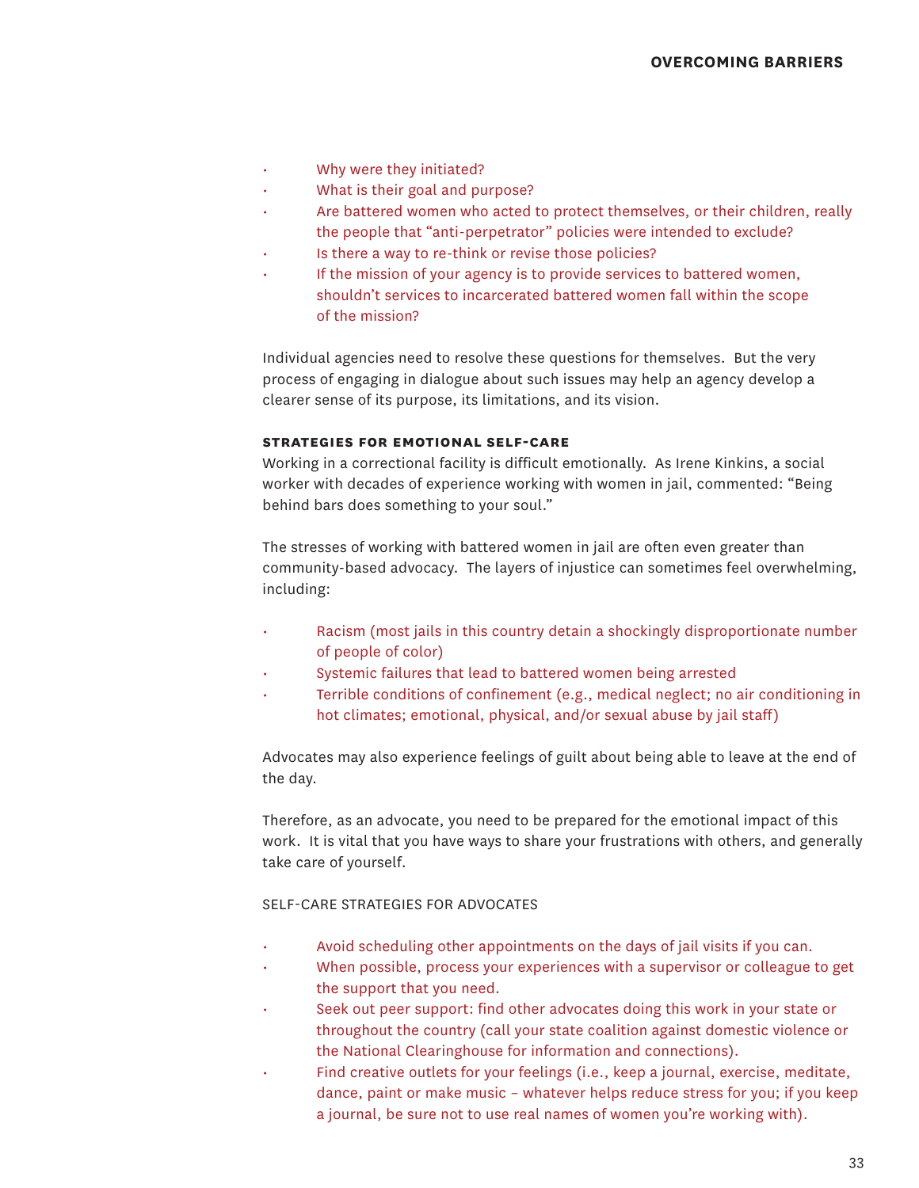- Why were they initiated?
- What is their goal and purpose?
- Are battered women who acted to protect themselves, or their children, really the people that "anti-perpetrator" policies were intended to exclude?
- Is there a way to re-think or revise those policies?
- If the mission of your agency is to provide services to battered women, shouldn't services to incarcerated battered women fall within the scope of the mission?

Individual agencies need to resolve these questions for themselves. But the very process of engaging in dialogue about such issues may help an agency develop a clearer sense of its purpose, its limitations, and its vision.

### STRATEGIES FOR EMOTIONAL SELF-CARE

Working in a correctional facility is difficult emotionally. As Irene Kinkins, a social worker with decades of experience working with women in jail, commented: "Being behind bars does something to your soul."

The stresses of working with battered women in jail are often even greater than community-based advocacy. The layers of injustice can sometimes feel overwhelming, including:

- Racism (most jails in this country detain a shockingly disproportionate number of people of color)
- Systemic failures that lead to battered women being arrested
- Terrible conditions of confinement (e.g., medical neglect; no air conditioning in hot climates; emotional, physical, and/or sexual abuse by jail staff)

Advocates may also experience feelings of guilt about being able to leave at the end of the day.

Therefore, as an advocate, you need to be prepared for the emotional impact of this work. It is vital that you have ways to share your frustrations with others, and generally take care of yourself.

#### SELF-CARE STRATEGIES FOR ADVOCATES

- Avoid scheduling other appointments on the days of jail visits if you can.
- When possible, process your experiences with a supervisor or colleague to get the support that you need.
- Seek out peer support: find other advocates doing this work in your state or throughout the country (call your state coalition against domestic violence or the National Clearinghouse for information and connections).
- Find creative outlets for your feelings (i.e., keep a journal, exercise, meditate, dance, paint or make music – whatever helps reduce stress for you; if you keep a journal, be sure not to use real names of women you're working with).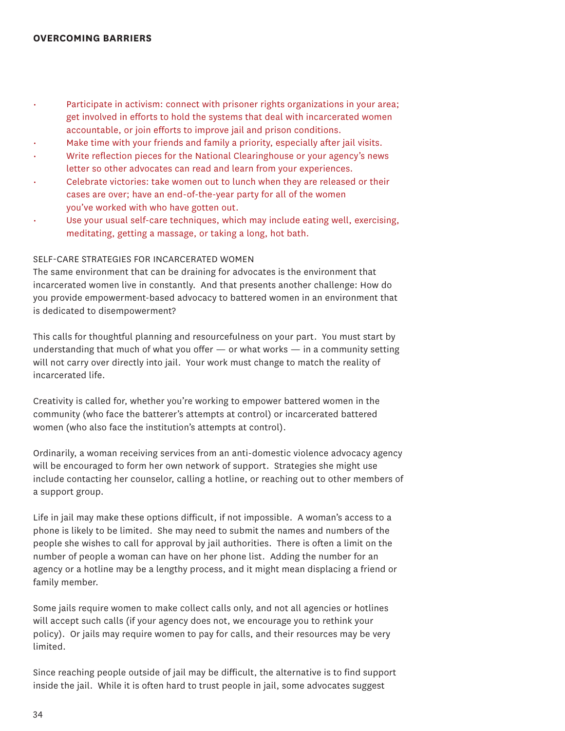- Participate in activism: connect with prisoner rights organizations in your area; get involved in efforts to hold the systems that deal with incarcerated women accountable, or join efforts to improve jail and prison conditions.
- Make time with your friends and family a priority, especially after jail visits.
- Write reflection pieces for the National Clearinghouse or your agency's news letter so other advocates can read and learn from your experiences.
- Celebrate victories: take women out to lunch when they are released or their cases are over; have an end-of-the-year party for all of the women you've worked with who have gotten out.
- Use your usual self-care techniques, which may include eating well, exercising, meditating, getting a massage, or taking a long, hot bath.

### SELF-CARE STRATEGIES FOR INCARCERATED WOMEN

The same environment that can be draining for advocates is the environment that incarcerated women live in constantly. And that presents another challenge: How do you provide empowerment-based advocacy to battered women in an environment that is dedicated to disempowerment?

This calls for thoughtful planning and resourcefulness on your part. You must start by understanding that much of what you offer — or what works — in a community setting will not carry over directly into jail. Your work must change to match the reality of incarcerated life.

Creativity is called for, whether you're working to empower battered women in the community (who face the batterer's attempts at control) or incarcerated battered women (who also face the institution's attempts at control).

Ordinarily, a woman receiving services from an anti-domestic violence advocacy agency will be encouraged to form her own network of support. Strategies she might use include contacting her counselor, calling a hotline, or reaching out to other members of a support group.

Life in jail may make these options difficult, if not impossible. A woman's access to a phone is likely to be limited. She may need to submit the names and numbers of the people she wishes to call for approval by jail authorities. There is often a limit on the number of people a woman can have on her phone list. Adding the number for an agency or a hotline may be a lengthy process, and it might mean displacing a friend or family member.

Some jails require women to make collect calls only, and not all agencies or hotlines will accept such calls (if your agency does not, we encourage you to rethink your policy). Or jails may require women to pay for calls, and their resources may be very limited.

Since reaching people outside of jail may be difficult, the alternative is to find support inside the jail. While it is often hard to trust people in jail, some advocates suggest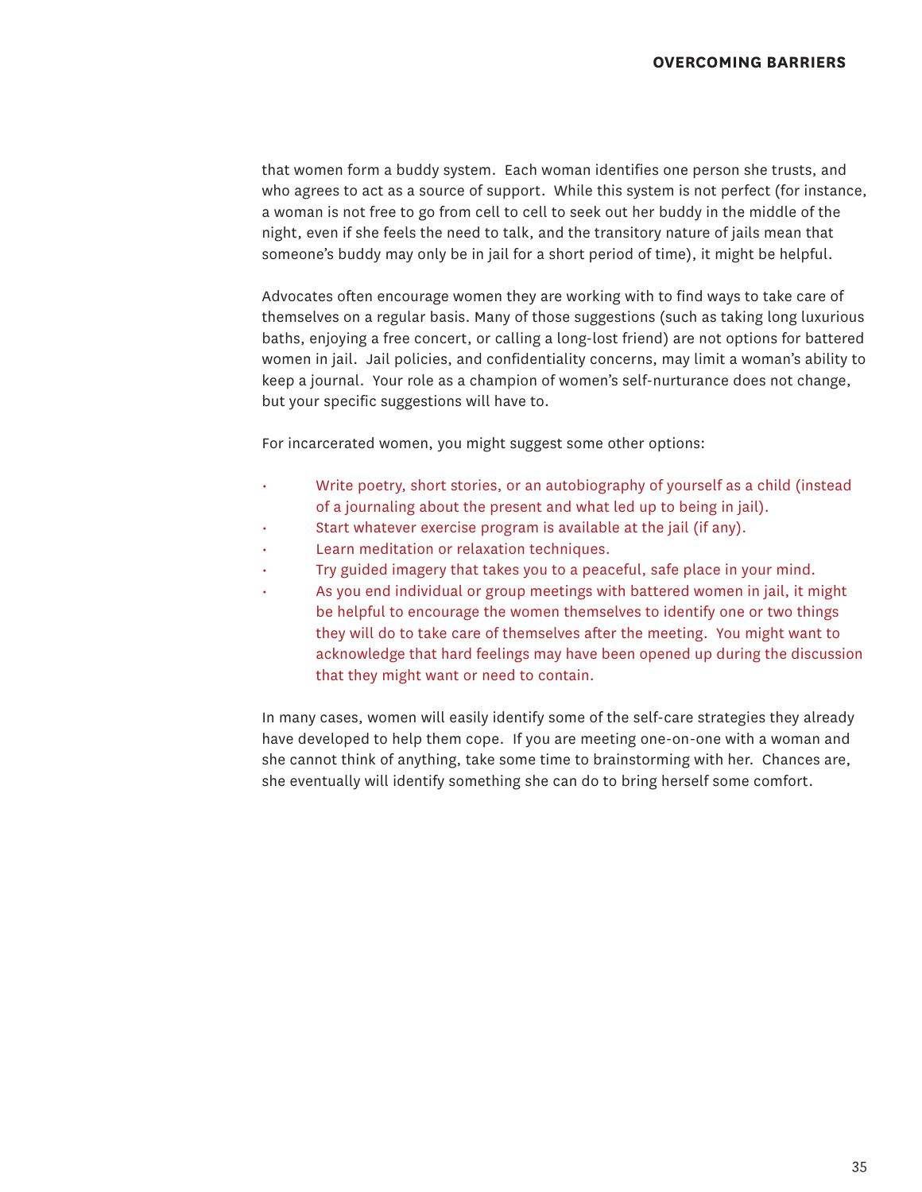that women form a buddy system. Each woman identifies one person she trusts, and who agrees to act as a source of support. While this system is not perfect (for instance, a woman is not free to go from cell to cell to seek out her buddy in the middle of the night, even if she feels the need to talk, and the transitory nature of jails mean that someone's buddy may only be in jail for a short period of time), it might be helpful.

Advocates often encourage women they are working with to find ways to take care of themselves on a regular basis. Many of those suggestions (such as taking long luxurious baths, enjoying a free concert, or calling a long-lost friend) are not options for battered women in jail. Jail policies, and confidentiality concerns, may limit a woman's ability to keep a journal. Your role as a champion of women's self-nurturance does not change, but your specific suggestions will have to.

For incarcerated women, you might suggest some other options:

- Write poetry, short stories, or an autobiography of yourself as a child (instead of a journaling about the present and what led up to being in jail).
- Start whatever exercise program is available at the jail (if any).
- Learn meditation or relaxation techniques.
- Try guided imagery that takes you to a peaceful, safe place in your mind.
- As you end individual or group meetings with battered women in jail, it might be helpful to encourage the women themselves to identify one or two things they will do to take care of themselves after the meeting. You might want to acknowledge that hard feelings may have been opened up during the discussion that they might want or need to contain.

In many cases, women will easily identify some of the self-care strategies they already have developed to help them cope. If you are meeting one-on-one with a woman and she cannot think of anything, take some time to brainstorming with her. Chances are, she eventually will identify something she can do to bring herself some comfort.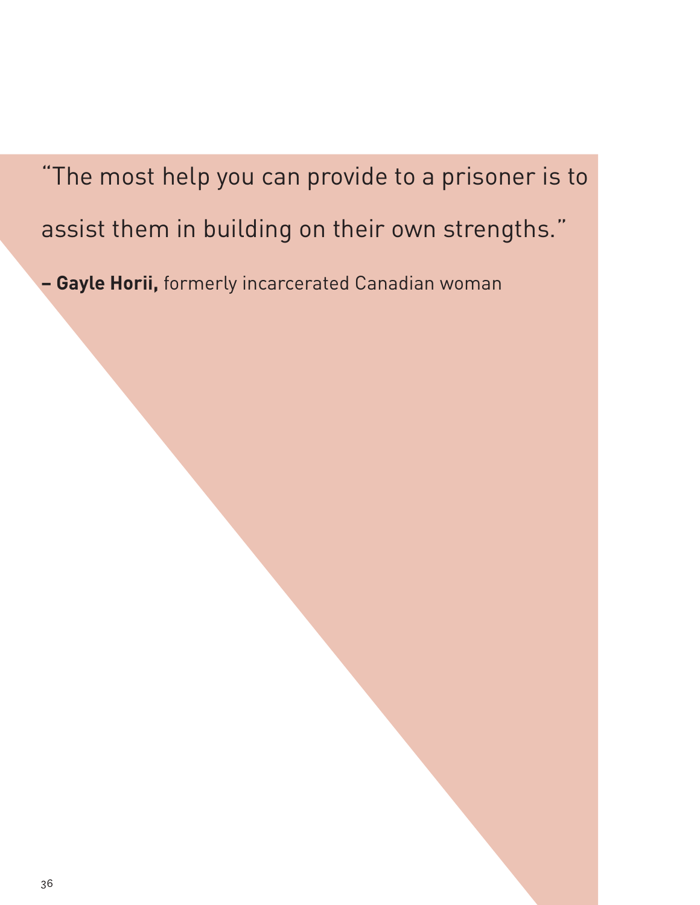"The most help you can provide to a prisoner is to assist them in building on their own strengths."

**– Gayle Horii,** formerly incarcerated Canadian woman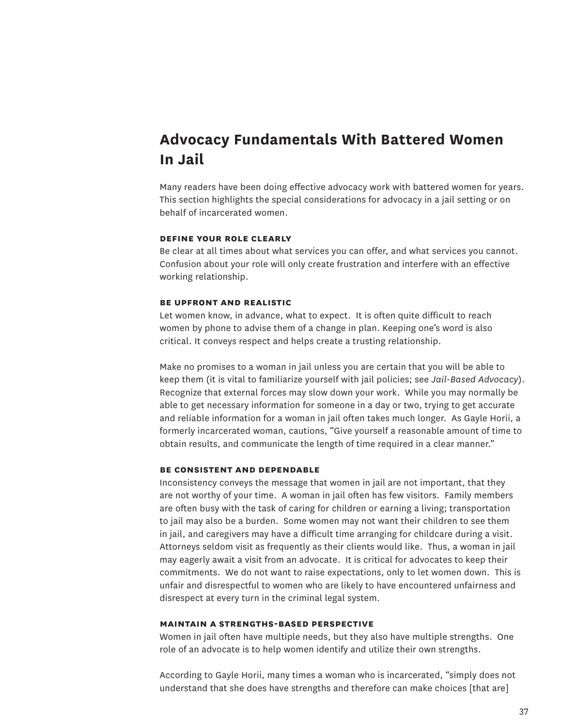## Advocacy Fundamentals With Battered Women In Jail

Many readers have been doing effective advocacy work with battered women for years. This section highlights the special considerations for advocacy in a jail setting or on behalf of incarcerated women.

### DEFINE YOUR ROLE CLEARLY

Be clear at all times about what services you can offer, and what services you cannot. Confusion about your role will only create frustration and interfere with an effective working relationship.

### BE UPFRONT AND REALISTIC

Let women know, in advance, what to expect. It is often quite difficult to reach women by phone to advise them of a change in plan. Keeping one's word is also critical. It conveys respect and helps create a trusting relationship.

Make no promises to a woman in jail unless you are certain that you will be able to keep them (it is vital to familiarize yourself with jail policies; see *Jail-Based Advocacy*). Recognize that external forces may slow down your work. While you may normally be able to get necessary information for someone in a day or two, trying to get accurate and reliable information for a woman in jail often takes much longer. As Gayle Horii, a formerly incarcerated woman, cautions, "Give yourself a reasonable amount of time to obtain results, and communicate the length of time required in a clear manner."

### BE CONSISTENT AND DEPENDABLE

Inconsistency conveys the message that women in jail are not important, that they are not worthy of your time. A woman in jail often has few visitors. Family members are often busy with the task of caring for children or earning a living; transportation to jail may also be a burden. Some women may not want their children to see them in jail, and caregivers may have a difficult time arranging for childcare during a visit. Attorneys seldom visit as frequently as their clients would like. Thus, a woman in jail may eagerly await a visit from an advocate. It is critical for advocates to keep their commitments. We do not want to raise expectations, only to let women down. This is unfair and disrespectful to women who are likely to have encountered unfairness and disrespect at every turn in the criminal legal system.

### MAINTAIN A STRENGTHS-BASED PERSPECTIVE

Women in jail often have multiple needs, but they also have multiple strengths. One role of an advocate is to help women identify and utilize their own strengths.

According to Gayle Horii, many times a woman who is incarcerated, "simply does not understand that she does have strengths and therefore can make choices [that are]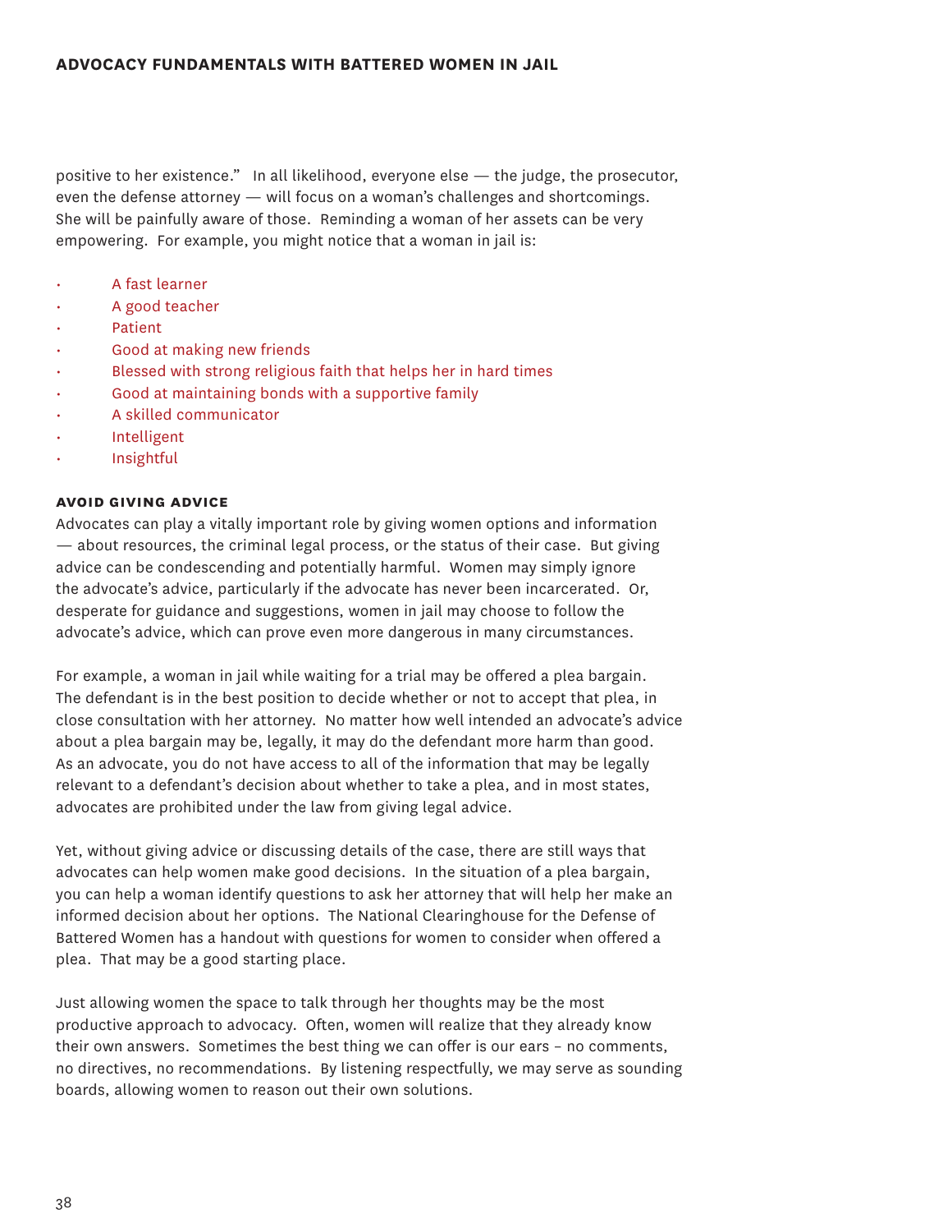positive to her existence." In all likelihood, everyone else — the judge, the prosecutor, even the defense attorney — will focus on a woman's challenges and shortcomings. She will be painfully aware of those. Reminding a woman of her assets can be very empowering. For example, you might notice that a woman in jail is:

- A fast learner
- A good teacher
- Patient
- Good at making new friends
- Blessed with strong religious faith that helps her in hard times
- Good at maintaining bonds with a supportive family
- A skilled communicator
- Intelligent
- Insightful

### AVOID GIVING ADVICE

Advocates can play a vitally important role by giving women options and information — about resources, the criminal legal process, or the status of their case. But giving advice can be condescending and potentially harmful. Women may simply ignore the advocate's advice, particularly if the advocate has never been incarcerated. Or, desperate for guidance and suggestions, women in jail may choose to follow the advocate's advice, which can prove even more dangerous in many circumstances.

For example, a woman in jail while waiting for a trial may be offered a plea bargain. The defendant is in the best position to decide whether or not to accept that plea, in close consultation with her attorney. No matter how well intended an advocate's advice about a plea bargain may be, legally, it may do the defendant more harm than good. As an advocate, you do not have access to all of the information that may be legally relevant to a defendant's decision about whether to take a plea, and in most states, advocates are prohibited under the law from giving legal advice.

Yet, without giving advice or discussing details of the case, there are still ways that advocates can help women make good decisions. In the situation of a plea bargain, you can help a woman identify questions to ask her attorney that will help her make an informed decision about her options. The National Clearinghouse for the Defense of Battered Women has a handout with questions for women to consider when offered a plea. That may be a good starting place.

Just allowing women the space to talk through her thoughts may be the most productive approach to advocacy. Often, women will realize that they already know their own answers. Sometimes the best thing we can offer is our ears – no comments, no directives, no recommendations. By listening respectfully, we may serve as sounding boards, allowing women to reason out their own solutions.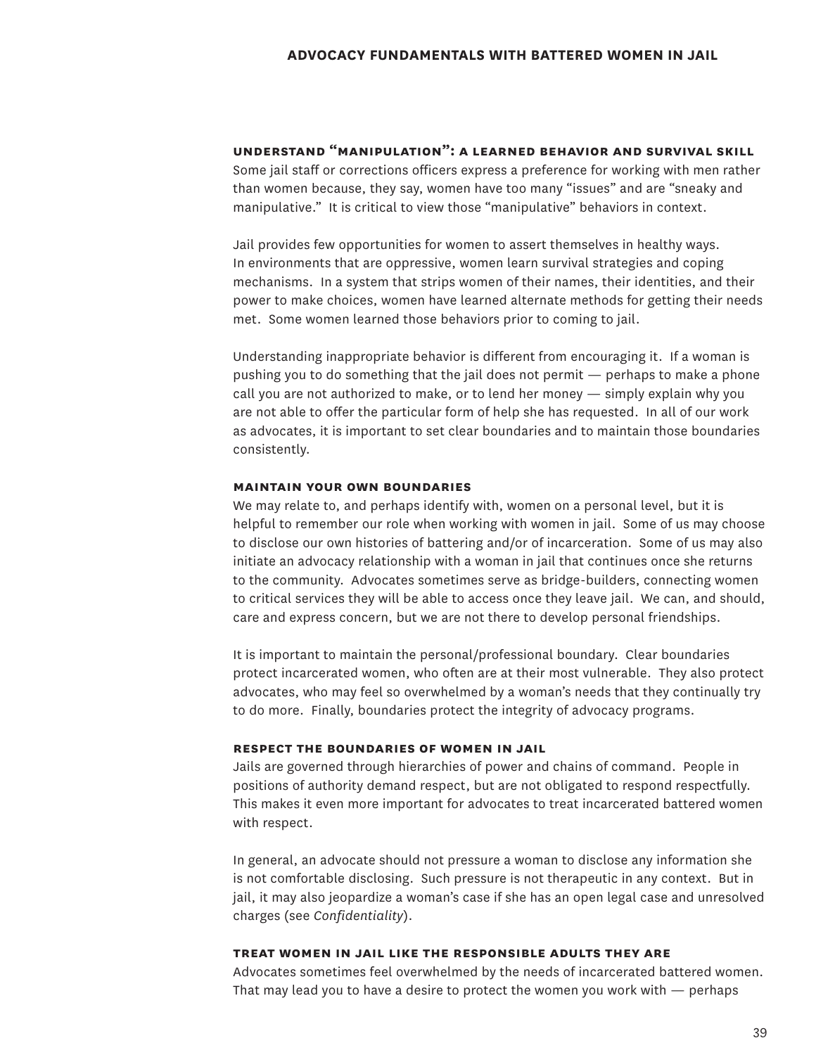### understand "manipulation": a learned behavior and survival skill

Some jail staff or corrections officers express a preference for working with men rather than women because, they say, women have too many "issues" and are "sneaky and manipulative." It is critical to view those "manipulative" behaviors in context.

Jail provides few opportunities for women to assert themselves in healthy ways. In environments that are oppressive, women learn survival strategies and coping mechanisms. In a system that strips women of their names, their identities, and their power to make choices, women have learned alternate methods for getting their needs met. Some women learned those behaviors prior to coming to jail.

Understanding inappropriate behavior is different from encouraging it. If a woman is pushing you to do something that the jail does not permit — perhaps to make a phone call you are not authorized to make, or to lend her money — simply explain why you are not able to offer the particular form of help she has requested. In all of our work as advocates, it is important to set clear boundaries and to maintain those boundaries consistently.

### maintain your own boundaries

We may relate to, and perhaps identify with, women on a personal level, but it is helpful to remember our role when working with women in jail. Some of us may choose to disclose our own histories of battering and/or of incarceration. Some of us may also initiate an advocacy relationship with a woman in jail that continues once she returns to the community. Advocates sometimes serve as bridge-builders, connecting women to critical services they will be able to access once they leave jail. We can, and should, care and express concern, but we are not there to develop personal friendships.

It is important to maintain the personal/professional boundary. Clear boundaries protect incarcerated women, who often are at their most vulnerable. They also protect advocates, who may feel so overwhelmed by a woman's needs that they continually try to do more. Finally, boundaries protect the integrity of advocacy programs.

### respect the boundaries of women in jail

Jails are governed through hierarchies of power and chains of command. People in positions of authority demand respect, but are not obligated to respond respectfully. This makes it even more important for advocates to treat incarcerated battered women with respect.

In general, an advocate should not pressure a woman to disclose any information she is not comfortable disclosing. Such pressure is not therapeutic in any context. But in jail, it may also jeopardize a woman's case if she has an open legal case and unresolved charges (see *Confidentiality*).

### treat women in jail like the responsible adults they are

Advocates sometimes feel overwhelmed by the needs of incarcerated battered women. That may lead you to have a desire to protect the women you work with — perhaps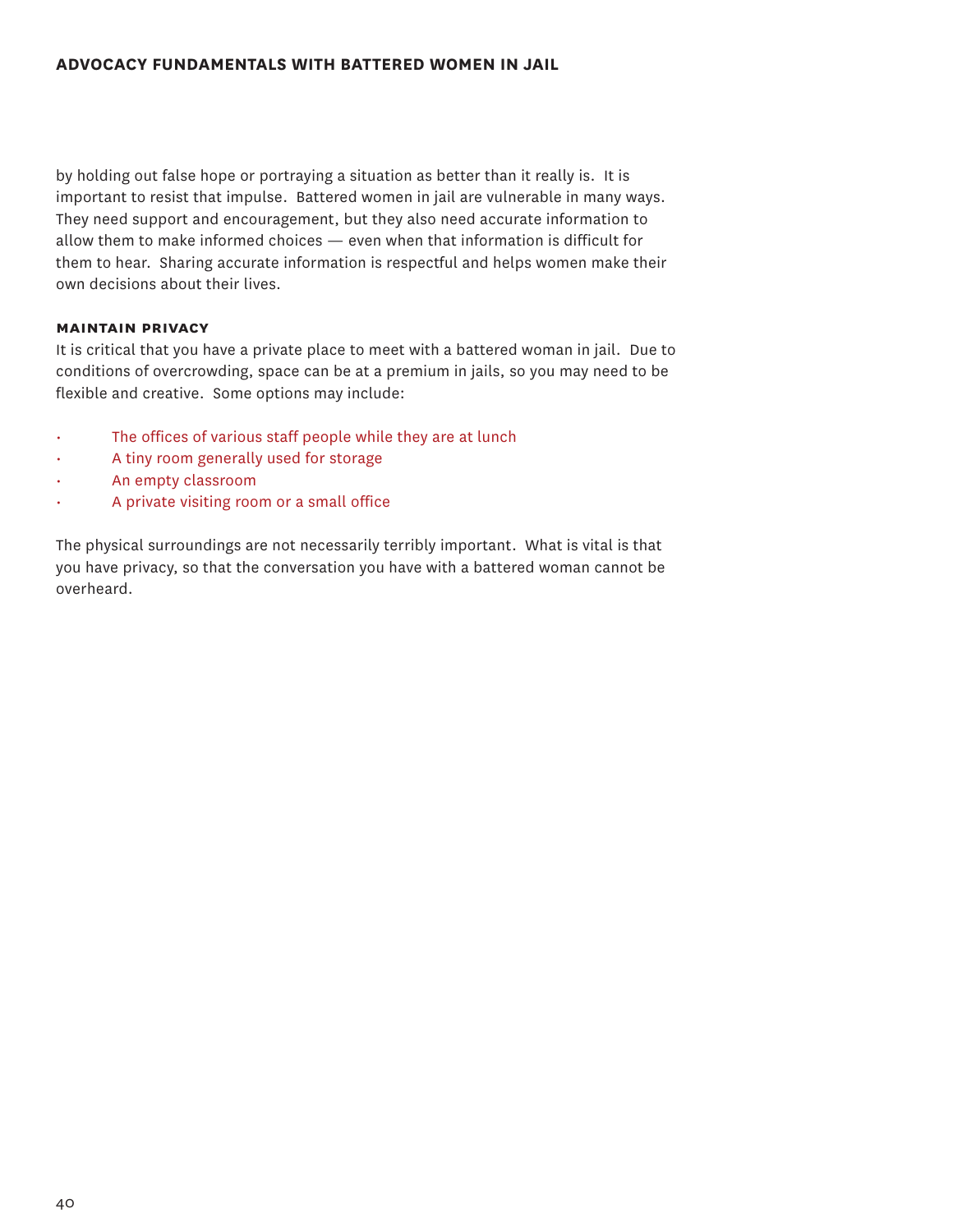by holding out false hope or portraying a situation as better than it really is. It is important to resist that impulse. Battered women in jail are vulnerable in many ways. They need support and encouragement, but they also need accurate information to allow them to make informed choices — even when that information is difficult for them to hear. Sharing accurate information is respectful and helps women make their own decisions about their lives.

### MAINTAIN PRIVACY

It is critical that you have a private place to meet with a battered woman in jail. Due to conditions of overcrowding, space can be at a premium in jails, so you may need to be flexible and creative. Some options may include:

- The offices of various staff people while they are at lunch
- A tiny room generally used for storage
- An empty classroom
- A private visiting room or a small office

The physical surroundings are not necessarily terribly important. What is vital is that you have privacy, so that the conversation you have with a battered woman cannot be overheard.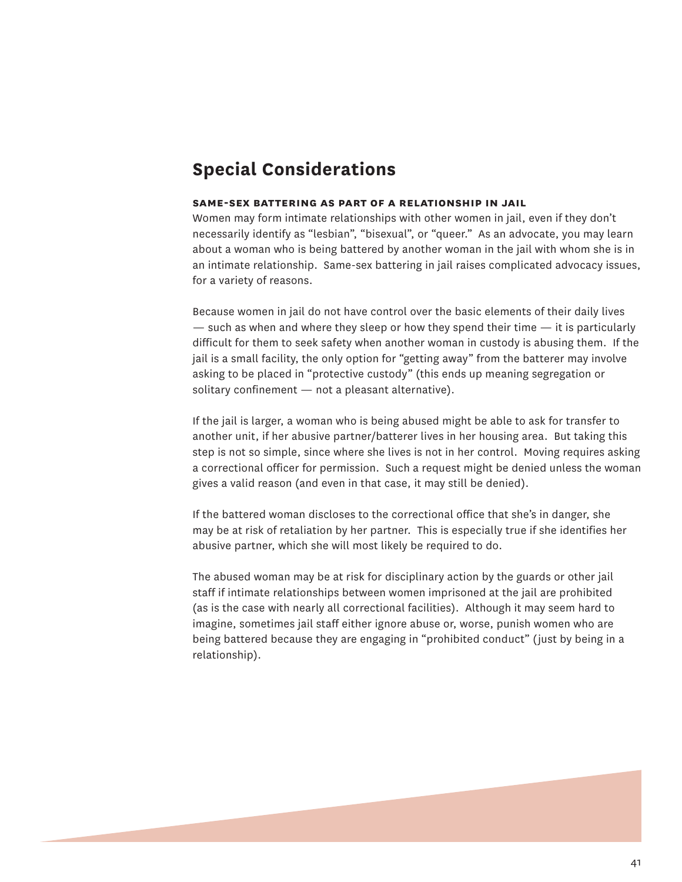## Special Considerations

**SAME-SEX BATTERING AS PART OF A RELATIONSHIP IN JAIL**

Women may form intimate relationships with other women in jail, even if they don't necessarily identify as "lesbian", "bisexual", or "queer." As an advocate, you may learn about a woman who is being battered by another woman in the jail with whom she is in an intimate relationship. Same-sex battering in jail raises complicated advocacy issues, for a variety of reasons.

Because women in jail do not have control over the basic elements of their daily lives — such as when and where they sleep or how they spend their time — it is particularly difficult for them to seek safety when another woman in custody is abusing them. If the jail is a small facility, the only option for "getting away" from the batterer may involve asking to be placed in "protective custody" (this ends up meaning segregation or solitary confinement — not a pleasant alternative).

If the jail is larger, a woman who is being abused might be able to ask for transfer to another unit, if her abusive partner/batterer lives in her housing area. But taking this step is not so simple, since where she lives is not in her control. Moving requires asking a correctional officer for permission. Such a request might be denied unless the woman gives a valid reason (and even in that case, it may still be denied).

If the battered woman discloses to the correctional office that she's in danger, she may be at risk of retaliation by her partner. This is especially true if she identifies her abusive partner, which she will most likely be required to do.

The abused woman may be at risk for disciplinary action by the guards or other jail staff if intimate relationships between women imprisoned at the jail are prohibited (as is the case with nearly all correctional facilities). Although it may seem hard to imagine, sometimes jail staff either ignore abuse or, worse, punish women who are being battered because they are engaging in "prohibited conduct" (just by being in a relationship).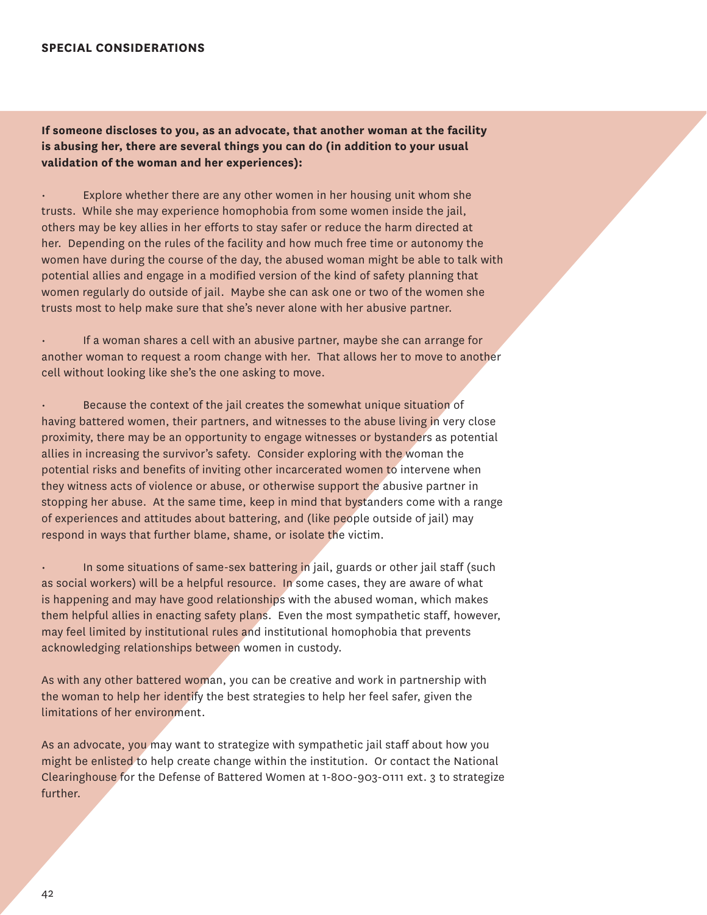**If someone discloses to you, as an advocate, that another woman at the facility is abusing her, there are several things you can do (in addition to your usual validation of the woman and her experiences):**

- Explore whether there are any other women in her housing unit whom she trusts. While she may experience homophobia from some women inside the jail, others may be key allies in her efforts to stay safer or reduce the harm directed at her. Depending on the rules of the facility and how much free time or autonomy the women have during the course of the day, the abused woman might be able to talk with potential allies and engage in a modified version of the kind of safety planning that women regularly do outside of jail. Maybe she can ask one or two of the women she trusts most to help make sure that she's never alone with her abusive partner.

- If a woman shares a cell with an abusive partner, maybe she can arrange for another woman to request a room change with her. That allows her to move to another cell without looking like she's the one asking to move.

- Because the context of the jail creates the somewhat unique situation of having battered women, their partners, and witnesses to the abuse living in very close proximity, there may be an opportunity to engage witnesses or bystanders as potential allies in increasing the survivor's safety. Consider exploring with the woman the potential risks and benefits of inviting other incarcerated women to intervene when they witness acts of violence or abuse, or otherwise support the abusive partner in stopping her abuse. At the same time, keep in mind that bystanders come with a range of experiences and attitudes about battering, and (like people outside of jail) may respond in ways that further blame, shame, or isolate the victim.

- In some situations of same-sex battering in jail, guards or other jail staff (such as social workers) will be a helpful resource. In some cases, they are aware of what is happening and may have good relationships with the abused woman, which makes them helpful allies in enacting safety plans. Even the most sympathetic staff, however, may feel limited by institutional rules and institutional homophobia that prevents acknowledging relationships between women in custody.

As with any other battered woman, you can be creative and work in partnership with the woman to help her identify the best strategies to help her feel safer, given the limitations of her environment.

As an advocate, you may want to strategize with sympathetic jail staff about how you might be enlisted to help create change within the institution. Or contact the National Clearinghouse for the Defense of Battered Women at 1-800-903-0111 ext. 3 to strategize further.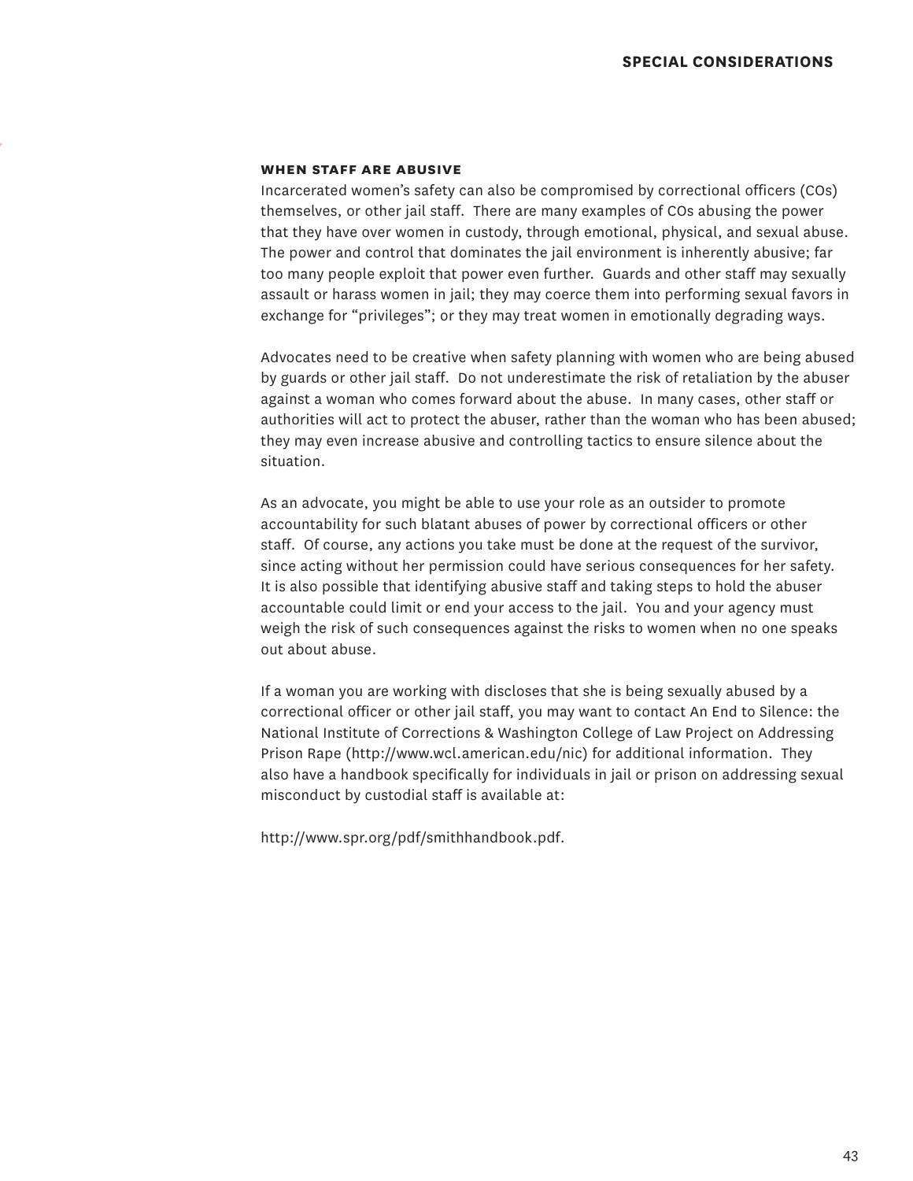### When Staff Are Abusive

Incarcerated women's safety can also be compromised by correctional officers (COs) themselves, or other jail staff. There are many examples of COs abusing the power that they have over women in custody, through emotional, physical, and sexual abuse. The power and control that dominates the jail environment is inherently abusive; far too many people exploit that power even further. Guards and other staff may sexually assault or harass women in jail; they may coerce them into performing sexual favors in exchange for "privileges"; or they may treat women in emotionally degrading ways.

Advocates need to be creative when safety planning with women who are being abused by guards or other jail staff. Do not underestimate the risk of retaliation by the abuser against a woman who comes forward about the abuse. In many cases, other staff or authorities will act to protect the abuser, rather than the woman who has been abused; they may even increase abusive and controlling tactics to ensure silence about the situation.

As an advocate, you might be able to use your role as an outsider to promote accountability for such blatant abuses of power by correctional officers or other staff. Of course, any actions you take must be done at the request of the survivor, since acting without her permission could have serious consequences for her safety. It is also possible that identifying abusive staff and taking steps to hold the abuser accountable could limit or end your access to the jail. You and your agency must weigh the risk of such consequences against the risks to women when no one speaks out about abuse.

If a woman you are working with discloses that she is being sexually abused by a correctional officer or other jail staff, you may want to contact An End to Silence: the National Institute of Corrections & Washington College of Law Project on Addressing Prison Rape (http://www.wcl.american.edu/nic) for additional information. They also have a handbook specifically for individuals in jail or prison on addressing sexual misconduct by custodial staff is available at:

http://www.spr.org/pdf/smithhandbook.pdf.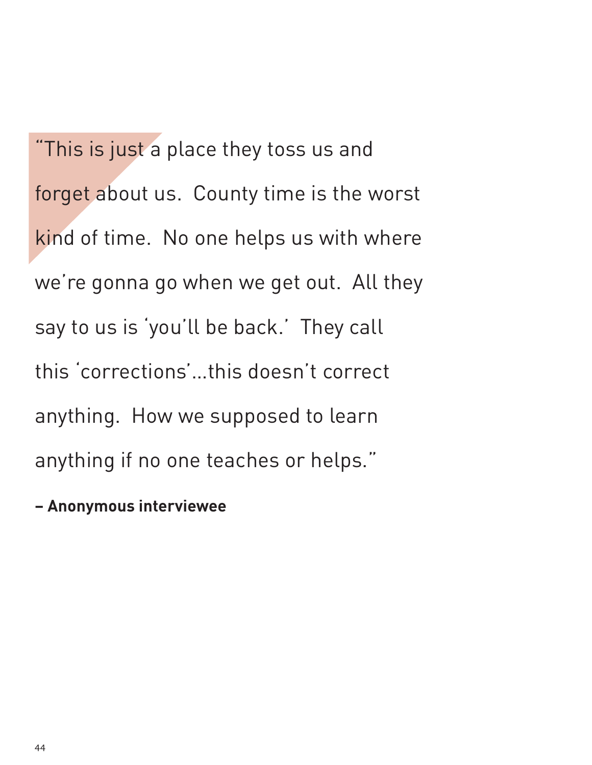"This is just a place they toss us and forget about us. County time is the worst kind of time. No one helps us with where we're gonna go when we get out. All they say to us is 'you'll be back.' They call this 'corrections'...this doesn't correct anything. How we supposed to learn anything if no one teaches or helps."

**– Anonymous interviewee**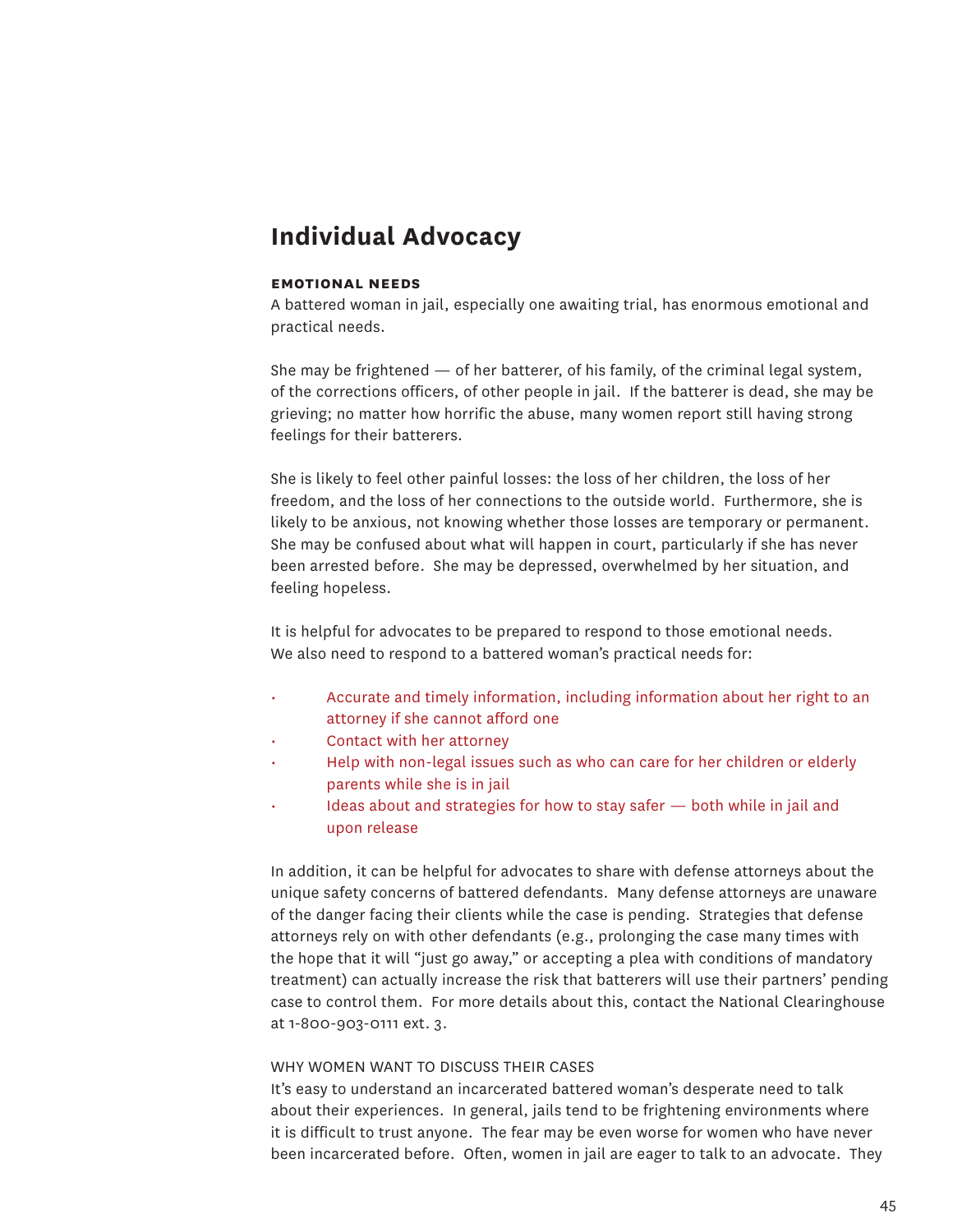## Individual Advocacy

#### EMOTIONAL NEEDS

A battered woman in jail, especially one awaiting trial, has enormous emotional and practical needs.

She may be frightened — of her batterer, of his family, of the criminal legal system, of the corrections officers, of other people in jail. If the batterer is dead, she may be grieving; no matter how horrific the abuse, many women report still having strong feelings for their batterers.

She is likely to feel other painful losses: the loss of her children, the loss of her freedom, and the loss of her connections to the outside world. Furthermore, she is likely to be anxious, not knowing whether those losses are temporary or permanent. She may be confused about what will happen in court, particularly if she has never been arrested before. She may be depressed, overwhelmed by her situation, and feeling hopeless.

It is helpful for advocates to be prepared to respond to those emotional needs. We also need to respond to a battered woman's practical needs for:

- Accurate and timely information, including information about her right to an attorney if she cannot afford one
- Contact with her attorney
- Help with non-legal issues such as who can care for her children or elderly parents while she is in jail
- Ideas about and strategies for how to stay safer — both while in jail and upon release

In addition, it can be helpful for advocates to share with defense attorneys about the unique safety concerns of battered defendants. Many defense attorneys are unaware of the danger facing their clients while the case is pending. Strategies that defense attorneys rely on with other defendants (e.g., prolonging the case many times with the hope that it will "just go away," or accepting a plea with conditions of mandatory treatment) can actually increase the risk that batterers will use their partners' pending case to control them. For more details about this, contact the National Clearinghouse at 1-800-903-0111 ext. 3.

WHY WOMEN WANT TO DISCUSS THEIR CASES

It's easy to understand an incarcerated battered woman's desperate need to talk about their experiences. In general, jails tend to be frightening environments where it is difficult to trust anyone. The fear may be even worse for women who have never been incarcerated before. Often, women in jail are eager to talk to an advocate. They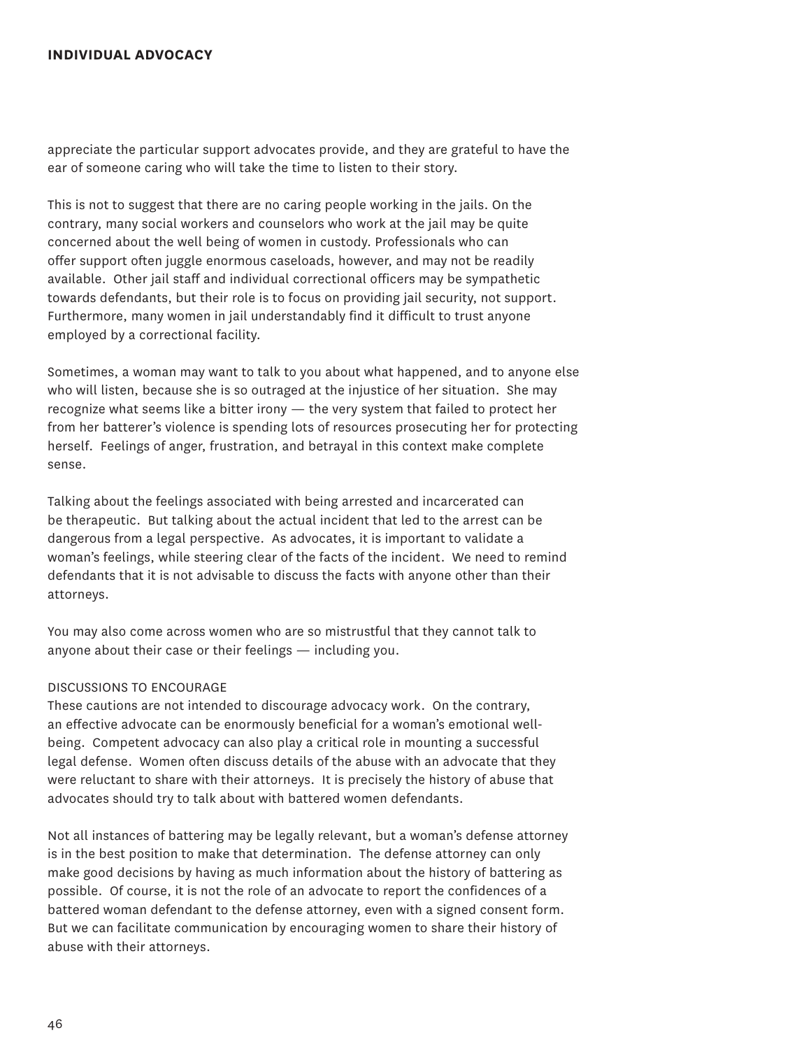appreciate the particular support advocates provide, and they are grateful to have the ear of someone caring who will take the time to listen to their story.

This is not to suggest that there are no caring people working in the jails. On the contrary, many social workers and counselors who work at the jail may be quite concerned about the well being of women in custody. Professionals who can offer support often juggle enormous caseloads, however, and may not be readily available. Other jail staff and individual correctional officers may be sympathetic towards defendants, but their role is to focus on providing jail security, not support. Furthermore, many women in jail understandably find it difficult to trust anyone employed by a correctional facility.

Sometimes, a woman may want to talk to you about what happened, and to anyone else who will listen, because she is so outraged at the injustice of her situation. She may recognize what seems like a bitter irony — the very system that failed to protect her from her batterer's violence is spending lots of resources prosecuting her for protecting herself. Feelings of anger, frustration, and betrayal in this context make complete sense.

Talking about the feelings associated with being arrested and incarcerated can be therapeutic. But talking about the actual incident that led to the arrest can be dangerous from a legal perspective. As advocates, it is important to validate a woman's feelings, while steering clear of the facts of the incident. We need to remind defendants that it is not advisable to discuss the facts with anyone other than their attorneys.

You may also come across women who are so mistrustful that they cannot talk to anyone about their case or their feelings — including you.

### DISCUSSIONS TO ENCOURAGE

These cautions are not intended to discourage advocacy work. On the contrary, an effective advocate can be enormously beneficial for a woman's emotional well-being. Competent advocacy can also play a critical role in mounting a successful legal defense. Women often discuss details of the abuse with an advocate that they were reluctant to share with their attorneys. It is precisely the history of abuse that advocates should try to talk about with battered women defendants.

Not all instances of battering may be legally relevant, but a woman's defense attorney is in the best position to make that determination. The defense attorney can only make good decisions by having as much information about the history of battering as possible. Of course, it is not the role of an advocate to report the confidences of a battered woman defendant to the defense attorney, even with a signed consent form. But we can facilitate communication by encouraging women to share their history of abuse with their attorneys.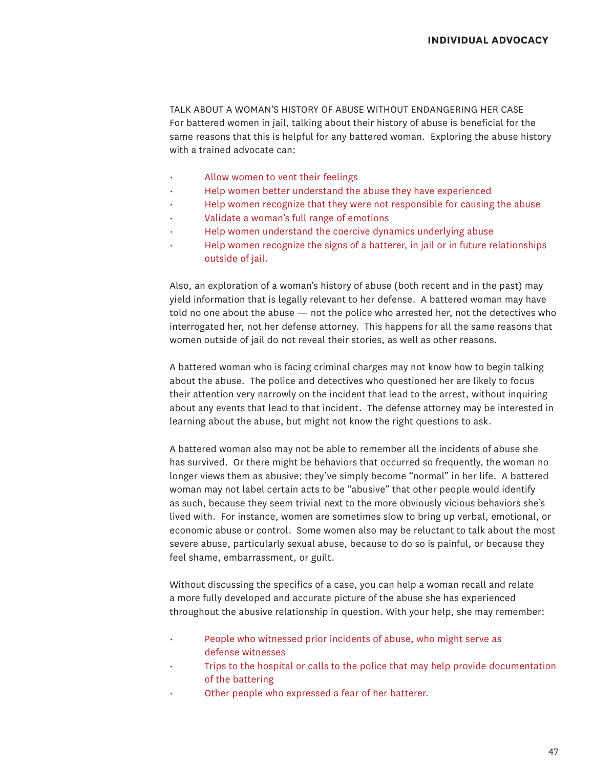### TALK ABOUT A WOMAN'S HISTORY OF ABUSE WITHOUT ENDANGERING HER CASE

For battered women in jail, talking about their history of abuse is beneficial for the same reasons that this is helpful for any battered woman. Exploring the abuse history with a trained advocate can:

- Allow women to vent their feelings
- Help women better understand the abuse they have experienced
- Help women recognize that they were not responsible for causing the abuse
- Validate a woman's full range of emotions
- Help women understand the coercive dynamics underlying abuse
- Help women recognize the signs of a batterer, in jail or in future relationships outside of jail.

Also, an exploration of a woman's history of abuse (both recent and in the past) may yield information that is legally relevant to her defense. A battered woman may have told no one about the abuse — not the police who arrested her, not the detectives who interrogated her, not her defense attorney. This happens for all the same reasons that women outside of jail do not reveal their stories, as well as other reasons.

A battered woman who is facing criminal charges may not know how to begin talking about the abuse. The police and detectives who questioned her are likely to focus their attention very narrowly on the incident that lead to the arrest, without inquiring about any events that lead to that incident. The defense attorney may be interested in learning about the abuse, but might not know the right questions to ask.

A battered woman also may not be able to remember all the incidents of abuse she has survived. Or there might be behaviors that occurred so frequently, the woman no longer views them as abusive; they've simply become "normal" in her life. A battered woman may not label certain acts to be "abusive" that other people would identify as such, because they seem trivial next to the more obviously vicious behaviors she's lived with. For instance, women are sometimes slow to bring up verbal, emotional, or economic abuse or control. Some women also may be reluctant to talk about the most severe abuse, particularly sexual abuse, because to do so is painful, or because they feel shame, embarrassment, or guilt.

Without discussing the specifics of a case, you can help a woman recall and relate a more fully developed and accurate picture of the abuse she has experienced throughout the abusive relationship in question. With your help, she may remember:

- People who witnessed prior incidents of abuse, who might serve as defense witnesses
- Trips to the hospital or calls to the police that may help provide documentation of the battering
- Other people who expressed a fear of her batterer.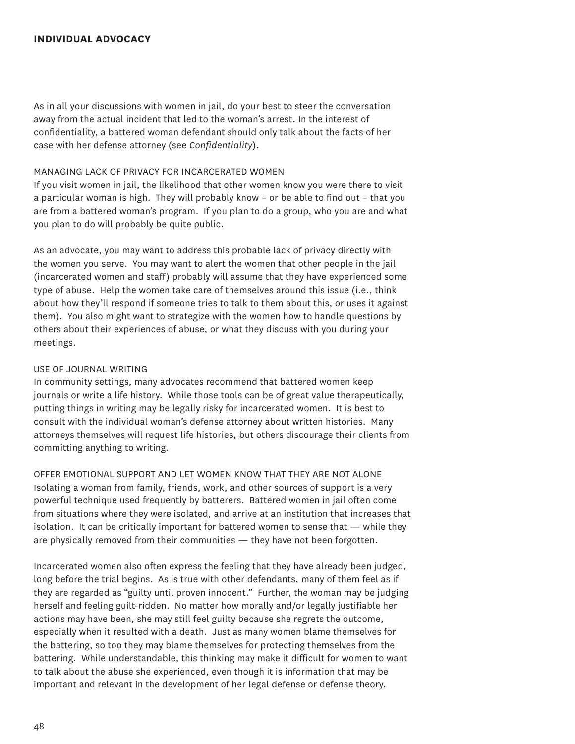As in all your discussions with women in jail, do your best to steer the conversation away from the actual incident that led to the woman's arrest. In the interest of confidentiality, a battered woman defendant should only talk about the facts of her case with her defense attorney (see *Confidentiality*).

### MANAGING LACK OF PRIVACY FOR INCARCERATED WOMEN

If you visit women in jail, the likelihood that other women know you were there to visit a particular woman is high. They will probably know – or be able to find out – that you are from a battered woman's program. If you plan to do a group, who you are and what you plan to do will probably be quite public.

As an advocate, you may want to address this probable lack of privacy directly with the women you serve. You may want to alert the women that other people in the jail (incarcerated women and staff) probably will assume that they have experienced some type of abuse. Help the women take care of themselves around this issue (i.e., think about how they'll respond if someone tries to talk to them about this, or uses it against them). You also might want to strategize with the women how to handle questions by others about their experiences of abuse, or what they discuss with you during your meetings.

### USE OF JOURNAL WRITING

In community settings, many advocates recommend that battered women keep journals or write a life history. While those tools can be of great value therapeutically, putting things in writing may be legally risky for incarcerated women. It is best to consult with the individual woman's defense attorney about written histories. Many attorneys themselves will request life histories, but others discourage their clients from committing anything to writing.

### OFFER EMOTIONAL SUPPORT AND LET WOMEN KNOW THAT THEY ARE NOT ALONE

Isolating a woman from family, friends, work, and other sources of support is a very powerful technique used frequently by batterers. Battered women in jail often come from situations where they were isolated, and arrive at an institution that increases that isolation. It can be critically important for battered women to sense that — while they are physically removed from their communities — they have not been forgotten.

Incarcerated women also often express the feeling that they have already been judged, long before the trial begins. As is true with other defendants, many of them feel as if they are regarded as "guilty until proven innocent." Further, the woman may be judging herself and feeling guilt-ridden. No matter how morally and/or legally justifiable her actions may have been, she may still feel guilty because she regrets the outcome, especially when it resulted with a death. Just as many women blame themselves for the battering, so too they may blame themselves for protecting themselves from the battering. While understandable, this thinking may make it difficult for women to want to talk about the abuse she experienced, even though it is information that may be important and relevant in the development of her legal defense or defense theory.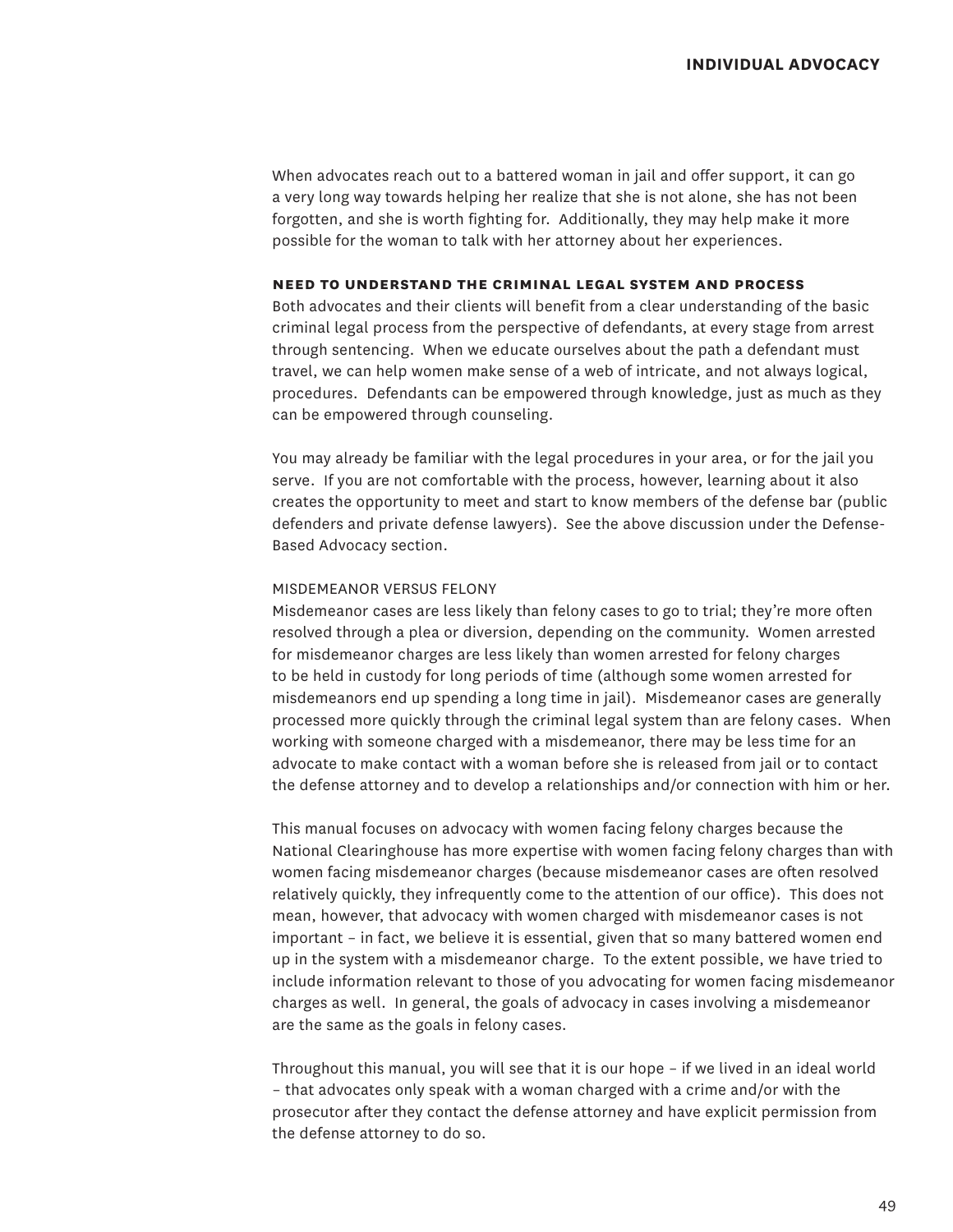When advocates reach out to a battered woman in jail and offer support, it can go a very long way towards helping her realize that she is not alone, she has not been forgotten, and she is worth fighting for. Additionally, they may help make it more possible for the woman to talk with her attorney about her experiences.

### NEED TO UNDERSTAND THE CRIMINAL LEGAL SYSTEM AND PROCESS

Both advocates and their clients will benefit from a clear understanding of the basic criminal legal process from the perspective of defendants, at every stage from arrest through sentencing. When we educate ourselves about the path a defendant must travel, we can help women make sense of a web of intricate, and not always logical, procedures. Defendants can be empowered through knowledge, just as much as they can be empowered through counseling.

You may already be familiar with the legal procedures in your area, or for the jail you serve. If you are not comfortable with the process, however, learning about it also creates the opportunity to meet and start to know members of the defense bar (public defenders and private defense lawyers). See the above discussion under the Defense-Based Advocacy section.

#### MISDEMEANOR VERSUS FELONY

Misdemeanor cases are less likely than felony cases to go to trial; they're more often resolved through a plea or diversion, depending on the community. Women arrested for misdemeanor charges are less likely than women arrested for felony charges to be held in custody for long periods of time (although some women arrested for misdemeanors end up spending a long time in jail). Misdemeanor cases are generally processed more quickly through the criminal legal system than are felony cases. When working with someone charged with a misdemeanor, there may be less time for an advocate to make contact with a woman before she is released from jail or to contact the defense attorney and to develop a relationships and/or connection with him or her.

This manual focuses on advocacy with women facing felony charges because the National Clearinghouse has more expertise with women facing felony charges than with women facing misdemeanor charges (because misdemeanor cases are often resolved relatively quickly, they infrequently come to the attention of our office). This does not mean, however, that advocacy with women charged with misdemeanor cases is not important – in fact, we believe it is essential, given that so many battered women end up in the system with a misdemeanor charge. To the extent possible, we have tried to include information relevant to those of you advocating for women facing misdemeanor charges as well. In general, the goals of advocacy in cases involving a misdemeanor are the same as the goals in felony cases.

Throughout this manual, you will see that it is our hope – if we lived in an ideal world – that advocates only speak with a woman charged with a crime and/or with the prosecutor after they contact the defense attorney and have explicit permission from the defense attorney to do so.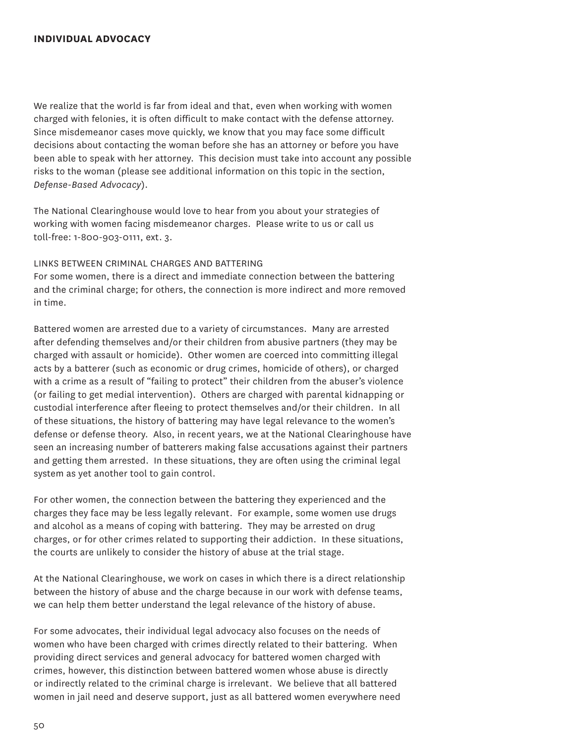We realize that the world is far from ideal and that, even when working with women charged with felonies, it is often difficult to make contact with the defense attorney. Since misdemeanor cases move quickly, we know that you may face some difficult decisions about contacting the woman before she has an attorney or before you have been able to speak with her attorney. This decision must take into account any possible risks to the woman (please see additional information on this topic in the section, *Defense-Based Advocacy*).

The National Clearinghouse would love to hear from you about your strategies of working with women facing misdemeanor charges. Please write to us or call us toll-free: 1-800-903-0111, ext. 3.

### LINKS BETWEEN CRIMINAL CHARGES AND BATTERING

For some women, there is a direct and immediate connection between the battering and the criminal charge; for others, the connection is more indirect and more removed in time.

Battered women are arrested due to a variety of circumstances. Many are arrested after defending themselves and/or their children from abusive partners (they may be charged with assault or homicide). Other women are coerced into committing illegal acts by a batterer (such as economic or drug crimes, homicide of others), or charged with a crime as a result of "failing to protect" their children from the abuser's violence (or failing to get medial intervention). Others are charged with parental kidnapping or custodial interference after fleeing to protect themselves and/or their children. In all of these situations, the history of battering may have legal relevance to the women's defense or defense theory. Also, in recent years, we at the National Clearinghouse have seen an increasing number of batterers making false accusations against their partners and getting them arrested. In these situations, they are often using the criminal legal system as yet another tool to gain control.

For other women, the connection between the battering they experienced and the charges they face may be less legally relevant. For example, some women use drugs and alcohol as a means of coping with battering. They may be arrested on drug charges, or for other crimes related to supporting their addiction. In these situations, the courts are unlikely to consider the history of abuse at the trial stage.

At the National Clearinghouse, we work on cases in which there is a direct relationship between the history of abuse and the charge because in our work with defense teams, we can help them better understand the legal relevance of the history of abuse.

For some advocates, their individual legal advocacy also focuses on the needs of women who have been charged with crimes directly related to their battering. When providing direct services and general advocacy for battered women charged with crimes, however, this distinction between battered women whose abuse is directly or indirectly related to the criminal charge is irrelevant. We believe that all battered women in jail need and deserve support, just as all battered women everywhere need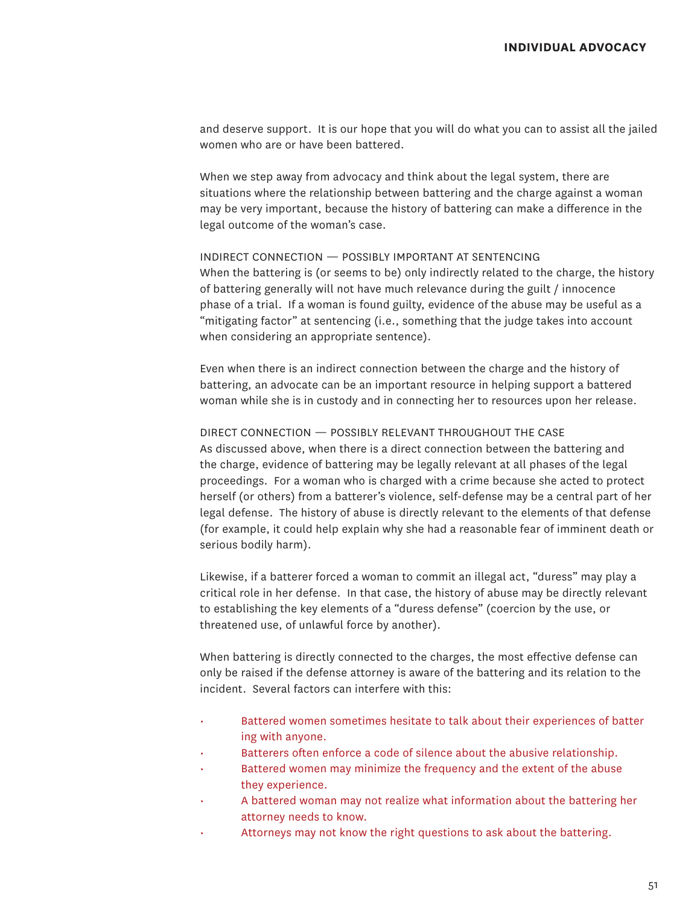and deserve support. It is our hope that you will do what you can to assist all the jailed women who are or have been battered.

When we step away from advocacy and think about the legal system, there are situations where the relationship between battering and the charge against a woman may be very important, because the history of battering can make a difference in the legal outcome of the woman's case.

### INDIRECT CONNECTION — POSSIBLY IMPORTANT AT SENTENCING

When the battering is (or seems to be) only indirectly related to the charge, the history of battering generally will not have much relevance during the guilt / innocence phase of a trial. If a woman is found guilty, evidence of the abuse may be useful as a "mitigating factor" at sentencing (i.e., something that the judge takes into account when considering an appropriate sentence).

Even when there is an indirect connection between the charge and the history of battering, an advocate can be an important resource in helping support a battered woman while she is in custody and in connecting her to resources upon her release.

### DIRECT CONNECTION — POSSIBLY RELEVANT THROUGHOUT THE CASE

As discussed above, when there is a direct connection between the battering and the charge, evidence of battering may be legally relevant at all phases of the legal proceedings. For a woman who is charged with a crime because she acted to protect herself (or others) from a batterer's violence, self-defense may be a central part of her legal defense. The history of abuse is directly relevant to the elements of that defense (for example, it could help explain why she had a reasonable fear of imminent death or serious bodily harm).

Likewise, if a batterer forced a woman to commit an illegal act, "duress" may play a critical role in her defense. In that case, the history of abuse may be directly relevant to establishing the key elements of a "duress defense" (coercion by the use, or threatened use, of unlawful force by another).

When battering is directly connected to the charges, the most effective defense can only be raised if the defense attorney is aware of the battering and its relation to the incident. Several factors can interfere with this:

- Battered women sometimes hesitate to talk about their experiences of battering with anyone.
- Batterers often enforce a code of silence about the abusive relationship.
- Battered women may minimize the frequency and the extent of the abuse they experience.
- A battered woman may not realize what information about the battering her attorney needs to know.
- Attorneys may not know the right questions to ask about the battering.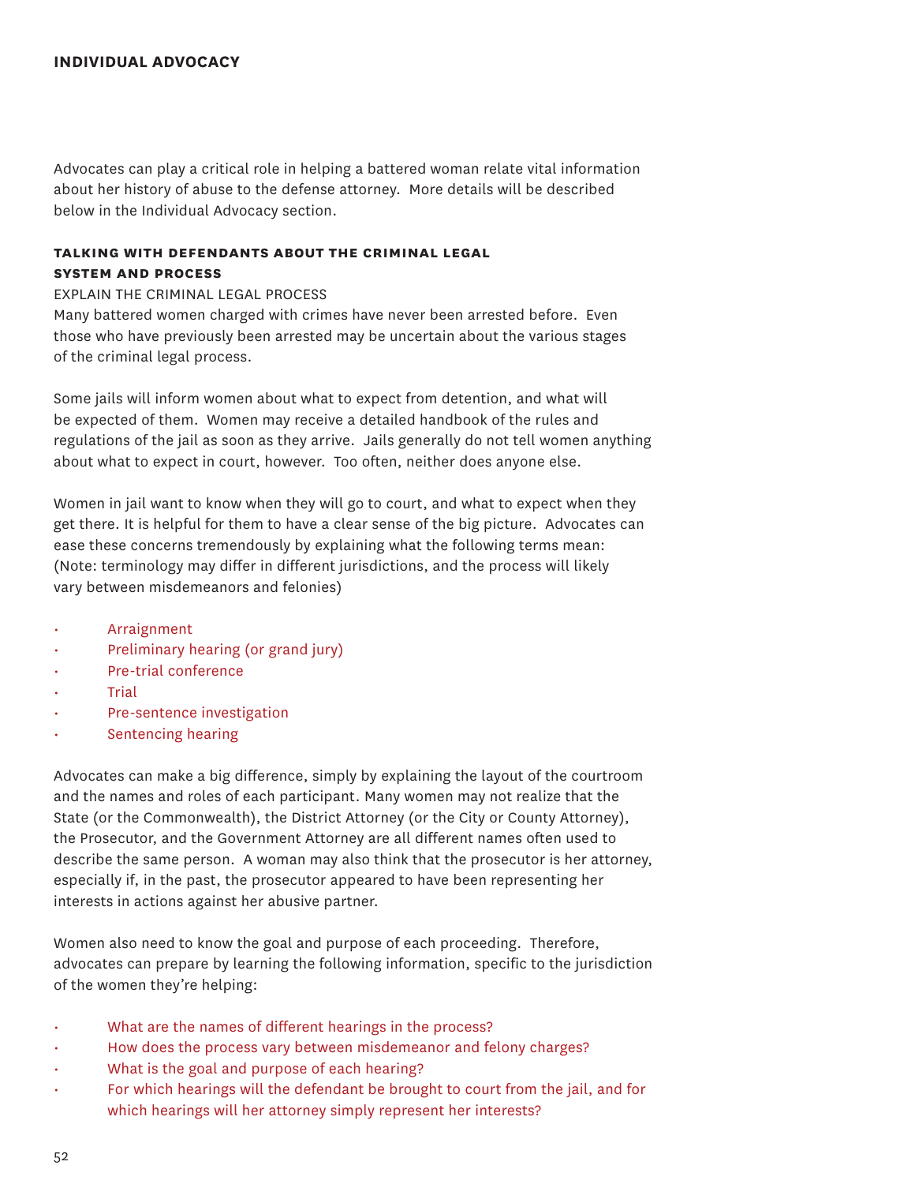## INDIVIDUAL ADVOCACY

Advocates can play a critical role in helping a battered woman relate vital information about her history of abuse to the defense attorney. More details will be described below in the Individual Advocacy section.

### TALKING WITH DEFENDANTS ABOUT THE CRIMINAL LEGAL SYSTEM AND PROCESS

EXPLAIN THE CRIMINAL LEGAL PROCESS

Many battered women charged with crimes have never been arrested before. Even those who have previously been arrested may be uncertain about the various stages of the criminal legal process.

Some jails will inform women about what to expect from detention, and what will be expected of them. Women may receive a detailed handbook of the rules and regulations of the jail as soon as they arrive. Jails generally do not tell women anything about what to expect in court, however. Too often, neither does anyone else.

Women in jail want to know when they will go to court, and what to expect when they get there. It is helpful for them to have a clear sense of the big picture. Advocates can ease these concerns tremendously by explaining what the following terms mean: (Note: terminology may differ in different jurisdictions, and the process will likely vary between misdemeanors and felonies)

- Arraignment
- Preliminary hearing (or grand jury)
- Pre-trial conference
- Trial
- Pre-sentence investigation
- Sentencing hearing

Advocates can make a big difference, simply by explaining the layout of the courtroom and the names and roles of each participant. Many women may not realize that the State (or the Commonwealth), the District Attorney (or the City or County Attorney), the Prosecutor, and the Government Attorney are all different names often used to describe the same person. A woman may also think that the prosecutor is her attorney, especially if, in the past, the prosecutor appeared to have been representing her interests in actions against her abusive partner.

Women also need to know the goal and purpose of each proceeding. Therefore, advocates can prepare by learning the following information, specific to the jurisdiction of the women they're helping:

- What are the names of different hearings in the process?
- How does the process vary between misdemeanor and felony charges?
- What is the goal and purpose of each hearing?
- For which hearings will the defendant be brought to court from the jail, and for which hearings will her attorney simply represent her interests?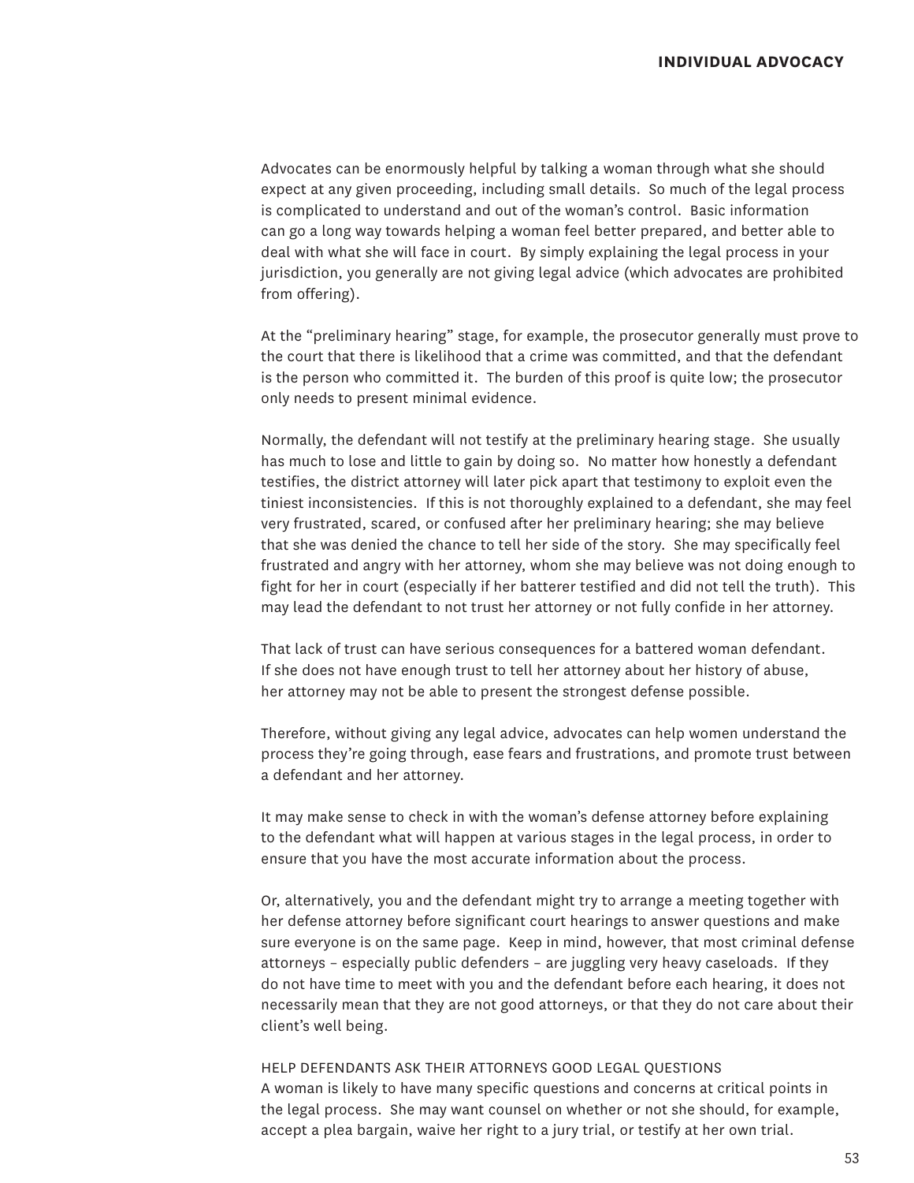Advocates can be enormously helpful by talking a woman through what she should expect at any given proceeding, including small details. So much of the legal process is complicated to understand and out of the woman's control. Basic information can go a long way towards helping a woman feel better prepared, and better able to deal with what she will face in court. By simply explaining the legal process in your jurisdiction, you generally are not giving legal advice (which advocates are prohibited from offering).

At the "preliminary hearing" stage, for example, the prosecutor generally must prove to the court that there is likelihood that a crime was committed, and that the defendant is the person who committed it. The burden of this proof is quite low; the prosecutor only needs to present minimal evidence.

Normally, the defendant will not testify at the preliminary hearing stage. She usually has much to lose and little to gain by doing so. No matter how honestly a defendant testifies, the district attorney will later pick apart that testimony to exploit even the tiniest inconsistencies. If this is not thoroughly explained to a defendant, she may feel very frustrated, scared, or confused after her preliminary hearing; she may believe that she was denied the chance to tell her side of the story. She may specifically feel frustrated and angry with her attorney, whom she may believe was not doing enough to fight for her in court (especially if her batterer testified and did not tell the truth). This may lead the defendant to not trust her attorney or not fully confide in her attorney.

That lack of trust can have serious consequences for a battered woman defendant. If she does not have enough trust to tell her attorney about her history of abuse, her attorney may not be able to present the strongest defense possible.

Therefore, without giving any legal advice, advocates can help women understand the process they're going through, ease fears and frustrations, and promote trust between a defendant and her attorney.

It may make sense to check in with the woman's defense attorney before explaining to the defendant what will happen at various stages in the legal process, in order to ensure that you have the most accurate information about the process.

Or, alternatively, you and the defendant might try to arrange a meeting together with her defense attorney before significant court hearings to answer questions and make sure everyone is on the same page. Keep in mind, however, that most criminal defense attorneys – especially public defenders – are juggling very heavy caseloads. If they do not have time to meet with you and the defendant before each hearing, it does not necessarily mean that they are not good attorneys, or that they do not care about their client's well being.

### HELP DEFENDANTS ASK THEIR ATTORNEYS GOOD LEGAL QUESTIONS

A woman is likely to have many specific questions and concerns at critical points in the legal process. She may want counsel on whether or not she should, for example, accept a plea bargain, waive her right to a jury trial, or testify at her own trial.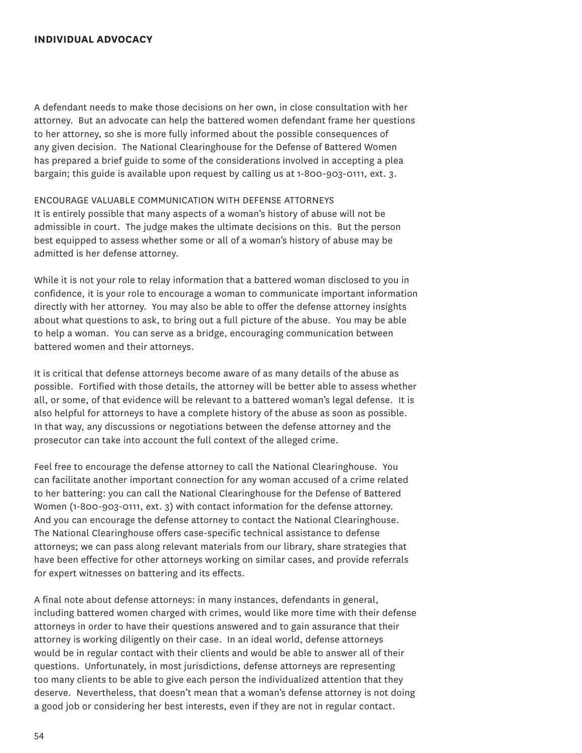A defendant needs to make those decisions on her own, in close consultation with her attorney. But an advocate can help the battered women defendant frame her questions to her attorney, so she is more fully informed about the possible consequences of any given decision. The National Clearinghouse for the Defense of Battered Women has prepared a brief guide to some of the considerations involved in accepting a plea bargain; this guide is available upon request by calling us at 1-800-903-0111, ext. 3.

ENCOURAGE VALUABLE COMMUNICATION WITH DEFENSE ATTORNEYS

It is entirely possible that many aspects of a woman's history of abuse will not be admissible in court. The judge makes the ultimate decisions on this. But the person best equipped to assess whether some or all of a woman's history of abuse may be admitted is her defense attorney.

While it is not your role to relay information that a battered woman disclosed to you in confidence, it is your role to encourage a woman to communicate important information directly with her attorney. You may also be able to offer the defense attorney insights about what questions to ask, to bring out a full picture of the abuse. You may be able to help a woman. You can serve as a bridge, encouraging communication between battered women and their attorneys.

It is critical that defense attorneys become aware of as many details of the abuse as possible. Fortified with those details, the attorney will be better able to assess whether all, or some, of that evidence will be relevant to a battered woman's legal defense. It is also helpful for attorneys to have a complete history of the abuse as soon as possible. In that way, any discussions or negotiations between the defense attorney and the prosecutor can take into account the full context of the alleged crime.

Feel free to encourage the defense attorney to call the National Clearinghouse. You can facilitate another important connection for any woman accused of a crime related to her battering: you can call the National Clearinghouse for the Defense of Battered Women (1-800-903-0111, ext. 3) with contact information for the defense attorney. And you can encourage the defense attorney to contact the National Clearinghouse. The National Clearinghouse offers case-specific technical assistance to defense attorneys; we can pass along relevant materials from our library, share strategies that have been effective for other attorneys working on similar cases, and provide referrals for expert witnesses on battering and its effects.

A final note about defense attorneys: in many instances, defendants in general, including battered women charged with crimes, would like more time with their defense attorneys in order to have their questions answered and to gain assurance that their attorney is working diligently on their case. In an ideal world, defense attorneys would be in regular contact with their clients and would be able to answer all of their questions. Unfortunately, in most jurisdictions, defense attorneys are representing too many clients to be able to give each person the individualized attention that they deserve. Nevertheless, that doesn't mean that a woman's defense attorney is not doing a good job or considering her best interests, even if they are not in regular contact.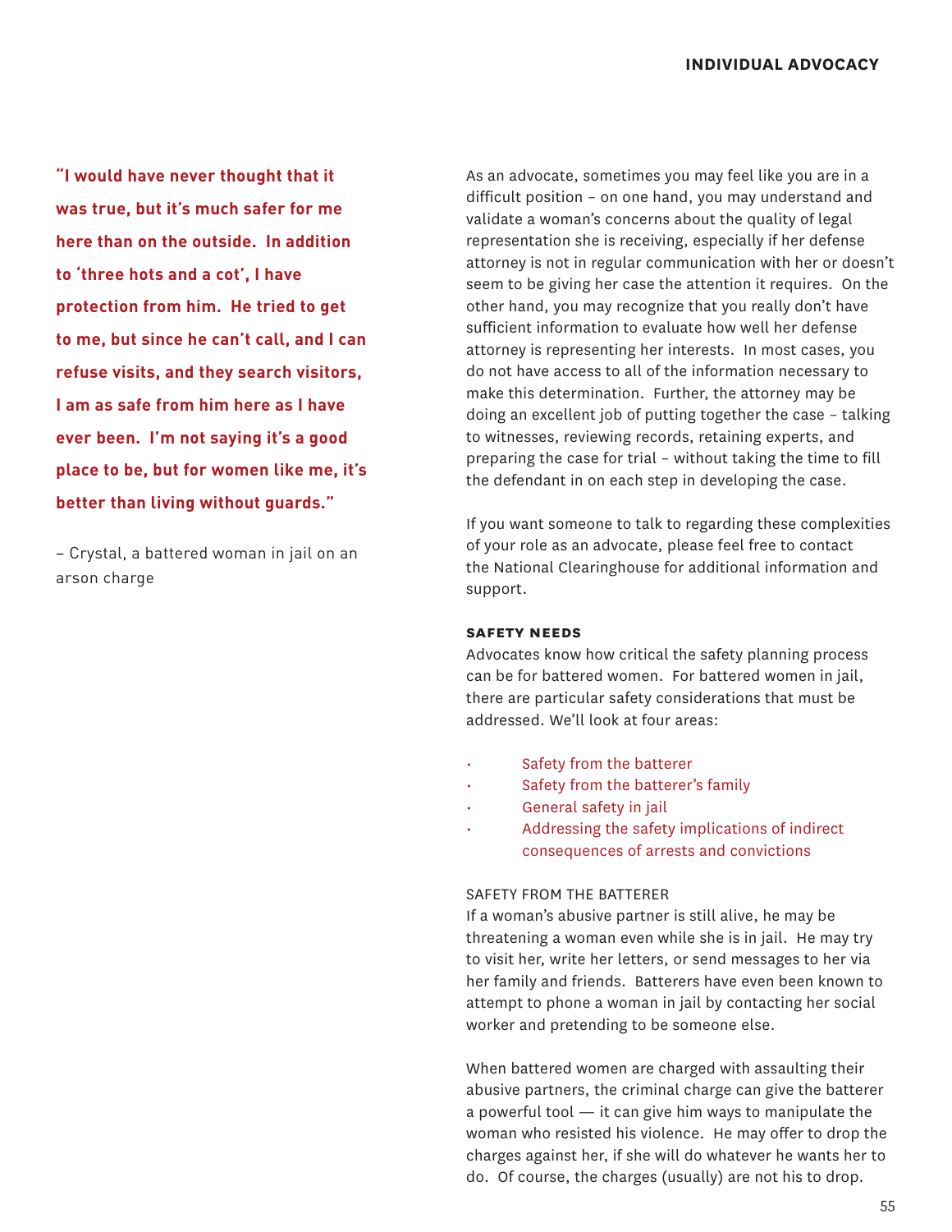**"I would have never thought that it was true, but it's much safer for me here than on the outside. In addition to 'three hots and a cot', I have protection from him. He tried to get to me, but since he can't call, and I can refuse visits, and they search visitors, I am as safe from him here as I have ever been. I'm not saying it's a good place to be, but for women like me, it's better than living without guards."**

– Crystal, a battered woman in jail on an arson charge

As an advocate, sometimes you may feel like you are in a difficult position – on one hand, you may understand and validate a woman's concerns about the quality of legal representation she is receiving, especially if her defense attorney is not in regular communication with her or doesn't seem to be giving her case the attention it requires. On the other hand, you may recognize that you really don't have sufficient information to evaluate how well her defense attorney is representing her interests. In most cases, you do not have access to all of the information necessary to make this determination. Further, the attorney may be doing an excellent job of putting together the case – talking to witnesses, reviewing records, retaining experts, and preparing the case for trial – without taking the time to fill the defendant in on each step in developing the case.

If you want someone to talk to regarding these complexities of your role as an advocate, please feel free to contact the National Clearinghouse for additional information and support.

### SAFETY NEEDS

Advocates know how critical the safety planning process can be for battered women. For battered women in jail, there are particular safety considerations that must be addressed. We'll look at four areas:

- Safety from the batterer
- Safety from the batterer's family
- General safety in jail
- Addressing the safety implications of indirect consequences of arrests and convictions

#### SAFETY FROM THE BATTERER

If a woman's abusive partner is still alive, he may be threatening a woman even while she is in jail. He may try to visit her, write her letters, or send messages to her via her family and friends. Batterers have even been known to attempt to phone a woman in jail by contacting her social worker and pretending to be someone else.

When battered women are charged with assaulting their abusive partners, the criminal charge can give the batterer a powerful tool — it can give him ways to manipulate the woman who resisted his violence. He may offer to drop the charges against her, if she will do whatever he wants her to do. Of course, the charges (usually) are not his to drop.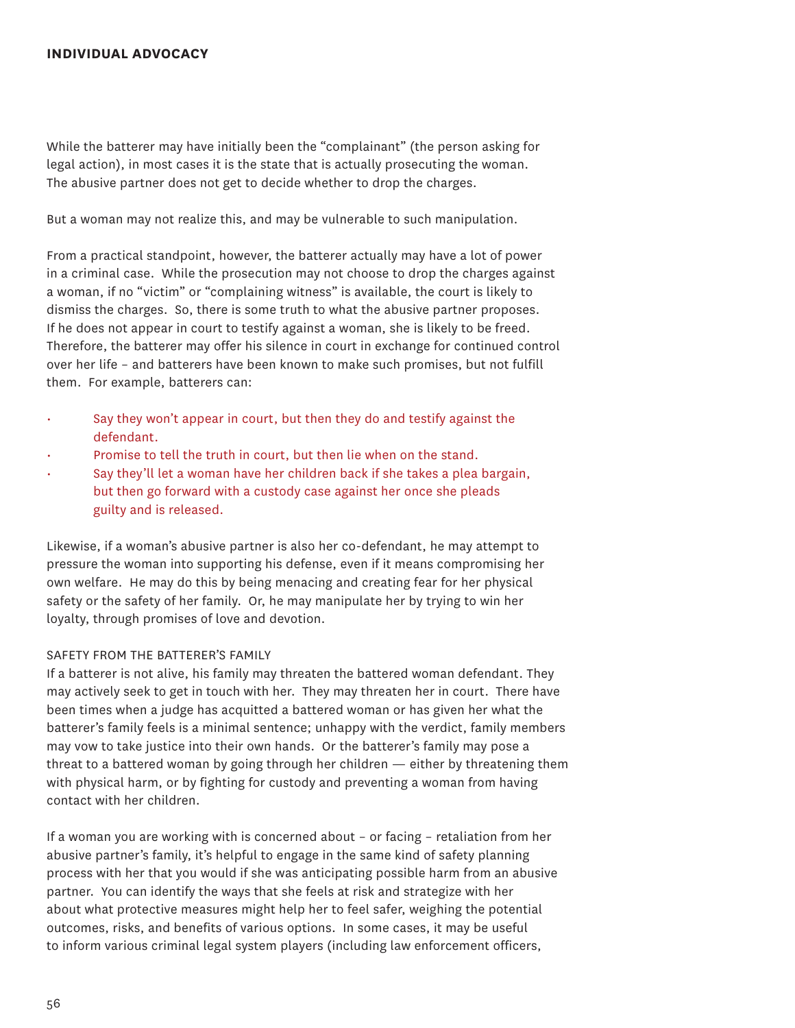While the batterer may have initially been the "complainant" (the person asking for legal action), in most cases it is the state that is actually prosecuting the woman. The abusive partner does not get to decide whether to drop the charges.

But a woman may not realize this, and may be vulnerable to such manipulation.

From a practical standpoint, however, the batterer actually may have a lot of power in a criminal case. While the prosecution may not choose to drop the charges against a woman, if no "victim" or "complaining witness" is available, the court is likely to dismiss the charges. So, there is some truth to what the abusive partner proposes. If he does not appear in court to testify against a woman, she is likely to be freed. Therefore, the batterer may offer his silence in court in exchange for continued control over her life – and batterers have been known to make such promises, but not fulfill them. For example, batterers can:

- Say they won't appear in court, but then they do and testify against the defendant.
- Promise to tell the truth in court, but then lie when on the stand.
- Say they'll let a woman have her children back if she takes a plea bargain, but then go forward with a custody case against her once she pleads guilty and is released.

Likewise, if a woman's abusive partner is also her co-defendant, he may attempt to pressure the woman into supporting his defense, even if it means compromising her own welfare. He may do this by being menacing and creating fear for her physical safety or the safety of her family. Or, he may manipulate her by trying to win her loyalty, through promises of love and devotion.

### SAFETY FROM THE BATTERER'S FAMILY

If a batterer is not alive, his family may threaten the battered woman defendant. They may actively seek to get in touch with her. They may threaten her in court. There have been times when a judge has acquitted a battered woman or has given her what the batterer's family feels is a minimal sentence; unhappy with the verdict, family members may vow to take justice into their own hands. Or the batterer's family may pose a threat to a battered woman by going through her children — either by threatening them with physical harm, or by fighting for custody and preventing a woman from having contact with her children.

If a woman you are working with is concerned about – or facing – retaliation from her abusive partner's family, it's helpful to engage in the same kind of safety planning process with her that you would if she was anticipating possible harm from an abusive partner. You can identify the ways that she feels at risk and strategize with her about what protective measures might help her to feel safer, weighing the potential outcomes, risks, and benefits of various options. In some cases, it may be useful to inform various criminal legal system players (including law enforcement officers,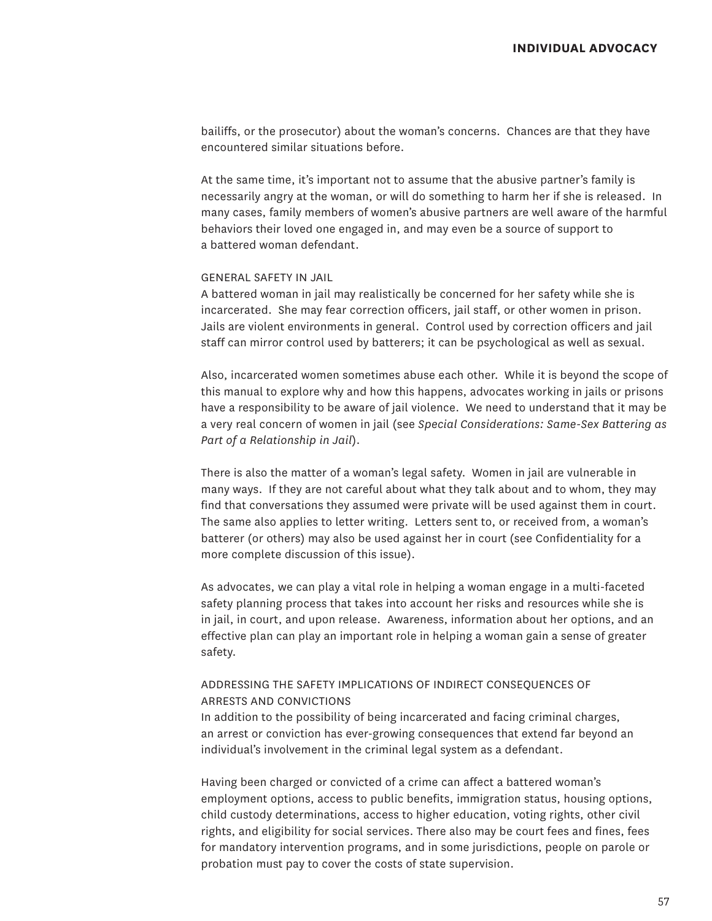bailiffs, or the prosecutor) about the woman's concerns. Chances are that they have encountered similar situations before.

At the same time, it's important not to assume that the abusive partner's family is necessarily angry at the woman, or will do something to harm her if she is released. In many cases, family members of women's abusive partners are well aware of the harmful behaviors their loved one engaged in, and may even be a source of support to a battered woman defendant.

### GENERAL SAFETY IN JAIL

A battered woman in jail may realistically be concerned for her safety while she is incarcerated. She may fear correction officers, jail staff, or other women in prison. Jails are violent environments in general. Control used by correction officers and jail staff can mirror control used by batterers; it can be psychological as well as sexual.

Also, incarcerated women sometimes abuse each other. While it is beyond the scope of this manual to explore why and how this happens, advocates working in jails or prisons have a responsibility to be aware of jail violence. We need to understand that it may be a very real concern of women in jail (see *Special Considerations: Same-Sex Battering as Part of a Relationship in Jail*).

There is also the matter of a woman's legal safety. Women in jail are vulnerable in many ways. If they are not careful about what they talk about and to whom, they may find that conversations they assumed were private will be used against them in court. The same also applies to letter writing. Letters sent to, or received from, a woman's batterer (or others) may also be used against her in court (see Confidentiality for a more complete discussion of this issue).

As advocates, we can play a vital role in helping a woman engage in a multi-faceted safety planning process that takes into account her risks and resources while she is in jail, in court, and upon release. Awareness, information about her options, and an effective plan can play an important role in helping a woman gain a sense of greater safety.

### ADDRESSING THE SAFETY IMPLICATIONS OF INDIRECT CONSEQUENCES OF ARRESTS AND CONVICTIONS

In addition to the possibility of being incarcerated and facing criminal charges, an arrest or conviction has ever-growing consequences that extend far beyond an individual's involvement in the criminal legal system as a defendant.

Having been charged or convicted of a crime can affect a battered woman's employment options, access to public benefits, immigration status, housing options, child custody determinations, access to higher education, voting rights, other civil rights, and eligibility for social services. There also may be court fees and fines, fees for mandatory intervention programs, and in some jurisdictions, people on parole or probation must pay to cover the costs of state supervision.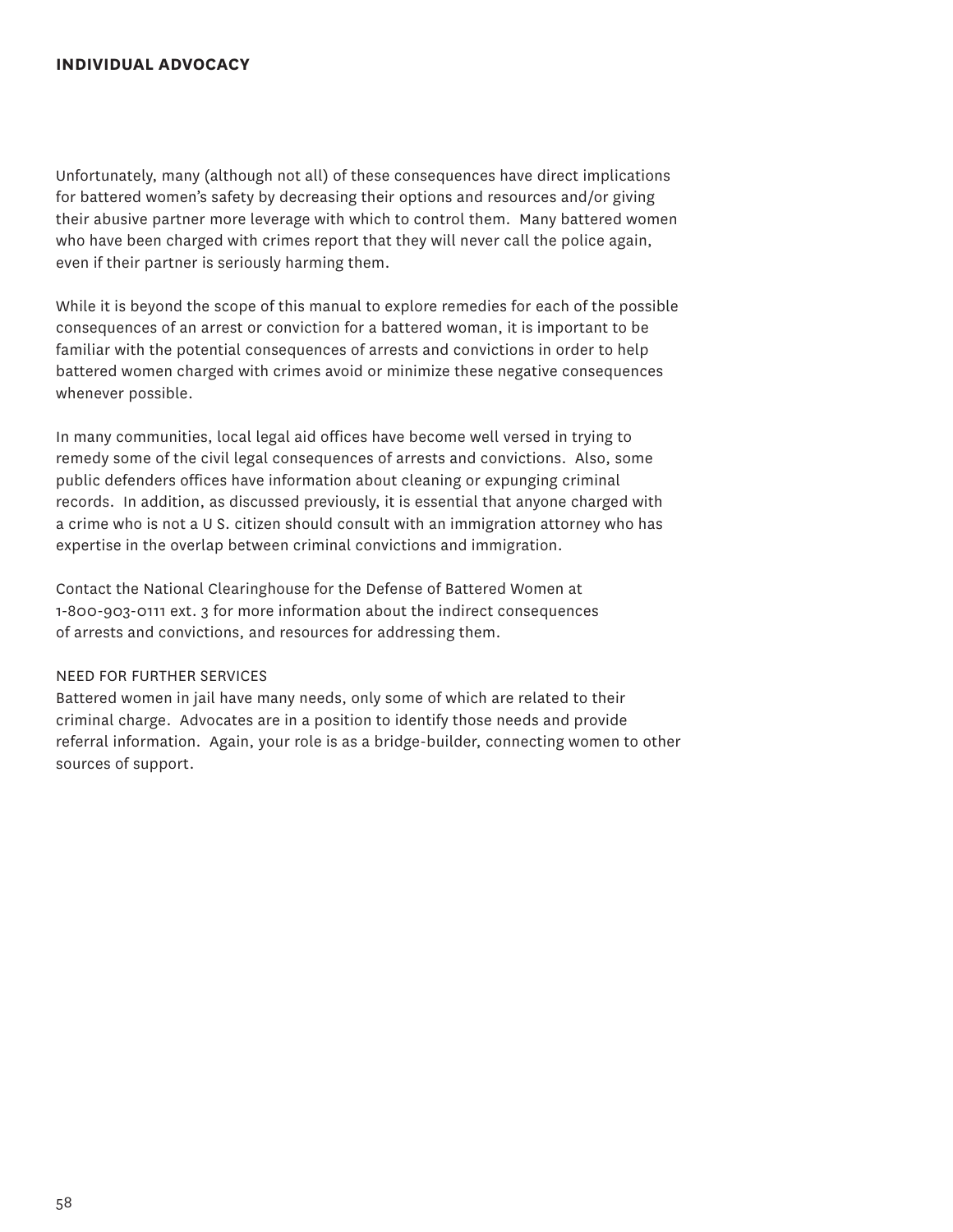Unfortunately, many (although not all) of these consequences have direct implications for battered women's safety by decreasing their options and resources and/or giving their abusive partner more leverage with which to control them. Many battered women who have been charged with crimes report that they will never call the police again, even if their partner is seriously harming them.

While it is beyond the scope of this manual to explore remedies for each of the possible consequences of an arrest or conviction for a battered woman, it is important to be familiar with the potential consequences of arrests and convictions in order to help battered women charged with crimes avoid or minimize these negative consequences whenever possible.

In many communities, local legal aid offices have become well versed in trying to remedy some of the civil legal consequences of arrests and convictions. Also, some public defenders offices have information about cleaning or expunging criminal records. In addition, as discussed previously, it is essential that anyone charged with a crime who is not a U S. citizen should consult with an immigration attorney who has expertise in the overlap between criminal convictions and immigration.

Contact the National Clearinghouse for the Defense of Battered Women at 1-800-903-0111 ext. 3 for more information about the indirect consequences of arrests and convictions, and resources for addressing them.

### NEED FOR FURTHER SERVICES

Battered women in jail have many needs, only some of which are related to their criminal charge. Advocates are in a position to identify those needs and provide referral information. Again, your role is as a bridge-builder, connecting women to other sources of support.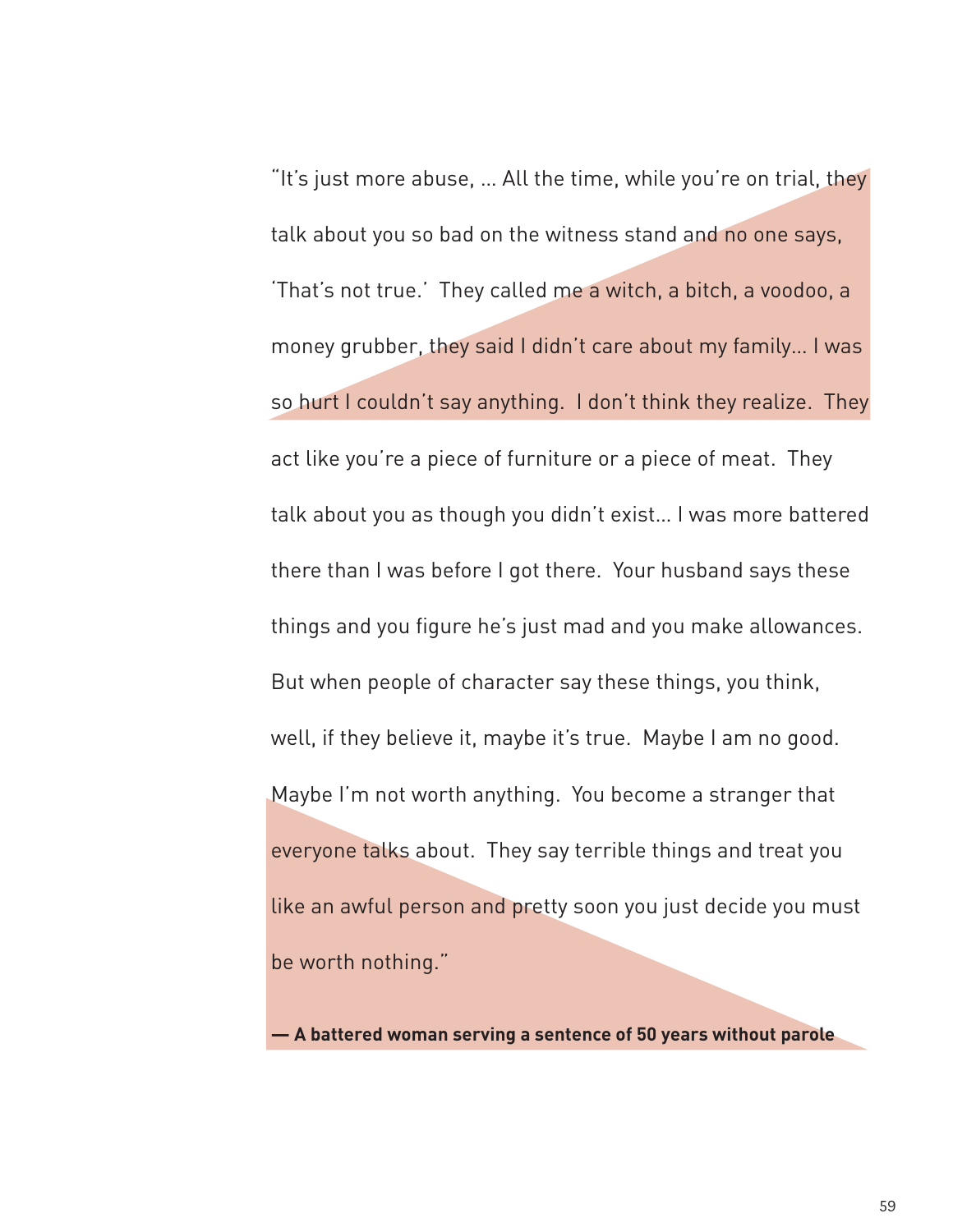"It's just more abuse, … All the time, while you're on trial, they talk about you so bad on the witness stand and no one says, 'That's not true.' They called me a witch, a bitch, a voodoo, a money grubber, they said I didn't care about my family… I was so hurt I couldn't say anything. I don't think they realize. They act like you're a piece of furniture or a piece of meat. They talk about you as though you didn't exist… I was more battered there than I was before I got there. Your husband says these things and you figure he's just mad and you make allowances. But when people of character say these things, you think, well, if they believe it, maybe it's true. Maybe I am no good. Maybe I'm not worth anything. You become a stranger that everyone talks about. They say terrible things and treat you like an awful person and pretty soon you just decide you must be worth nothing."

**— A battered woman serving a sentence of 50 years without parole**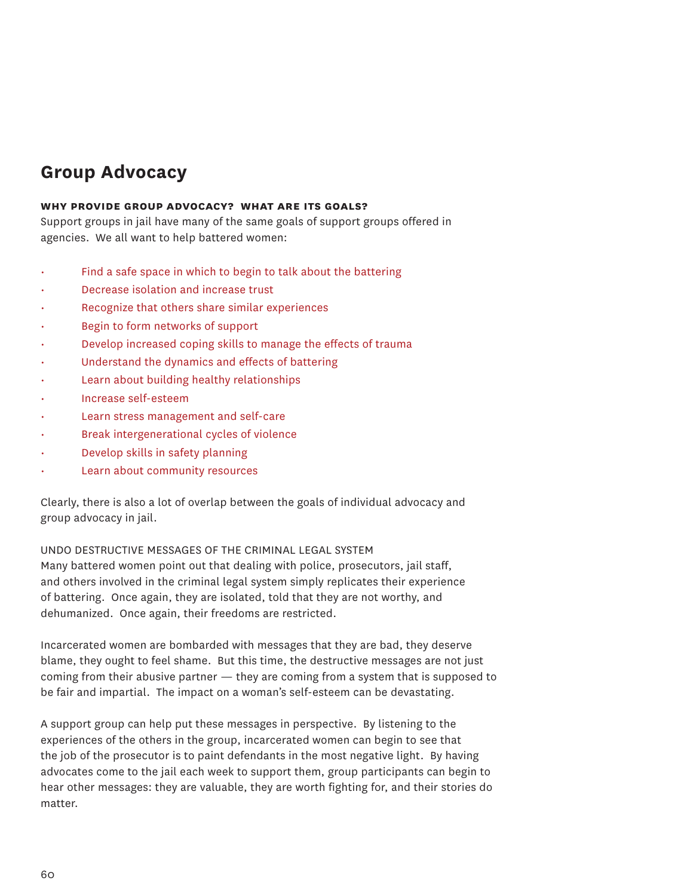## Group Advocacy

**WHY PROVIDE GROUP ADVOCACY? WHAT ARE ITS GOALS?**

Support groups in jail have many of the same goals of support groups offered in agencies. We all want to help battered women:

- Find a safe space in which to begin to talk about the battering
- Decrease isolation and increase trust
- Recognize that others share similar experiences
- Begin to form networks of support
- Develop increased coping skills to manage the effects of trauma
- Understand the dynamics and effects of battering
- Learn about building healthy relationships
- Increase self-esteem
- Learn stress management and self-care
- Break intergenerational cycles of violence
- Develop skills in safety planning
- Learn about community resources

Clearly, there is also a lot of overlap between the goals of individual advocacy and group advocacy in jail.

UNDO DESTRUCTIVE MESSAGES OF THE CRIMINAL LEGAL SYSTEM

Many battered women point out that dealing with police, prosecutors, jail staff, and others involved in the criminal legal system simply replicates their experience of battering. Once again, they are isolated, told that they are not worthy, and dehumanized. Once again, their freedoms are restricted.

Incarcerated women are bombarded with messages that they are bad, they deserve blame, they ought to feel shame. But this time, the destructive messages are not just coming from their abusive partner — they are coming from a system that is supposed to be fair and impartial. The impact on a woman's self-esteem can be devastating.

A support group can help put these messages in perspective. By listening to the experiences of the others in the group, incarcerated women can begin to see that the job of the prosecutor is to paint defendants in the most negative light. By having advocates come to the jail each week to support them, group participants can begin to hear other messages: they are valuable, they are worth fighting for, and their stories do matter.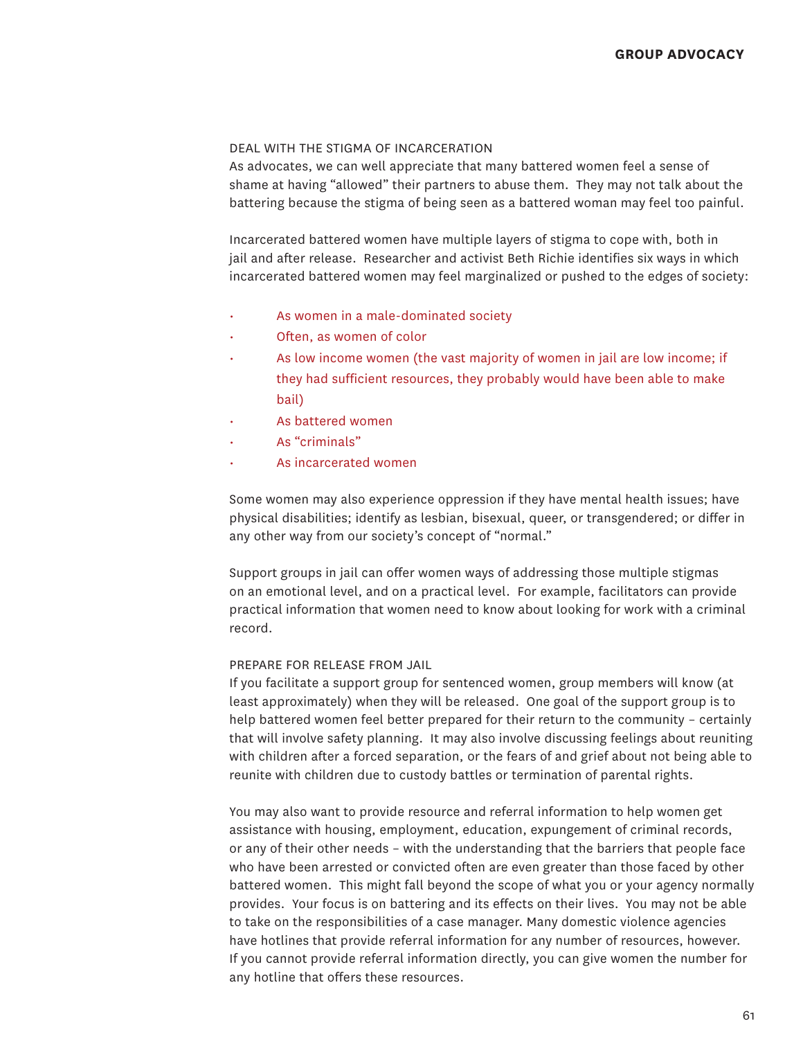### DEAL WITH THE STIGMA OF INCARCERATION

As advocates, we can well appreciate that many battered women feel a sense of shame at having "allowed" their partners to abuse them. They may not talk about the battering because the stigma of being seen as a battered woman may feel too painful.

Incarcerated battered women have multiple layers of stigma to cope with, both in jail and after release. Researcher and activist Beth Richie identifies six ways in which incarcerated battered women may feel marginalized or pushed to the edges of society:

- As women in a male-dominated society
- Often, as women of color
- As low income women (the vast majority of women in jail are low income; if they had sufficient resources, they probably would have been able to make bail)
- As battered women
- As "criminals"
- As incarcerated women

Some women may also experience oppression if they have mental health issues; have physical disabilities; identify as lesbian, bisexual, queer, or transgendered; or differ in any other way from our society's concept of "normal."

Support groups in jail can offer women ways of addressing those multiple stigmas on an emotional level, and on a practical level. For example, facilitators can provide practical information that women need to know about looking for work with a criminal record.

### PREPARE FOR RELEASE FROM JAIL

If you facilitate a support group for sentenced women, group members will know (at least approximately) when they will be released. One goal of the support group is to help battered women feel better prepared for their return to the community – certainly that will involve safety planning. It may also involve discussing feelings about reuniting with children after a forced separation, or the fears of and grief about not being able to reunite with children due to custody battles or termination of parental rights.

You may also want to provide resource and referral information to help women get assistance with housing, employment, education, expungement of criminal records, or any of their other needs – with the understanding that the barriers that people face who have been arrested or convicted often are even greater than those faced by other battered women. This might fall beyond the scope of what you or your agency normally provides. Your focus is on battering and its effects on their lives. You may not be able to take on the responsibilities of a case manager. Many domestic violence agencies have hotlines that provide referral information for any number of resources, however. If you cannot provide referral information directly, you can give women the number for any hotline that offers these resources.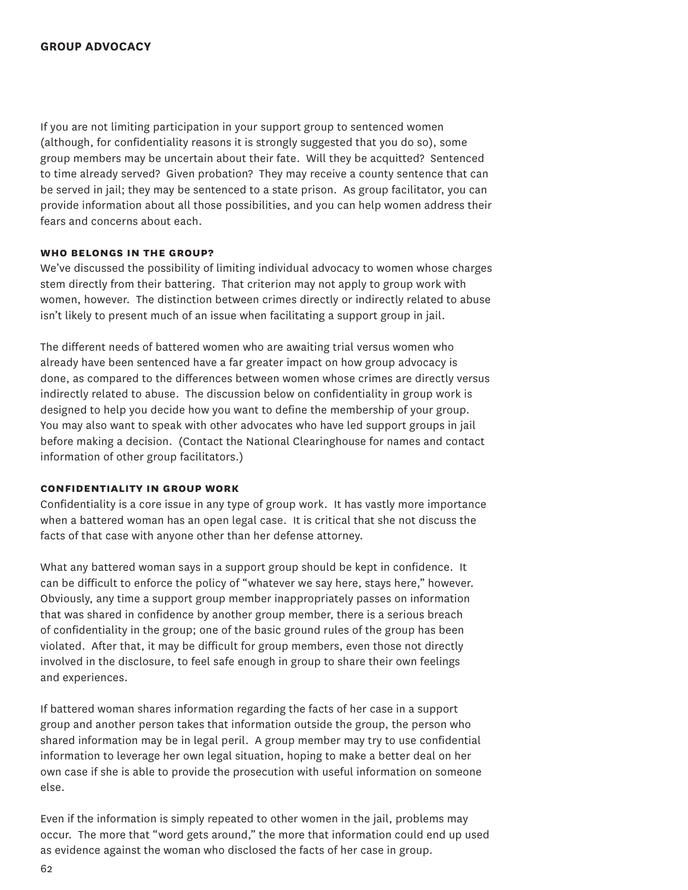If you are not limiting participation in your support group to sentenced women (although, for confidentiality reasons it is strongly suggested that you do so), some group members may be uncertain about their fate. Will they be acquitted? Sentenced to time already served? Given probation? They may receive a county sentence that can be served in jail; they may be sentenced to a state prison. As group facilitator, you can provide information about all those possibilities, and you can help women address their fears and concerns about each.

### WHO BELONGS IN THE GROUP?

We've discussed the possibility of limiting individual advocacy to women whose charges stem directly from their battering. That criterion may not apply to group work with women, however. The distinction between crimes directly or indirectly related to abuse isn't likely to present much of an issue when facilitating a support group in jail.

The different needs of battered women who are awaiting trial versus women who already have been sentenced have a far greater impact on how group advocacy is done, as compared to the differences between women whose crimes are directly versus indirectly related to abuse. The discussion below on confidentiality in group work is designed to help you decide how you want to define the membership of your group. You may also want to speak with other advocates who have led support groups in jail before making a decision. (Contact the National Clearinghouse for names and contact information of other group facilitators.)

### CONFIDENTIALITY IN GROUP WORK

Confidentiality is a core issue in any type of group work. It has vastly more importance when a battered woman has an open legal case. It is critical that she not discuss the facts of that case with anyone other than her defense attorney.

What any battered woman says in a support group should be kept in confidence. It can be difficult to enforce the policy of "whatever we say here, stays here," however. Obviously, any time a support group member inappropriately passes on information that was shared in confidence by another group member, there is a serious breach of confidentiality in the group; one of the basic ground rules of the group has been violated. After that, it may be difficult for group members, even those not directly involved in the disclosure, to feel safe enough in group to share their own feelings and experiences.

If battered woman shares information regarding the facts of her case in a support group and another person takes that information outside the group, the person who shared information may be in legal peril. A group member may try to use confidential information to leverage her own legal situation, hoping to make a better deal on her own case if she is able to provide the prosecution with useful information on someone else.

Even if the information is simply repeated to other women in the jail, problems may occur. The more that "word gets around," the more that information could end up used as evidence against the woman who disclosed the facts of her case in group.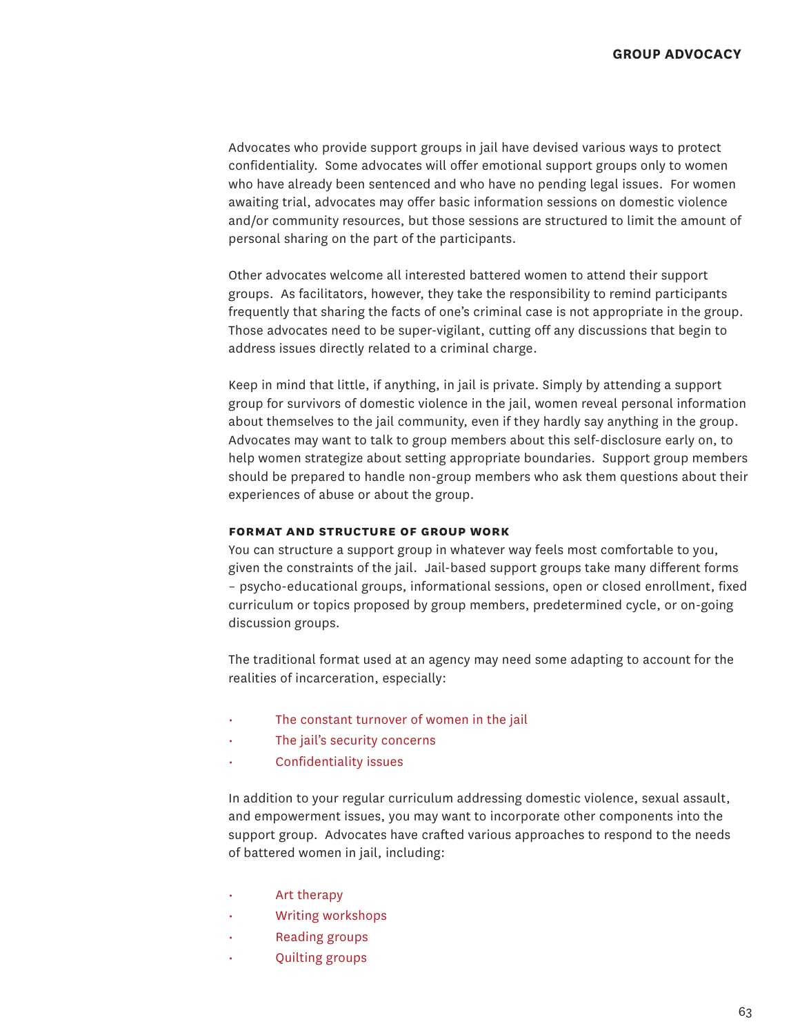Advocates who provide support groups in jail have devised various ways to protect confidentiality. Some advocates will offer emotional support groups only to women who have already been sentenced and who have no pending legal issues. For women awaiting trial, advocates may offer basic information sessions on domestic violence and/or community resources, but those sessions are structured to limit the amount of personal sharing on the part of the participants.

Other advocates welcome all interested battered women to attend their support groups. As facilitators, however, they take the responsibility to remind participants frequently that sharing the facts of one's criminal case is not appropriate in the group. Those advocates need to be super-vigilant, cutting off any discussions that begin to address issues directly related to a criminal charge.

Keep in mind that little, if anything, in jail is private. Simply by attending a support group for survivors of domestic violence in the jail, women reveal personal information about themselves to the jail community, even if they hardly say anything in the group. Advocates may want to talk to group members about this self-disclosure early on, to help women strategize about setting appropriate boundaries. Support group members should be prepared to handle non-group members who ask them questions about their experiences of abuse or about the group.

#### FORMAT AND STRUCTURE OF GROUP WORK

You can structure a support group in whatever way feels most comfortable to you, given the constraints of the jail. Jail-based support groups take many different forms – psycho-educational groups, informational sessions, open or closed enrollment, fixed curriculum or topics proposed by group members, predetermined cycle, or on-going discussion groups.

The traditional format used at an agency may need some adapting to account for the realities of incarceration, especially:

- The constant turnover of women in the jail
- The jail's security concerns
- Confidentiality issues

In addition to your regular curriculum addressing domestic violence, sexual assault, and empowerment issues, you may want to incorporate other components into the support group. Advocates have crafted various approaches to respond to the needs of battered women in jail, including:

- Art therapy
- Writing workshops
- Reading groups
- Quilting groups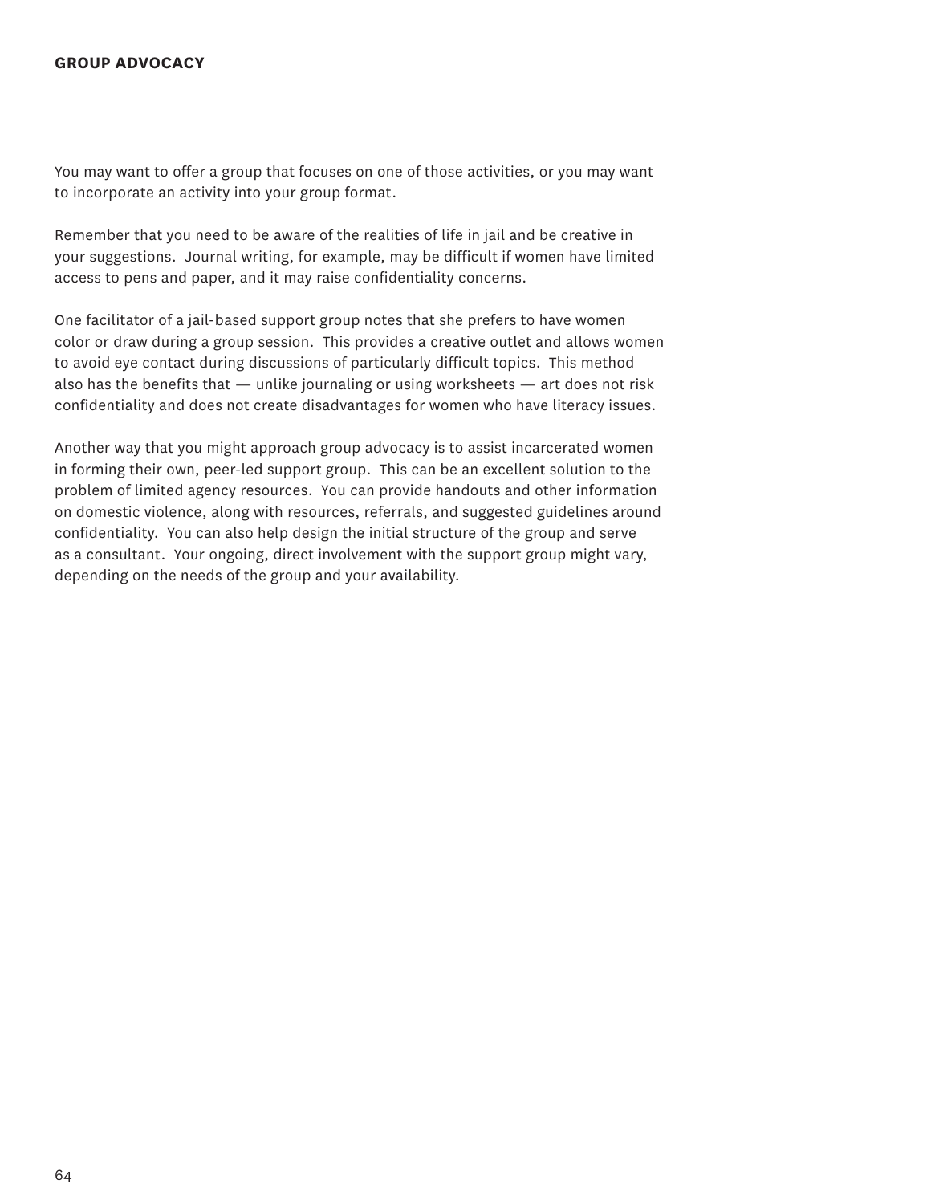You may want to offer a group that focuses on one of those activities, or you may want to incorporate an activity into your group format.

Remember that you need to be aware of the realities of life in jail and be creative in your suggestions. Journal writing, for example, may be difficult if women have limited access to pens and paper, and it may raise confidentiality concerns.

One facilitator of a jail-based support group notes that she prefers to have women color or draw during a group session. This provides a creative outlet and allows women to avoid eye contact during discussions of particularly difficult topics. This method also has the benefits that — unlike journaling or using worksheets — art does not risk confidentiality and does not create disadvantages for women who have literacy issues.

Another way that you might approach group advocacy is to assist incarcerated women in forming their own, peer-led support group. This can be an excellent solution to the problem of limited agency resources. You can provide handouts and other information on domestic violence, along with resources, referrals, and suggested guidelines around confidentiality. You can also help design the initial structure of the group and serve as a consultant. Your ongoing, direct involvement with the support group might vary, depending on the needs of the group and your availability.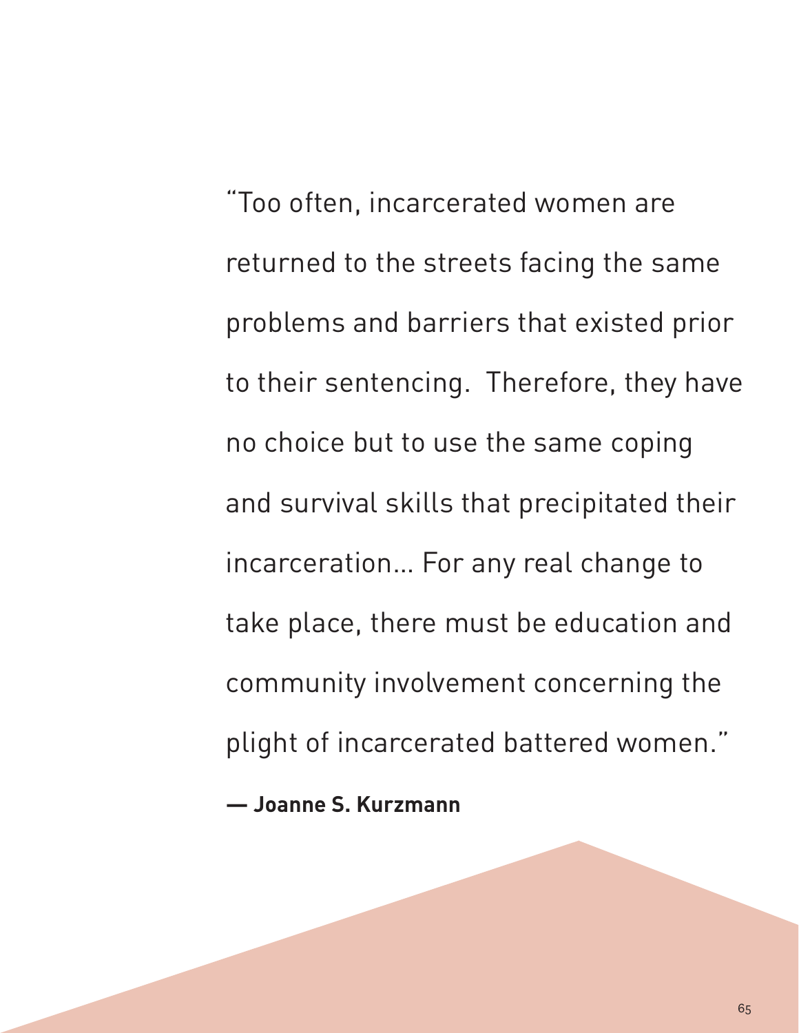"Too often, incarcerated women are returned to the streets facing the same problems and barriers that existed prior to their sentencing.  Therefore, they have no choice but to use the same coping and survival skills that precipitated their incarceration... For any real change to take place, there must be education and community involvement concerning the plight of incarcerated battered women."

**— Joanne S. Kurzmann**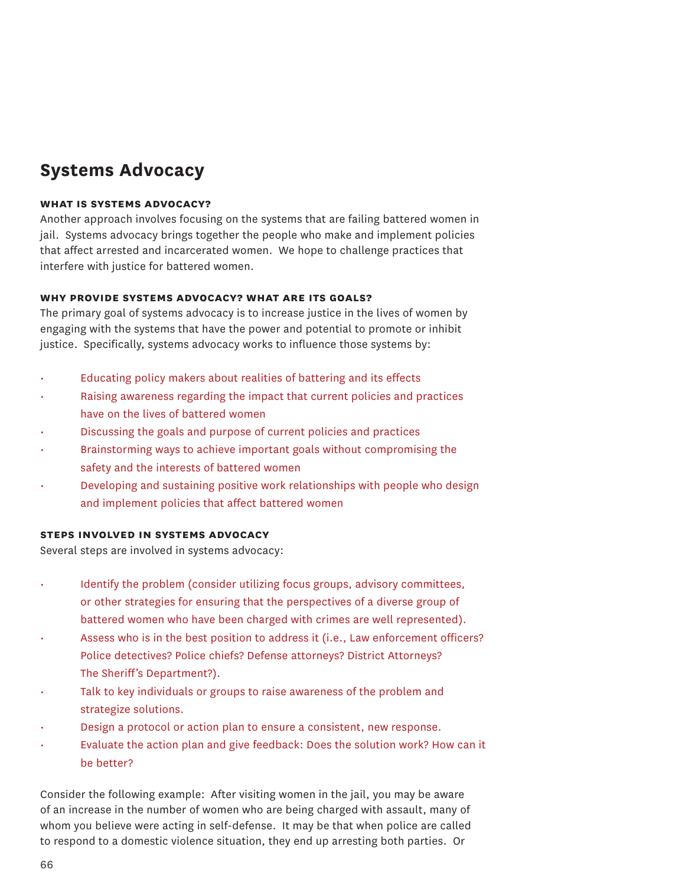## Systems Advocacy

#### WHAT IS SYSTEMS ADVOCACY?

Another approach involves focusing on the systems that are failing battered women in jail. Systems advocacy brings together the people who make and implement policies that affect arrested and incarcerated women. We hope to challenge practices that interfere with justice for battered women.

#### WHY PROVIDE SYSTEMS ADVOCACY? WHAT ARE ITS GOALS?

The primary goal of systems advocacy is to increase justice in the lives of women by engaging with the systems that have the power and potential to promote or inhibit justice. Specifically, systems advocacy works to influence those systems by:

- Educating policy makers about realities of battering and its effects
- Raising awareness regarding the impact that current policies and practices have on the lives of battered women
- Discussing the goals and purpose of current policies and practices
- Brainstorming ways to achieve important goals without compromising the safety and the interests of battered women
- Developing and sustaining positive work relationships with people who design and implement policies that affect battered women

#### STEPS INVOLVED IN SYSTEMS ADVOCACY

Several steps are involved in systems advocacy:

- Identify the problem (consider utilizing focus groups, advisory committees, or other strategies for ensuring that the perspectives of a diverse group of battered women who have been charged with crimes are well represented).
- Assess who is in the best position to address it (i.e., Law enforcement officers? Police detectives? Police chiefs? Defense attorneys? District Attorneys? The Sheriff's Department?).
- Talk to key individuals or groups to raise awareness of the problem and strategize solutions.
- Design a protocol or action plan to ensure a consistent, new response.
- Evaluate the action plan and give feedback: Does the solution work? How can it be better?

Consider the following example: After visiting women in the jail, you may be aware of an increase in the number of women who are being charged with assault, many of whom you believe were acting in self-defense. It may be that when police are called to respond to a domestic violence situation, they end up arresting both parties. Or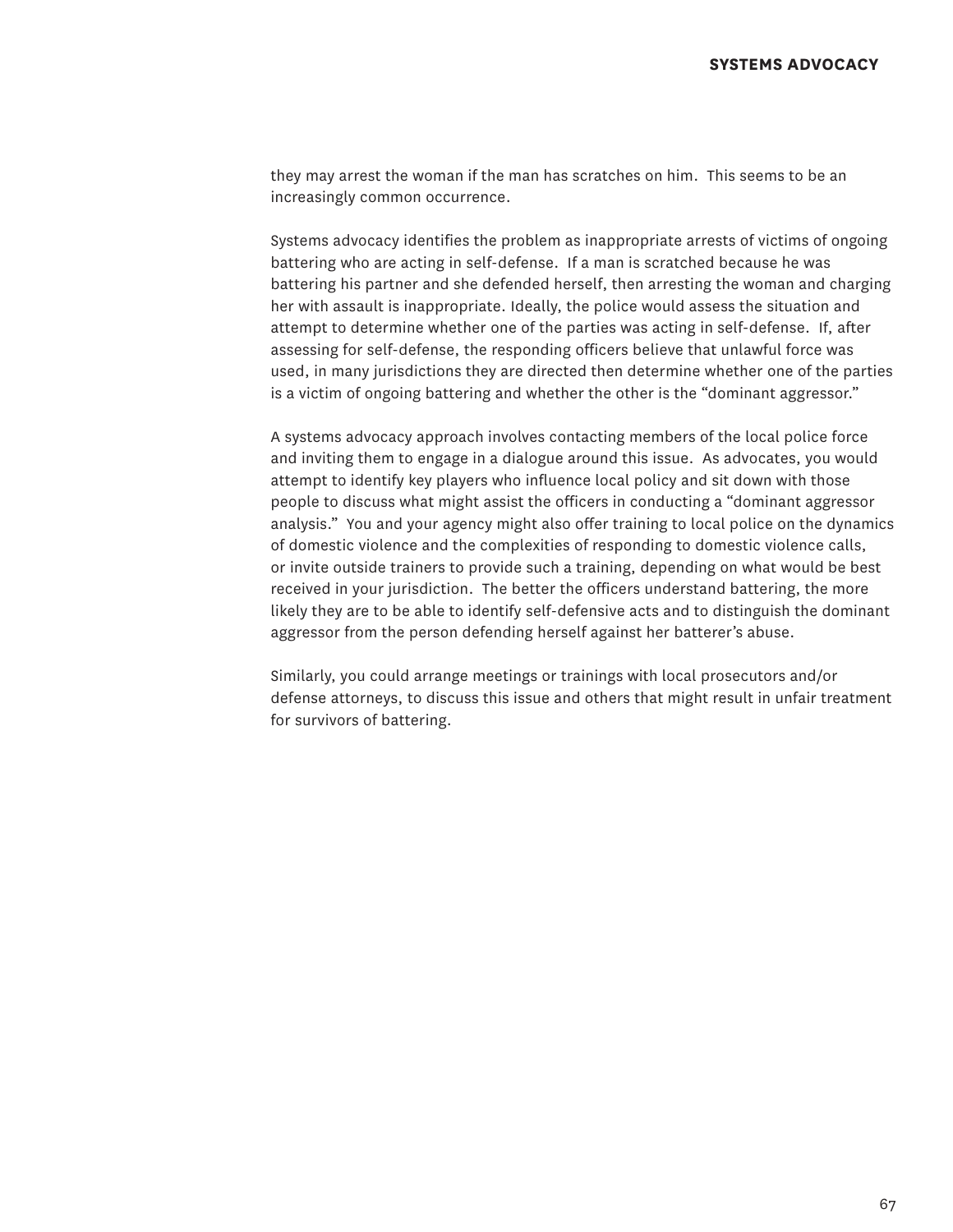they may arrest the woman if the man has scratches on him. This seems to be an increasingly common occurrence.

Systems advocacy identifies the problem as inappropriate arrests of victims of ongoing battering who are acting in self-defense. If a man is scratched because he was battering his partner and she defended herself, then arresting the woman and charging her with assault is inappropriate. Ideally, the police would assess the situation and attempt to determine whether one of the parties was acting in self-defense. If, after assessing for self-defense, the responding officers believe that unlawful force was used, in many jurisdictions they are directed then determine whether one of the parties is a victim of ongoing battering and whether the other is the "dominant aggressor."

A systems advocacy approach involves contacting members of the local police force and inviting them to engage in a dialogue around this issue. As advocates, you would attempt to identify key players who influence local policy and sit down with those people to discuss what might assist the officers in conducting a "dominant aggressor analysis." You and your agency might also offer training to local police on the dynamics of domestic violence and the complexities of responding to domestic violence calls, or invite outside trainers to provide such a training, depending on what would be best received in your jurisdiction. The better the officers understand battering, the more likely they are to be able to identify self-defensive acts and to distinguish the dominant aggressor from the person defending herself against her batterer's abuse.

Similarly, you could arrange meetings or trainings with local prosecutors and/or defense attorneys, to discuss this issue and others that might result in unfair treatment for survivors of battering.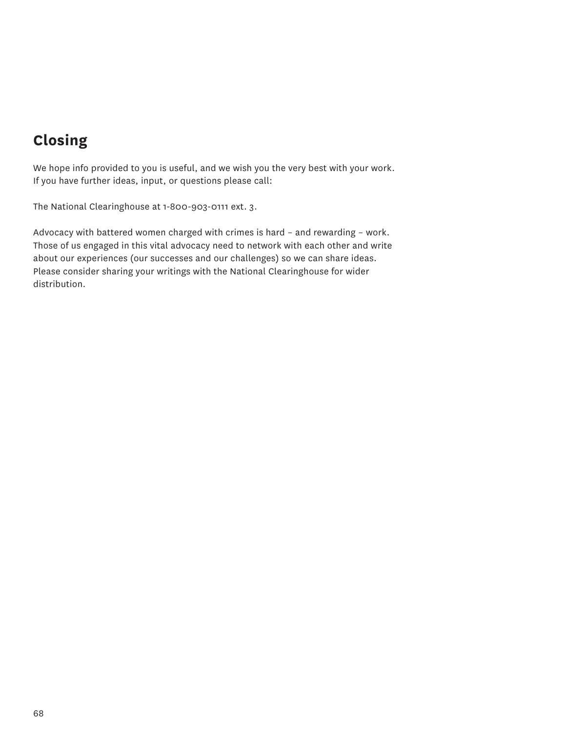## Closing

We hope info provided to you is useful, and we wish you the very best with your work. If you have further ideas, input, or questions please call:

The National Clearinghouse at 1-800-903-0111 ext. 3.

Advocacy with battered women charged with crimes is hard – and rewarding – work. Those of us engaged in this vital advocacy need to network with each other and write about our experiences (our successes and our challenges) so we can share ideas. Please consider sharing your writings with the National Clearinghouse for wider distribution.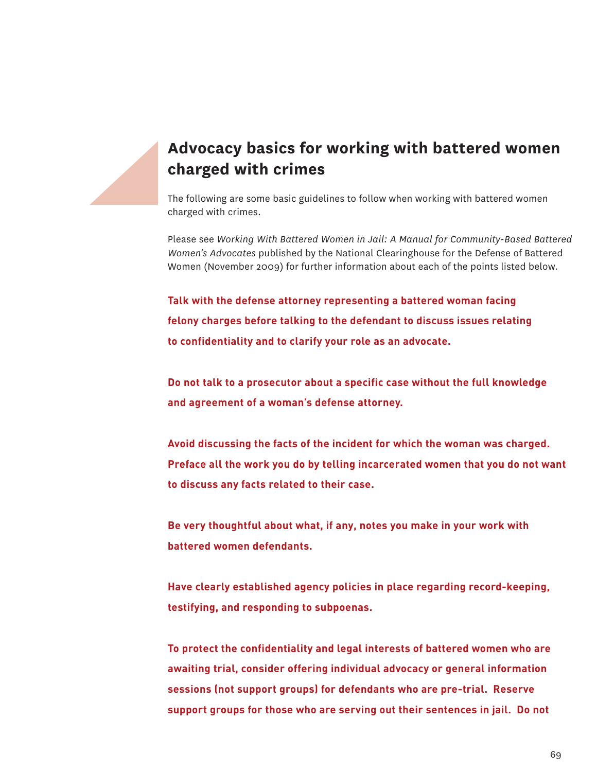## Advocacy basics for working with battered women charged with crimes

The following are some basic guidelines to follow when working with battered women charged with crimes.

Please see *Working With Battered Women in Jail: A Manual for Community-Based Battered Women's Advocates* published by the National Clearinghouse for the Defense of Battered Women (November 2009) for further information about each of the points listed below.

**Talk with the defense attorney representing a battered woman facing felony charges before talking to the defendant to discuss issues relating to confidentiality and to clarify your role as an advocate.**

**Do not talk to a prosecutor about a specific case without the full knowledge and agreement of a woman's defense attorney.**

**Avoid discussing the facts of the incident for which the woman was charged. Preface all the work you do by telling incarcerated women that you do not want to discuss any facts related to their case.**

**Be very thoughtful about what, if any, notes you make in your work with battered women defendants.**

**Have clearly established agency policies in place regarding record-keeping, testifying, and responding to subpoenas.**

**To protect the confidentiality and legal interests of battered women who are awaiting trial, consider offering individual advocacy or general information sessions (not support groups) for defendants who are pre-trial. Reserve support groups for those who are serving out their sentences in jail. Do not**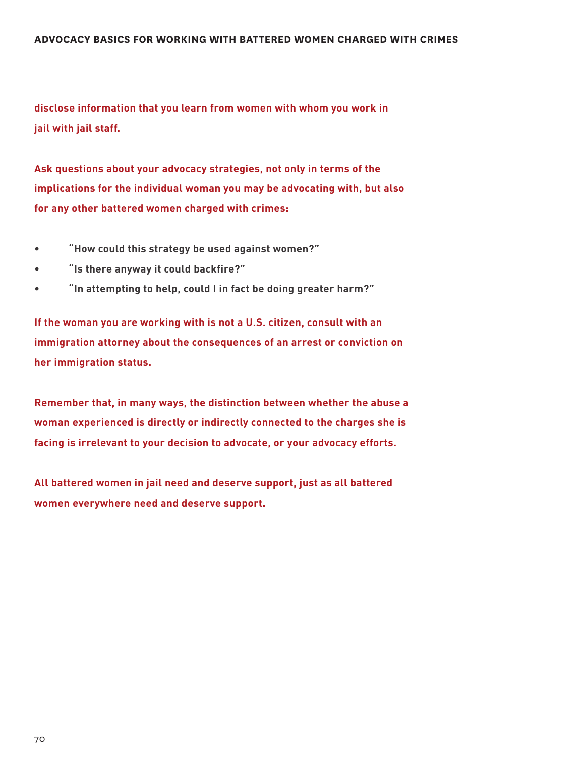disclose information that you learn from women with whom you work in jail with jail staff.

Ask questions about your advocacy strategies, not only in terms of the implications for the individual woman you may be advocating with, but also for any other battered women charged with crimes:

- "How could this strategy be used against women?"
- "Is there anyway it could backfire?"
- "In attempting to help, could I in fact be doing greater harm?"

If the woman you are working with is not a U.S. citizen, consult with an immigration attorney about the consequences of an arrest or conviction on her immigration status.

Remember that, in many ways, the distinction between whether the abuse a woman experienced is directly or indirectly connected to the charges she is facing is irrelevant to your decision to advocate, or your advocacy efforts.

All battered women in jail need and deserve support, just as all battered women everywhere need and deserve support.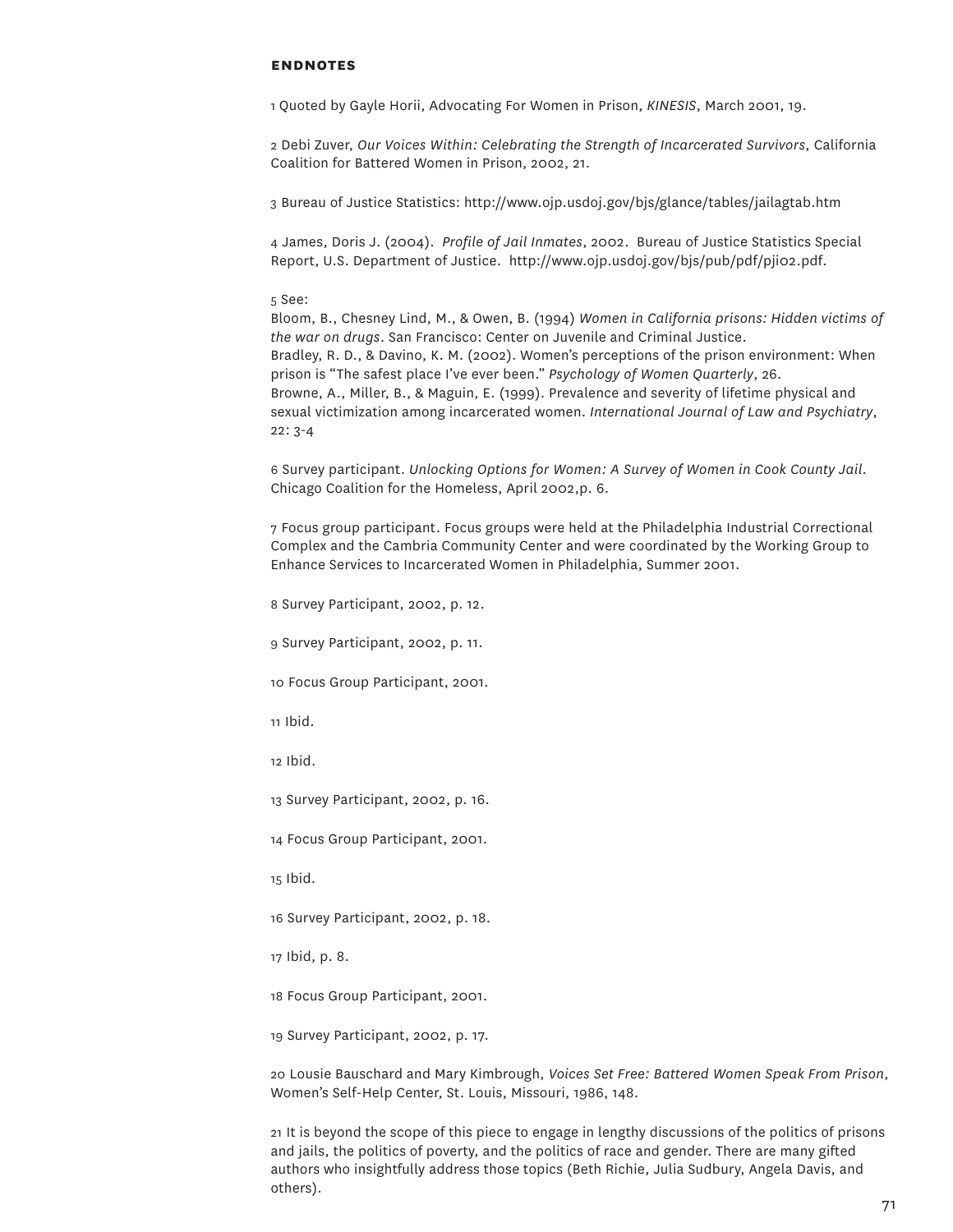## ENDNOTES

1 Quoted by Gayle Horii, Advocating For Women in Prison, *KINESIS*, March 2001, 19.

2 Debi Zuver, *Our Voices Within: Celebrating the Strength of Incarcerated Survivors*, California Coalition for Battered Women in Prison, 2002, 21.

3 Bureau of Justice Statistics: http://www.ojp.usdoj.gov/bjs/glance/tables/jailagtab.htm

4 James, Doris J. (2004). *Profile of Jail Inmates*, 2002. Bureau of Justice Statistics Special Report, U.S. Department of Justice. http://www.ojp.usdoj.gov/bjs/pub/pdf/pji02.pdf.

5 See:
Bloom, B., Chesney Lind, M., & Owen, B. (1994) *Women in California prisons: Hidden victims of the war on drugs*. San Francisco: Center on Juvenile and Criminal Justice.
Bradley, R. D., & Davino, K. M. (2002). Women's perceptions of the prison environment: When prison is "The safest place I've ever been." *Psychology of Women Quarterly*, 26.
Browne, A., Miller, B., & Maguin, E. (1999). Prevalence and severity of lifetime physical and sexual victimization among incarcerated women. *International Journal of Law and Psychiatry*, 22: 3-4

6 Survey participant. *Unlocking Options for Women: A Survey of Women in Cook County Jail*. Chicago Coalition for the Homeless, April 2002,p. 6.

7 Focus group participant. Focus groups were held at the Philadelphia Industrial Correctional Complex and the Cambria Community Center and were coordinated by the Working Group to Enhance Services to Incarcerated Women in Philadelphia, Summer 2001.

8 Survey Participant, 2002, p. 12.

9 Survey Participant, 2002, p. 11.

10 Focus Group Participant, 2001.

11 Ibid.

12 Ibid.

13 Survey Participant, 2002, p. 16.

14 Focus Group Participant, 2001.

15 Ibid.

16 Survey Participant, 2002, p. 18.

17 Ibid, p. 8.

18 Focus Group Participant, 2001.

19 Survey Participant, 2002, p. 17.

20 Lousie Bauschard and Mary Kimbrough, *Voices Set Free: Battered Women Speak From Prison*, Women's Self-Help Center, St. Louis, Missouri, 1986, 148.

21 It is beyond the scope of this piece to engage in lengthy discussions of the politics of prisons and jails, the politics of poverty, and the politics of race and gender. There are many gifted authors who insightfully address those topics (Beth Richie, Julia Sudbury, Angela Davis, and others).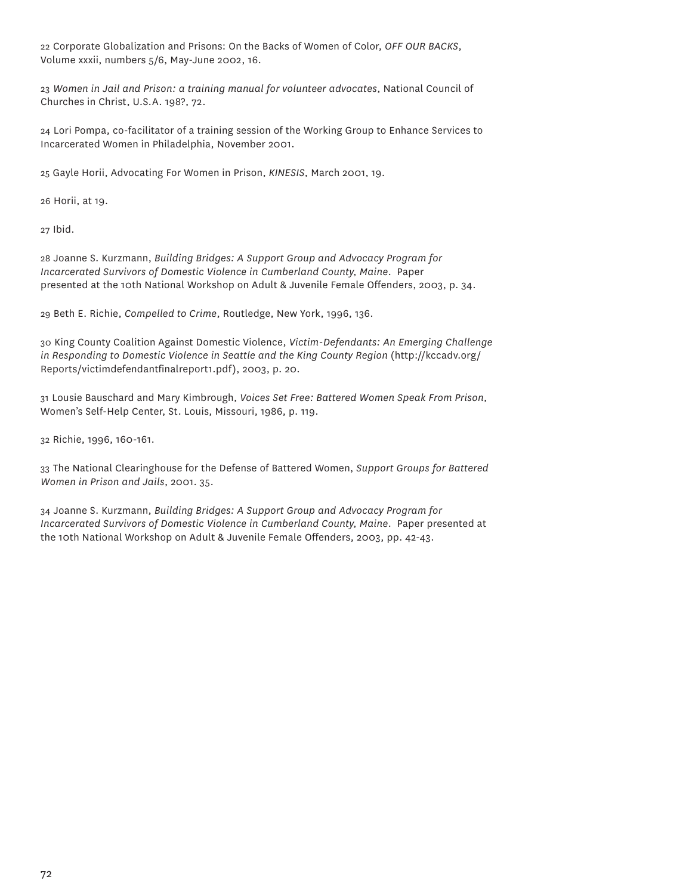22 Corporate Globalization and Prisons: On the Backs of Women of Color, *OFF OUR BACKS*, Volume xxxii, numbers 5/6, May-June 2002, 16.

23 *Women in Jail and Prison: a training manual for volunteer advocates*, National Council of Churches in Christ, U.S.A. 198?, 72.

24 Lori Pompa, co-facilitator of a training session of the Working Group to Enhance Services to Incarcerated Women in Philadelphia, November 2001.

25 Gayle Horii, Advocating For Women in Prison, *KINESIS*, March 2001, 19.

26 Horii, at 19.

27 Ibid.

28 Joanne S. Kurzmann, *Building Bridges: A Support Group and Advocacy Program for Incarcerated Survivors of Domestic Violence in Cumberland County, Maine*. Paper presented at the 10th National Workshop on Adult & Juvenile Female Offenders, 2003, p. 34.

29 Beth E. Richie, *Compelled to Crime*, Routledge, New York, 1996, 136.

30 King County Coalition Against Domestic Violence, *Victim-Defendants: An Emerging Challenge in Responding to Domestic Violence in Seattle and the King County Region* (http://kccadv.org/Reports/victimdefendantfinalreport1.pdf), 2003, p. 20.

31 Lousie Bauschard and Mary Kimbrough, *Voices Set Free: Battered Women Speak From Prison*, Women's Self-Help Center, St. Louis, Missouri, 1986, p. 119.

32 Richie, 1996, 160-161.

33 The National Clearinghouse for the Defense of Battered Women, *Support Groups for Battered Women in Prison and Jails*, 2001. 35.

34 Joanne S. Kurzmann, *Building Bridges: A Support Group and Advocacy Program for Incarcerated Survivors of Domestic Violence in Cumberland County, Maine*. Paper presented at the 10th National Workshop on Adult & Juvenile Female Offenders, 2003, pp. 42-43.